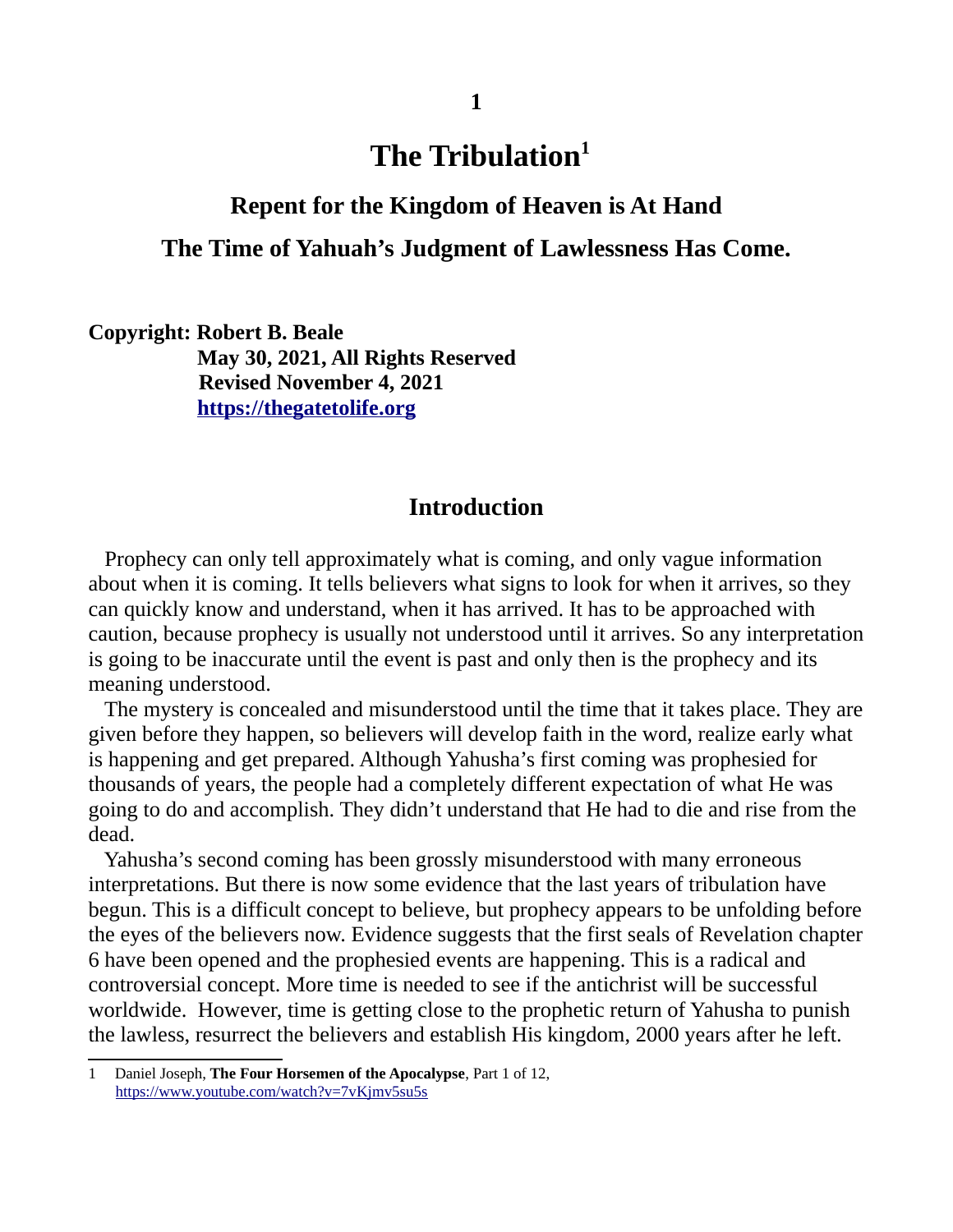# The Tribulation[1]

## Repent for the Kingdom of Heaven is At Hand

## The Time of Yahuah's Judgment of Lawlessness Has Come.

**Copyright: Robert B. Beale**
**May 30, 2021, All Rights Reserved**
**Revised November 4, 2021**
**https://thegatetolife.org**

## Introduction

Prophecy can only tell approximately what is coming, and only vague information about when it is coming. It tells believers what signs to look for when it arrives, so they can quickly know and understand, when it has arrived. It has to be approached with caution, because prophecy is usually not understood until it arrives. So any interpretation is going to be inaccurate until the event is past and only then is the prophecy and its meaning understood.

The mystery is concealed and misunderstood until the time that it takes place. They are given before they happen, so believers will develop faith in the word, realize early what is happening and get prepared. Although Yahusha's first coming was prophesied for thousands of years, the people had a completely different expectation of what He was going to do and accomplish. They didn't understand that He had to die and rise from the dead.

Yahusha's second coming has been grossly misunderstood with many erroneous interpretations. But there is now some evidence that the last years of tribulation have begun. This is a difficult concept to believe, but prophecy appears to be unfolding before the eyes of the believers now. Evidence suggests that the first seals of Revelation chapter 6 have been opened and the prophesied events are happening. This is a radical and controversial concept. More time is needed to see if the antichrist will be successful worldwide. However, time is getting close to the prophetic return of Yahusha to punish the lawless, resurrect the believers and establish His kingdom, 2000 years after he left.

---

1 Daniel Joseph, **The Four Horsemen of the Apocalypse**, Part 1 of 12, https://www.youtube.com/watch?v=7vKjmv5su5s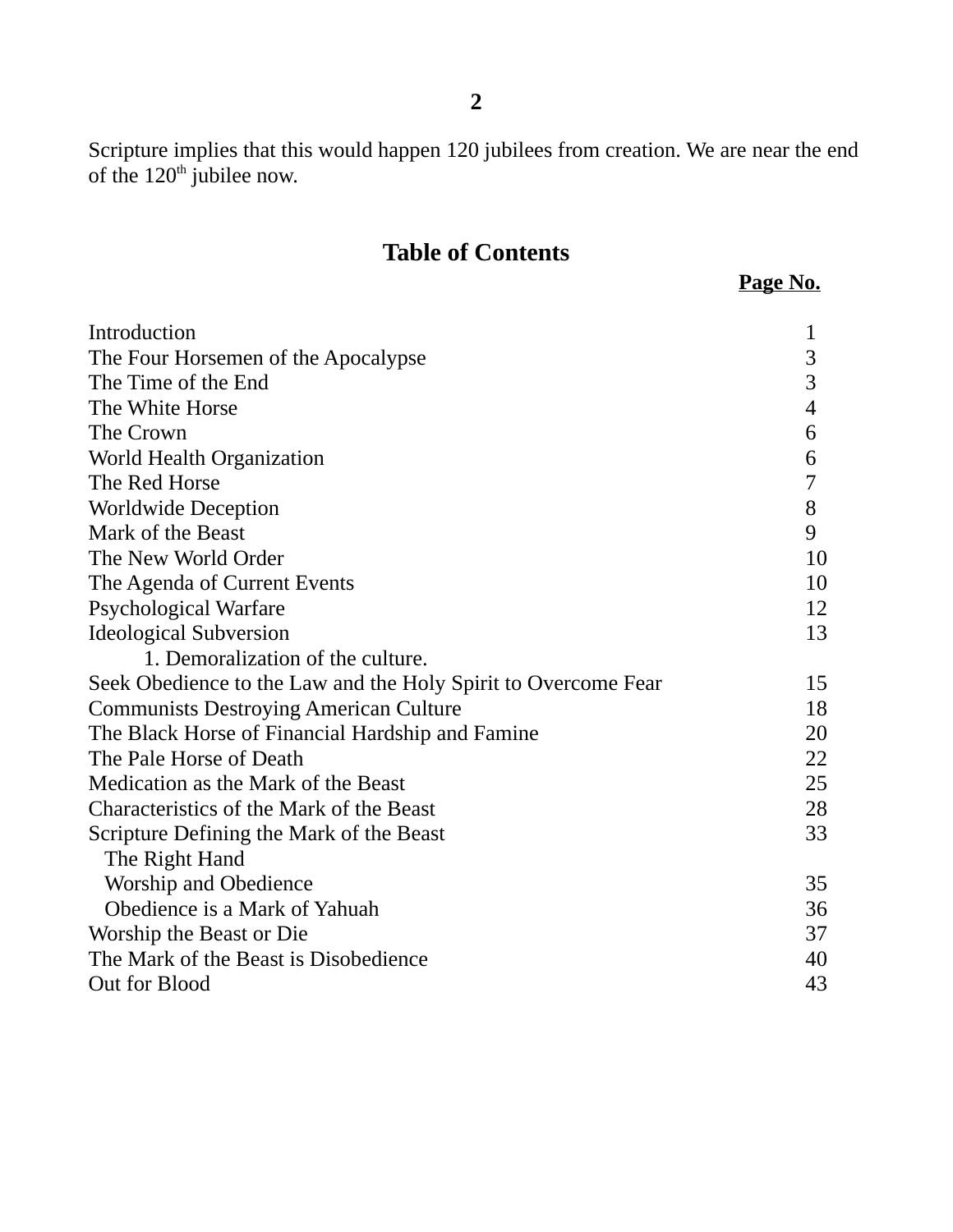Scripture implies that this would happen 120 jubilees from creation. We are near the end of the 120th jubilee now.

## Table of Contents

| | Page No. |
|---|---|
| Introduction | 1 |
| The Four Horsemen of the Apocalypse | 3 |
| The Time of the End | 3 |
| The White Horse | 4 |
| The Crown | 6 |
| World Health Organization | 6 |
| The Red Horse | 7 |
| Worldwide Deception | 8 |
| Mark of the Beast | 9 |
| The New World Order | 10 |
| The Agenda of Current Events | 10 |
| Psychological Warfare | 12 |
| Ideological Subversion | 13 |
| 1. Demoralization of the culture. | |
| Seek Obedience to the Law and the Holy Spirit to Overcome Fear | 15 |
| Communists Destroying American Culture | 18 |
| The Black Horse of Financial Hardship and Famine | 20 |
| The Pale Horse of Death | 22 |
| Medication as the Mark of the Beast | 25 |
| Characteristics of the Mark of the Beast | 28 |
| Scripture Defining the Mark of the Beast | 33 |
| The Right Hand | |
| Worship and Obedience | 35 |
| Obedience is a Mark of Yahuah | 36 |
| Worship the Beast or Die | 37 |
| The Mark of the Beast is Disobedience | 40 |
| Out for Blood | 43 |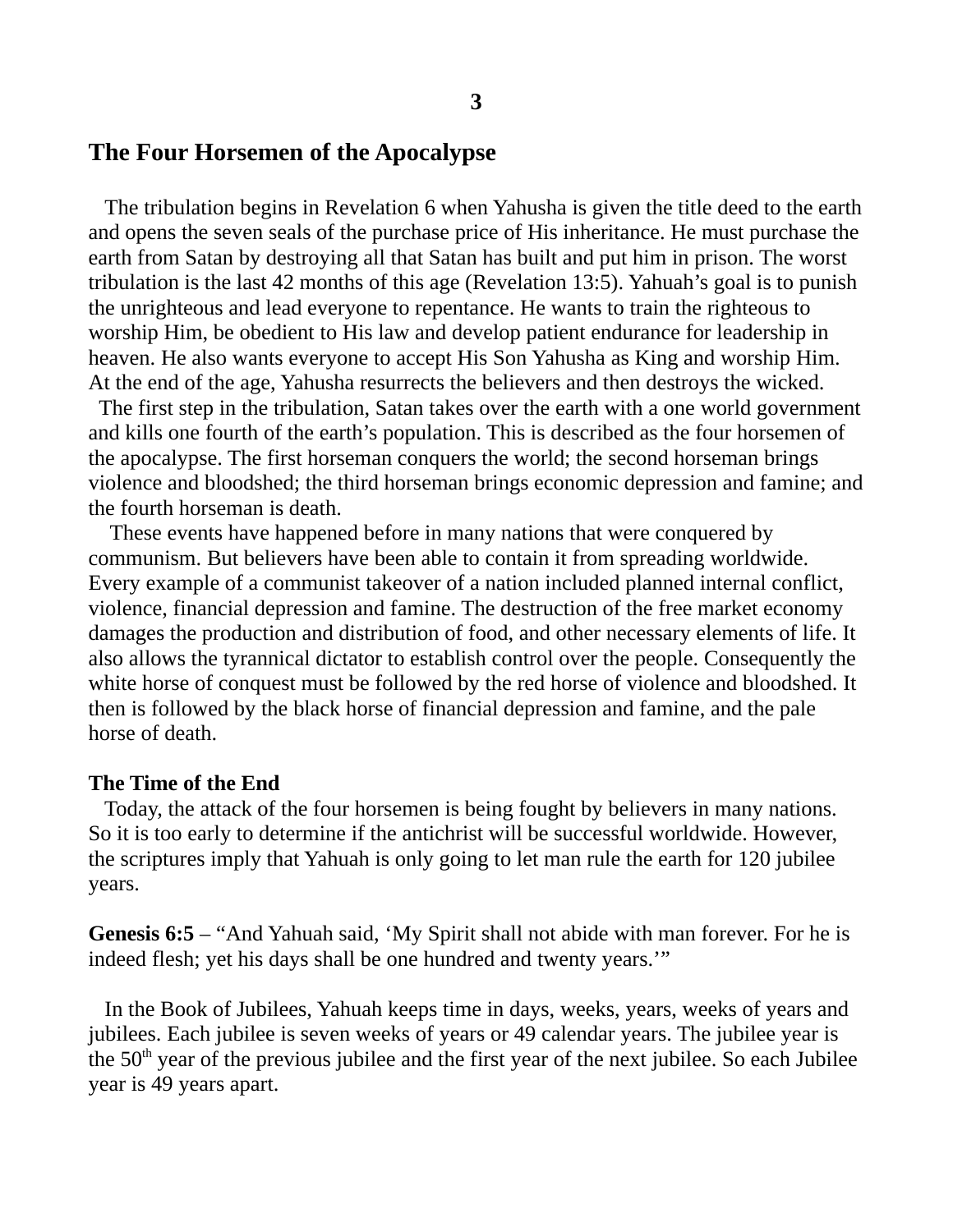## The Four Horsemen of the Apocalypse

The tribulation begins in Revelation 6 when Yahusha is given the title deed to the earth and opens the seven seals of the purchase price of His inheritance. He must purchase the earth from Satan by destroying all that Satan has built and put him in prison. The worst tribulation is the last 42 months of this age (Revelation 13:5). Yahuah's goal is to punish the unrighteous and lead everyone to repentance. He wants to train the righteous to worship Him, be obedient to His law and develop patient endurance for leadership in heaven. He also wants everyone to accept His Son Yahusha as King and worship Him. At the end of the age, Yahusha resurrects the believers and then destroys the wicked.

The first step in the tribulation, Satan takes over the earth with a one world government and kills one fourth of the earth's population. This is described as the four horsemen of the apocalypse. The first horseman conquers the world; the second horseman brings violence and bloodshed; the third horseman brings economic depression and famine; and the fourth horseman is death.

These events have happened before in many nations that were conquered by communism. But believers have been able to contain it from spreading worldwide. Every example of a communist takeover of a nation included planned internal conflict, violence, financial depression and famine. The destruction of the free market economy damages the production and distribution of food, and other necessary elements of life. It also allows the tyrannical dictator to establish control over the people. Consequently the white horse of conquest must be followed by the red horse of violence and bloodshed. It then is followed by the black horse of financial depression and famine, and the pale horse of death.

**The Time of the End**

Today, the attack of the four horsemen is being fought by believers in many nations. So it is too early to determine if the antichrist will be successful worldwide. However, the scriptures imply that Yahuah is only going to let man rule the earth for 120 jubilee years.

**Genesis 6:5** – "And Yahuah said, 'My Spirit shall not abide with man forever. For he is indeed flesh; yet his days shall be one hundred and twenty years.'"

In the Book of Jubilees, Yahuah keeps time in days, weeks, years, weeks of years and jubilees. Each jubilee is seven weeks of years or 49 calendar years. The jubilee year is the 50th year of the previous jubilee and the first year of the next jubilee. So each Jubilee year is 49 years apart.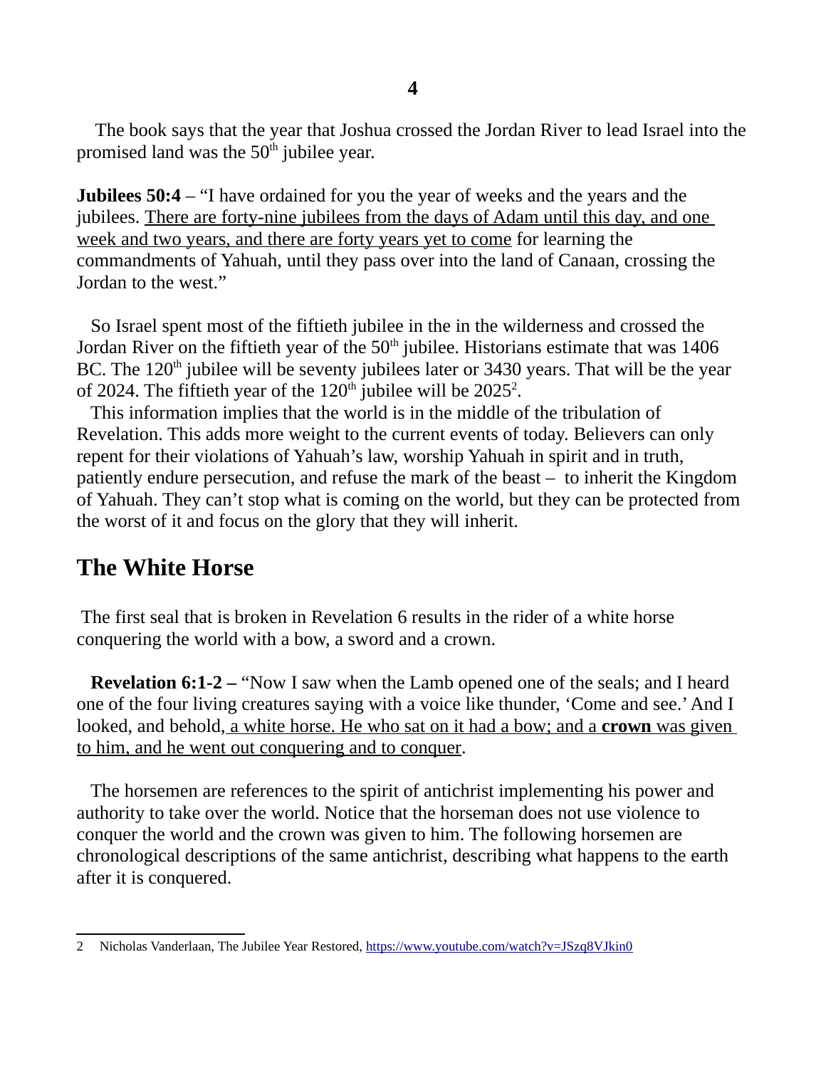The book says that the year that Joshua crossed the Jordan River to lead Israel into the promised land was the 50th jubilee year.

**Jubilees 50:4** – "I have ordained for you the year of weeks and the years and the jubilees. <u>There are forty-nine jubilees from the days of Adam until this day, and one week and two years, and there are forty years yet to come</u> for learning the commandments of Yahuah, until they pass over into the land of Canaan, crossing the Jordan to the west."

So Israel spent most of the fiftieth jubilee in the in the wilderness and crossed the Jordan River on the fiftieth year of the 50th jubilee. Historians estimate that was 1406 BC. The 120th jubilee will be seventy jubilees later or 3430 years. That will be the year of 2024. The fiftieth year of the 120th jubilee will be 2025[2].

This information implies that the world is in the middle of the tribulation of Revelation. This adds more weight to the current events of today. Believers can only repent for their violations of Yahuah's law, worship Yahuah in spirit and in truth, patiently endure persecution, and refuse the mark of the beast – to inherit the Kingdom of Yahuah. They can't stop what is coming on the world, but they can be protected from the worst of it and focus on the glory that they will inherit.

## The White Horse

The first seal that is broken in Revelation 6 results in the rider of a white horse conquering the world with a bow, a sword and a crown.

**Revelation 6:1-2 –** "Now I saw when the Lamb opened one of the seals; and I heard one of the four living creatures saying with a voice like thunder, 'Come and see.' And I looked, and behold, <u>a white horse. He who sat on it had a bow; and a **crown** was given to him, and he went out conquering and to conquer</u>.

The horsemen are references to the spirit of antichrist implementing his power and authority to take over the world. Notice that the horseman does not use violence to conquer the world and the crown was given to him. The following horsemen are chronological descriptions of the same antichrist, describing what happens to the earth after it is conquered.

---

2 Nicholas Vanderlaan, The Jubilee Year Restored, https://www.youtube.com/watch?v=JSzq8VJkin0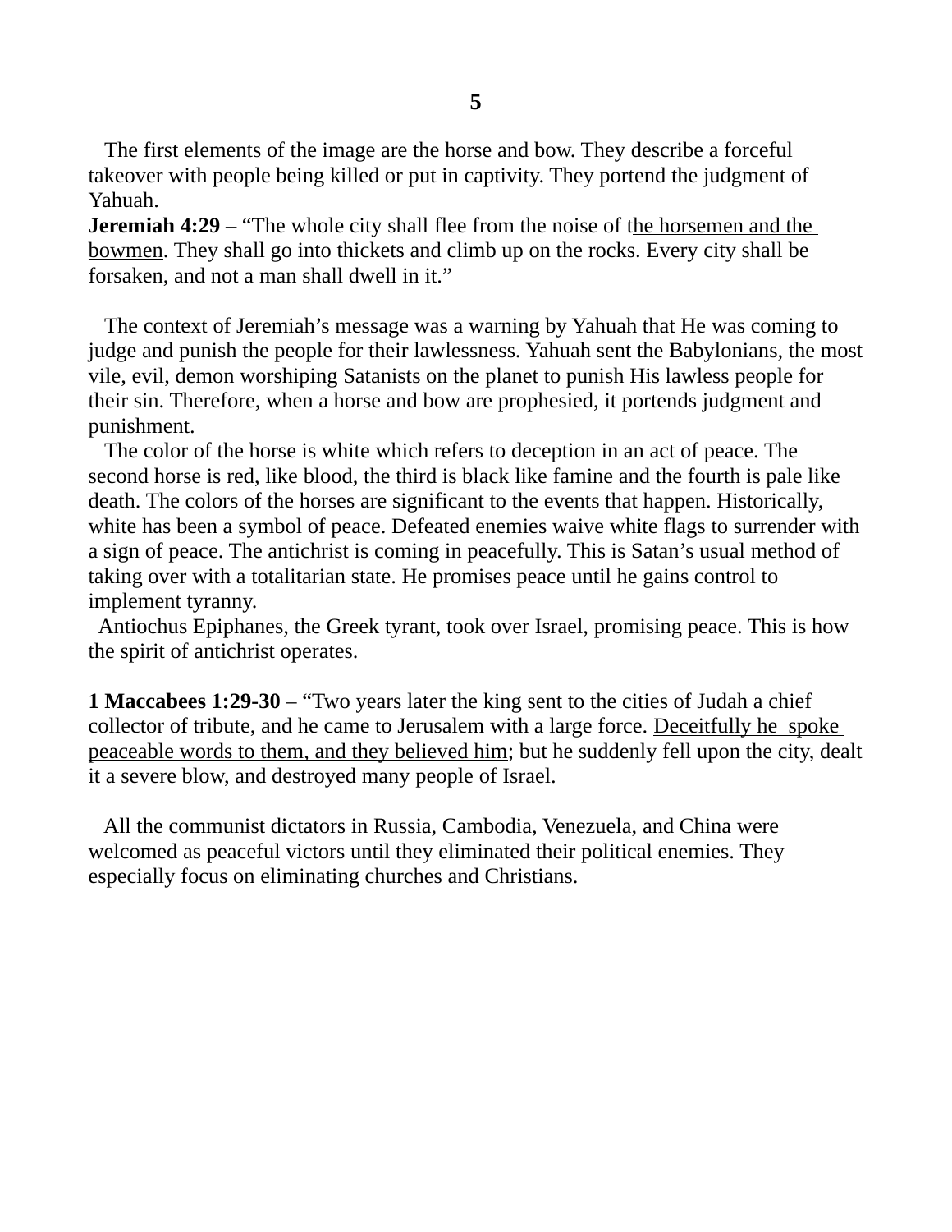The first elements of the image are the horse and bow. They describe a forceful takeover with people being killed or put in captivity. They portend the judgment of Yahuah.

**Jeremiah 4:29** – "The whole city shall flee from the noise of the horsemen and the bowmen. They shall go into thickets and climb up on the rocks. Every city shall be forsaken, and not a man shall dwell in it."

The context of Jeremiah's message was a warning by Yahuah that He was coming to judge and punish the people for their lawlessness. Yahuah sent the Babylonians, the most vile, evil, demon worshiping Satanists on the planet to punish His lawless people for their sin. Therefore, when a horse and bow are prophesied, it portends judgment and punishment.

The color of the horse is white which refers to deception in an act of peace. The second horse is red, like blood, the third is black like famine and the fourth is pale like death. The colors of the horses are significant to the events that happen. Historically, white has been a symbol of peace. Defeated enemies waive white flags to surrender with a sign of peace. The antichrist is coming in peacefully. This is Satan's usual method of taking over with a totalitarian state. He promises peace until he gains control to implement tyranny.

Antiochus Epiphanes, the Greek tyrant, took over Israel, promising peace. This is how the spirit of antichrist operates.

**1 Maccabees 1:29-30** – "Two years later the king sent to the cities of Judah a chief collector of tribute, and he came to Jerusalem with a large force. Deceitfully he spoke peaceable words to them, and they believed him; but he suddenly fell upon the city, dealt it a severe blow, and destroyed many people of Israel.

All the communist dictators in Russia, Cambodia, Venezuela, and China were welcomed as peaceful victors until they eliminated their political enemies. They especially focus on eliminating churches and Christians.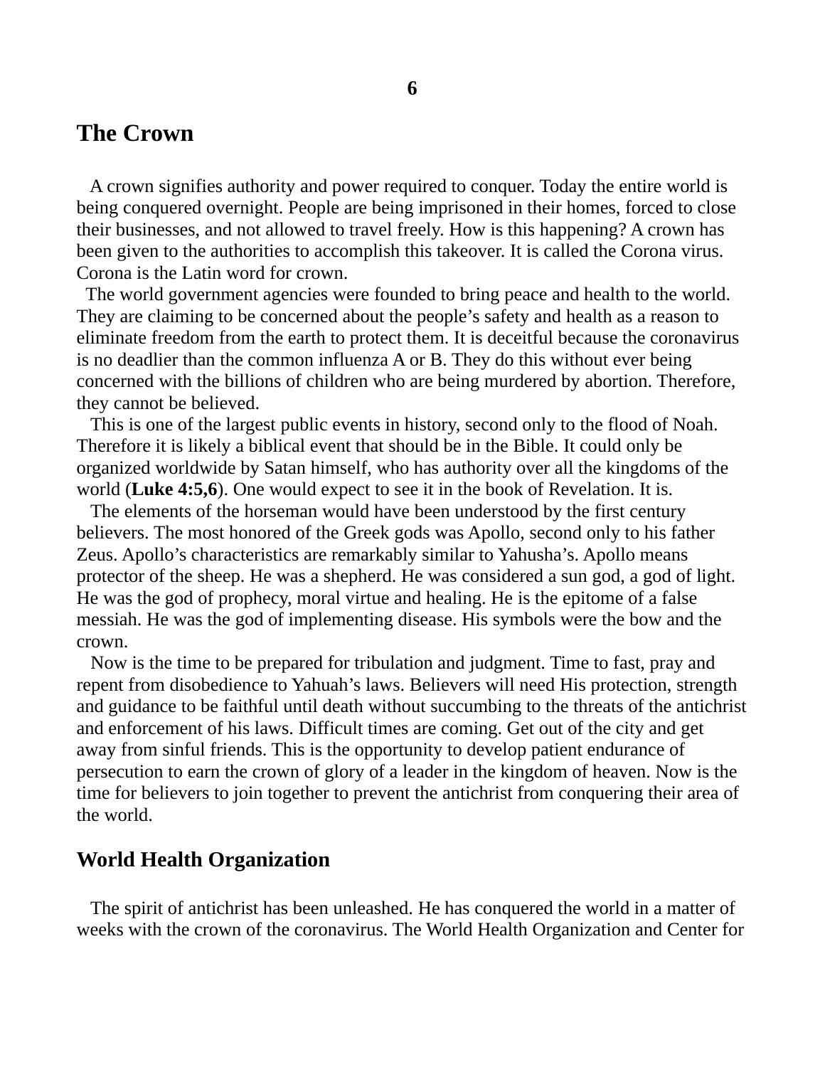# The Crown

A crown signifies authority and power required to conquer. Today the entire world is being conquered overnight. People are being imprisoned in their homes, forced to close their businesses, and not allowed to travel freely. How is this happening? A crown has been given to the authorities to accomplish this takeover. It is called the Corona virus. Corona is the Latin word for crown.

The world government agencies were founded to bring peace and health to the world. They are claiming to be concerned about the people's safety and health as a reason to eliminate freedom from the earth to protect them. It is deceitful because the coronavirus is no deadlier than the common influenza A or B. They do this without ever being concerned with the billions of children who are being murdered by abortion. Therefore, they cannot be believed.

This is one of the largest public events in history, second only to the flood of Noah. Therefore it is likely a biblical event that should be in the Bible. It could only be organized worldwide by Satan himself, who has authority over all the kingdoms of the world (**Luke 4:5,6**). One would expect to see it in the book of Revelation. It is.

The elements of the horseman would have been understood by the first century believers. The most honored of the Greek gods was Apollo, second only to his father Zeus. Apollo's characteristics are remarkably similar to Yahusha's. Apollo means protector of the sheep. He was a shepherd. He was considered a sun god, a god of light. He was the god of prophecy, moral virtue and healing. He is the epitome of a false messiah. He was the god of implementing disease. His symbols were the bow and the crown.

Now is the time to be prepared for tribulation and judgment. Time to fast, pray and repent from disobedience to Yahuah's laws. Believers will need His protection, strength and guidance to be faithful until death without succumbing to the threats of the antichrist and enforcement of his laws. Difficult times are coming. Get out of the city and get away from sinful friends. This is the opportunity to develop patient endurance of persecution to earn the crown of glory of a leader in the kingdom of heaven. Now is the time for believers to join together to prevent the antichrist from conquering their area of the world.

## World Health Organization

The spirit of antichrist has been unleashed. He has conquered the world in a matter of weeks with the crown of the coronavirus. The World Health Organization and Center for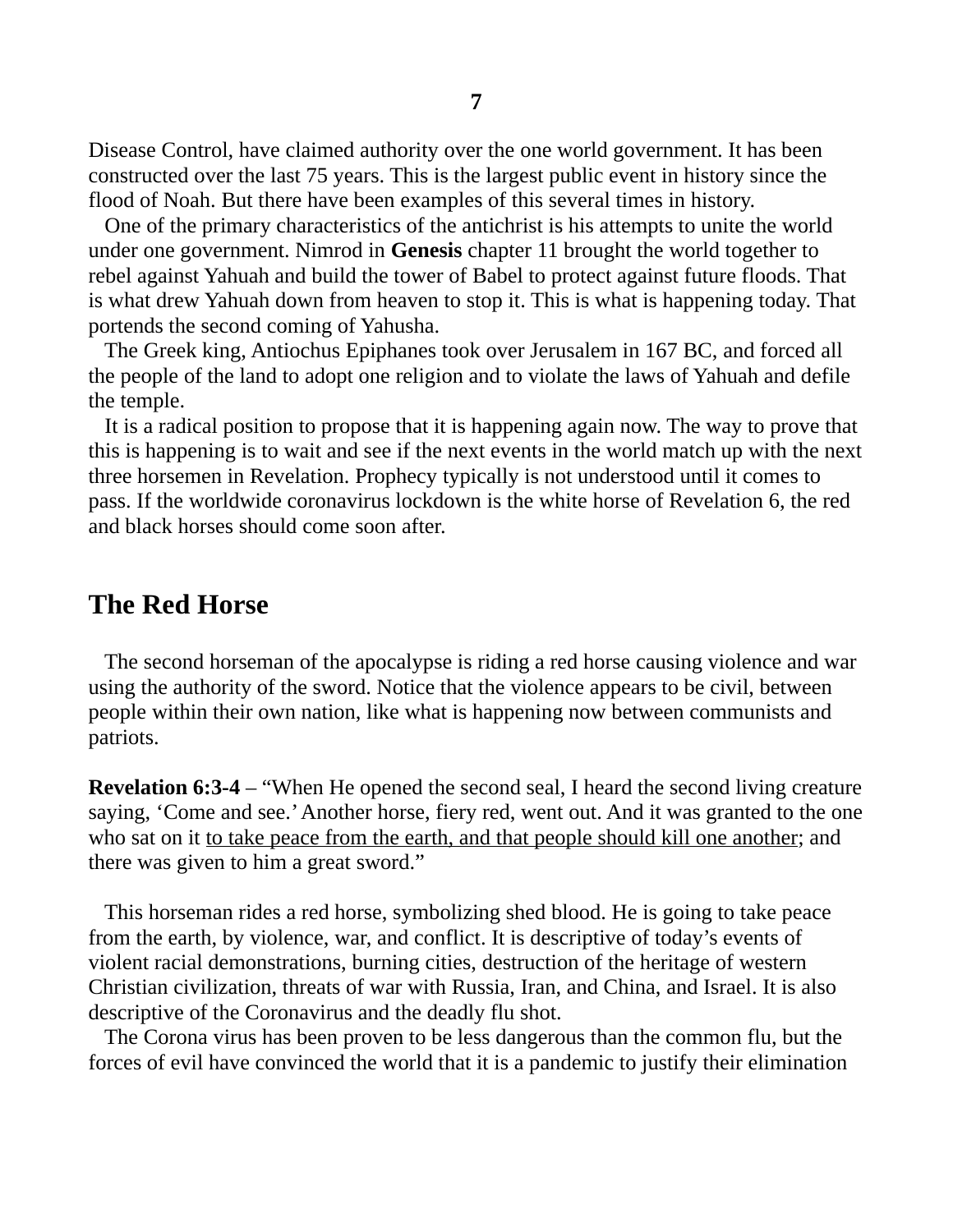Disease Control, have claimed authority over the one world government. It has been constructed over the last 75 years. This is the largest public event in history since the flood of Noah. But there have been examples of this several times in history.

One of the primary characteristics of the antichrist is his attempts to unite the world under one government. Nimrod in **Genesis** chapter 11 brought the world together to rebel against Yahuah and build the tower of Babel to protect against future floods. That is what drew Yahuah down from heaven to stop it. This is what is happening today. That portends the second coming of Yahusha.

The Greek king, Antiochus Epiphanes took over Jerusalem in 167 BC, and forced all the people of the land to adopt one religion and to violate the laws of Yahuah and defile the temple.

It is a radical position to propose that it is happening again now. The way to prove that this is happening is to wait and see if the next events in the world match up with the next three horsemen in Revelation. Prophecy typically is not understood until it comes to pass. If the worldwide coronavirus lockdown is the white horse of Revelation 6, the red and black horses should come soon after.

## The Red Horse

The second horseman of the apocalypse is riding a red horse causing violence and war using the authority of the sword. Notice that the violence appears to be civil, between people within their own nation, like what is happening now between communists and patriots.

**Revelation 6:3-4** – "When He opened the second seal, I heard the second living creature saying, 'Come and see.' Another horse, fiery red, went out. And it was granted to the one who sat on it <u>to take peace from the earth, and that people should kill one another</u>; and there was given to him a great sword."

This horseman rides a red horse, symbolizing shed blood. He is going to take peace from the earth, by violence, war, and conflict. It is descriptive of today's events of violent racial demonstrations, burning cities, destruction of the heritage of western Christian civilization, threats of war with Russia, Iran, and China, and Israel. It is also descriptive of the Coronavirus and the deadly flu shot.

The Corona virus has been proven to be less dangerous than the common flu, but the forces of evil have convinced the world that it is a pandemic to justify their elimination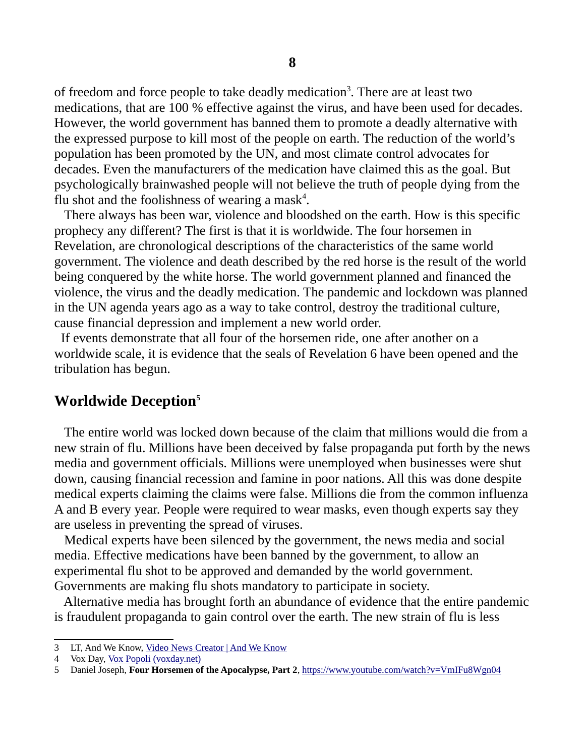of freedom and force people to take deadly medication[3]. There are at least two medications, that are 100 % effective against the virus, and have been used for decades. However, the world government has banned them to promote a deadly alternative with the expressed purpose to kill most of the people on earth. The reduction of the world's population has been promoted by the UN, and most climate control advocates for decades. Even the manufacturers of the medication have claimed this as the goal. But psychologically brainwashed people will not believe the truth of people dying from the flu shot and the foolishness of wearing a mask[4].

There always has been war, violence and bloodshed on the earth. How is this specific prophecy any different? The first is that it is worldwide. The four horsemen in Revelation, are chronological descriptions of the characteristics of the same world government. The violence and death described by the red horse is the result of the world being conquered by the white horse. The world government planned and financed the violence, the virus and the deadly medication. The pandemic and lockdown was planned in the UN agenda years ago as a way to take control, destroy the traditional culture, cause financial depression and implement a new world order.

If events demonstrate that all four of the horsemen ride, one after another on a worldwide scale, it is evidence that the seals of Revelation 6 have been opened and the tribulation has begun.

## Worldwide Deception[5]

The entire world was locked down because of the claim that millions would die from a new strain of flu. Millions have been deceived by false propaganda put forth by the news media and government officials. Millions were unemployed when businesses were shut down, causing financial recession and famine in poor nations. All this was done despite medical experts claiming the claims were false. Millions die from the common influenza A and B every year. People were required to wear masks, even though experts say they are useless in preventing the spread of viruses.

Medical experts have been silenced by the government, the news media and social media. Effective medications have been banned by the government, to allow an experimental flu shot to be approved and demanded by the world government. Governments are making flu shots mandatory to participate in society.

Alternative media has brought forth an abundance of evidence that the entire pandemic is fraudulent propaganda to gain control over the earth. The new strain of flu is less

---

3 LT, And We Know, [Video News Creator | And We Know]

4 Vox Day, [Vox Popoli (voxday.net)]

5 Daniel Joseph, **Four Horsemen of the Apocalypse, Part 2**, https://www.youtube.com/watch?v=VmIFu8Wgn04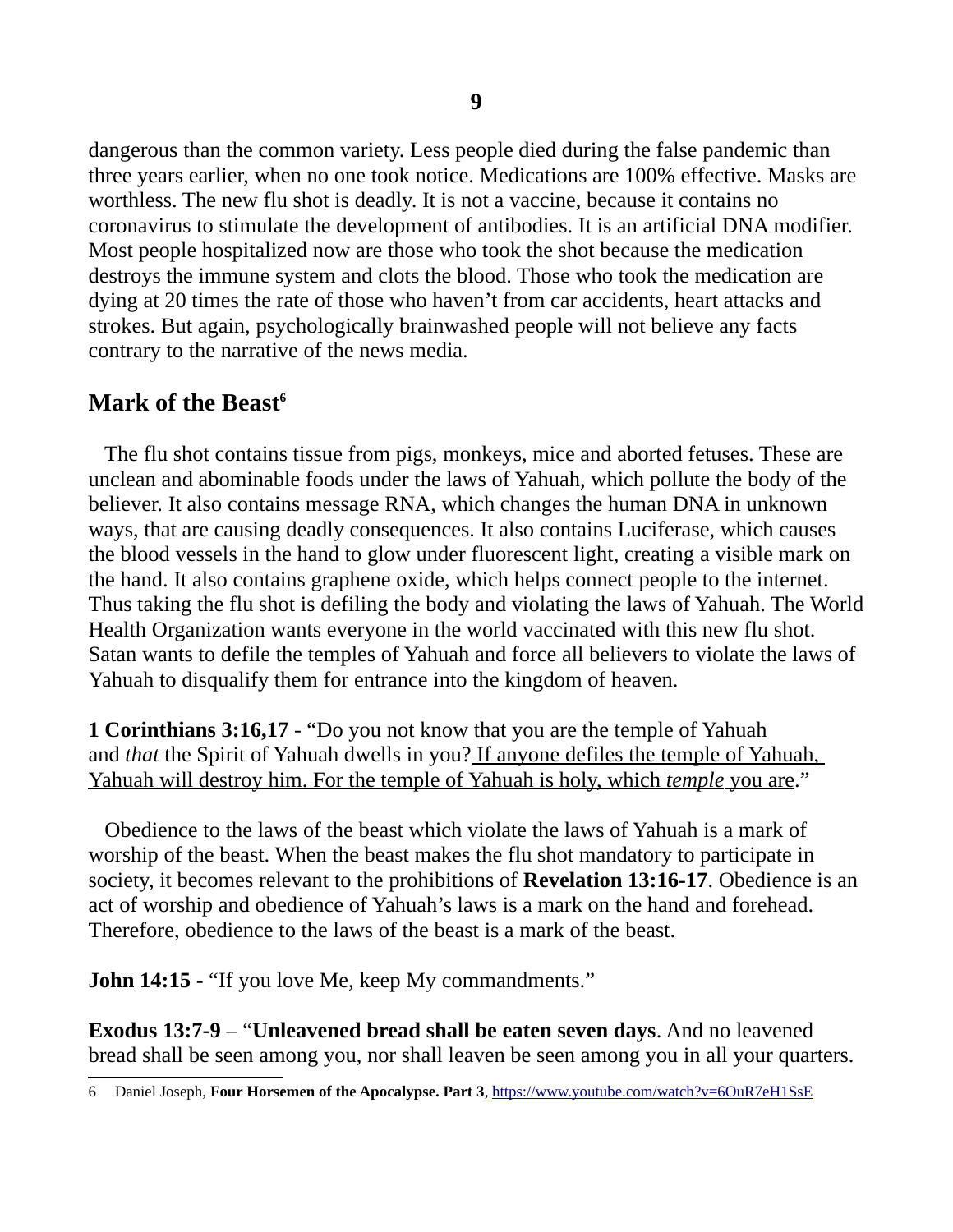dangerous than the common variety. Less people died during the false pandemic than three years earlier, when no one took notice. Medications are 100% effective. Masks are worthless. The new flu shot is deadly. It is not a vaccine, because it contains no coronavirus to stimulate the development of antibodies. It is an artificial DNA modifier. Most people hospitalized now are those who took the shot because the medication destroys the immune system and clots the blood. Those who took the medication are dying at 20 times the rate of those who haven't from car accidents, heart attacks and strokes. But again, psychologically brainwashed people will not believe any facts contrary to the narrative of the news media.

## Mark of the Beast[6]

The flu shot contains tissue from pigs, monkeys, mice and aborted fetuses. These are unclean and abominable foods under the laws of Yahuah, which pollute the body of the believer. It also contains message RNA, which changes the human DNA in unknown ways, that are causing deadly consequences. It also contains Luciferase, which causes the blood vessels in the hand to glow under fluorescent light, creating a visible mark on the hand. It also contains graphene oxide, which helps connect people to the internet. Thus taking the flu shot is defiling the body and violating the laws of Yahuah. The World Health Organization wants everyone in the world vaccinated with this new flu shot. Satan wants to defile the temples of Yahuah and force all believers to violate the laws of Yahuah to disqualify them for entrance into the kingdom of heaven.

**1 Corinthians 3:16,17** - "Do you not know that you are the temple of Yahuah and *that* the Spirit of Yahuah dwells in you? If anyone defiles the temple of Yahuah, Yahuah will destroy him. For the temple of Yahuah is holy, which *temple* you are."

Obedience to the laws of the beast which violate the laws of Yahuah is a mark of worship of the beast. When the beast makes the flu shot mandatory to participate in society, it becomes relevant to the prohibitions of **Revelation 13:16-17**. Obedience is an act of worship and obedience of Yahuah's laws is a mark on the hand and forehead. Therefore, obedience to the laws of the beast is a mark of the beast.

**John 14:15** - "If you love Me, keep My commandments."

**Exodus 13:7-9** – "**Unleavened bread shall be eaten seven days**. And no leavened bread shall be seen among you, nor shall leaven be seen among you in all your quarters.

---

6 Daniel Joseph, **Four Horsemen of the Apocalypse. Part 3**, https://www.youtube.com/watch?v=6OuR7eH1SsE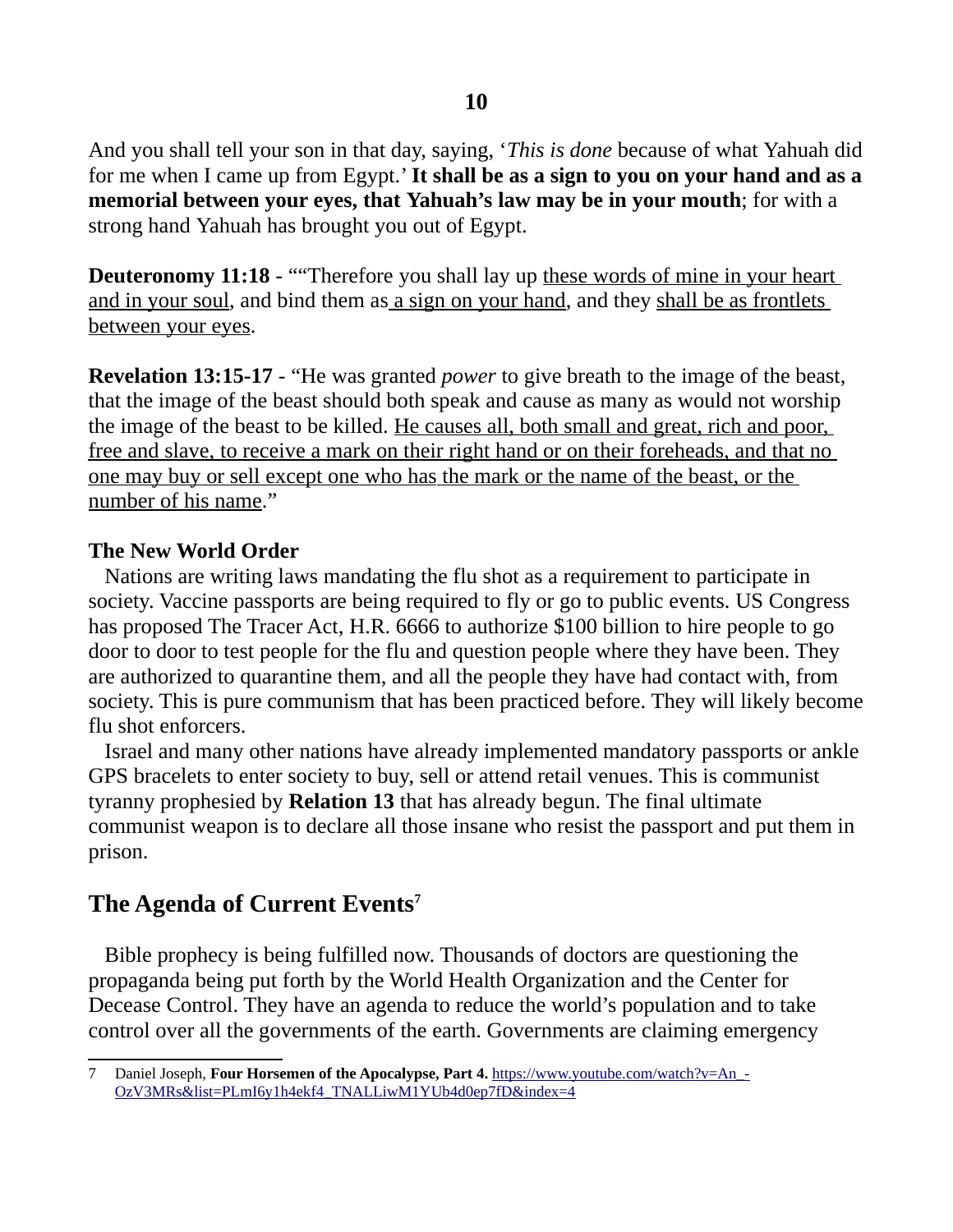And you shall tell your son in that day, saying, ‘*This is done* because of what Yahuah did for me when I came up from Egypt.’ **It shall be as a sign to you on your hand and as a memorial between your eyes, that Yahuah’s law may be in your mouth**; for with a strong hand Yahuah has brought you out of Egypt.

**Deuteronomy 11:18** - ““Therefore you shall lay up these words of mine in your heart and in your soul, and bind them as a sign on your hand, and they shall be as frontlets between your eyes.

**Revelation 13:15-17** - “He was granted *power* to give breath to the image of the beast, that the image of the beast should both speak and cause as many as would not worship the image of the beast to be killed. He causes all, both small and great, rich and poor, free and slave, to receive a mark on their right hand or on their foreheads, and that no one may buy or sell except one who has the mark or the name of the beast, or the number of his name.”

### The New World Order

Nations are writing laws mandating the flu shot as a requirement to participate in society. Vaccine passports are being required to fly or go to public events. US Congress has proposed The Tracer Act, H.R. 6666 to authorize $100 billion to hire people to go door to door to test people for the flu and question people where they have been. They are authorized to quarantine them, and all the people they have had contact with, from society. This is pure communism that has been practiced before. They will likely become flu shot enforcers.

Israel and many other nations have already implemented mandatory passports or ankle GPS bracelets to enter society to buy, sell or attend retail venues. This is communist tyranny prophesied by **Relation 13** that has already begun. The final ultimate communist weapon is to declare all those insane who resist the passport and put them in prison.

## The Agenda of Current Events[7]

Bible prophecy is being fulfilled now. Thousands of doctors are questioning the propaganda being put forth by the World Health Organization and the Center for Decease Control. They have an agenda to reduce the world’s population and to take control over all the governments of the earth. Governments are claiming emergency

---

7 Daniel Joseph, **Four Horsemen of the Apocalypse, Part 4.** https://www.youtube.com/watch?v=An_-OzV3MRs&list=PLmI6y1h4ekf4_TNALLiwM1YUb4d0ep7fD&index=4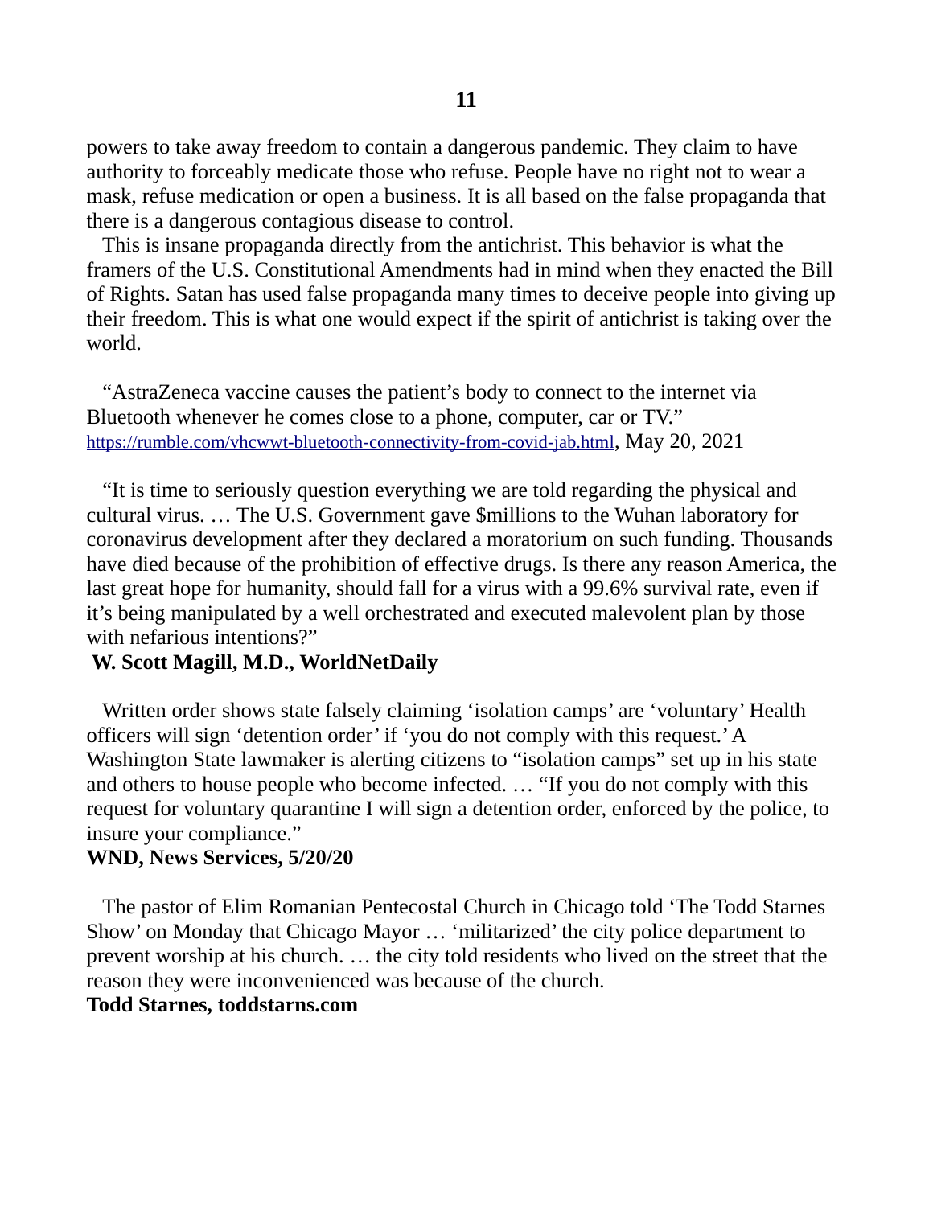powers to take away freedom to contain a dangerous pandemic. They claim to have authority to forceably medicate those who refuse. People have no right not to wear a mask, refuse medication or open a business. It is all based on the false propaganda that there is a dangerous contagious disease to control.

This is insane propaganda directly from the antichrist. This behavior is what the framers of the U.S. Constitutional Amendments had in mind when they enacted the Bill of Rights. Satan has used false propaganda many times to deceive people into giving up their freedom. This is what one would expect if the spirit of antichrist is taking over the world.

"AstraZeneca vaccine causes the patient's body to connect to the internet via Bluetooth whenever he comes close to a phone, computer, car or TV."
https://rumble.com/vhcwwt-bluetooth-connectivity-from-covid-jab.html, May 20, 2021

"It is time to seriously question everything we are told regarding the physical and cultural virus. … The U.S. Government gave $millions to the Wuhan laboratory for coronavirus development after they declared a moratorium on such funding. Thousands have died because of the prohibition of effective drugs. Is there any reason America, the last great hope for humanity, should fall for a virus with a 99.6% survival rate, even if it's being manipulated by a well orchestrated and executed malevolent plan by those with nefarious intentions?"
**W. Scott Magill, M.D., WorldNetDaily**

Written order shows state falsely claiming 'isolation camps' are 'voluntary' Health officers will sign 'detention order' if 'you do not comply with this request.' A Washington State lawmaker is alerting citizens to "isolation camps" set up in his state and others to house people who become infected. … "If you do not comply with this request for voluntary quarantine I will sign a detention order, enforced by the police, to insure your compliance."
**WND, News Services, 5/20/20**

The pastor of Elim Romanian Pentecostal Church in Chicago told 'The Todd Starnes Show' on Monday that Chicago Mayor … 'militarized' the city police department to prevent worship at his church. … the city told residents who lived on the street that the reason they were inconvenienced was because of the church.
**Todd Starnes, toddstarns.com**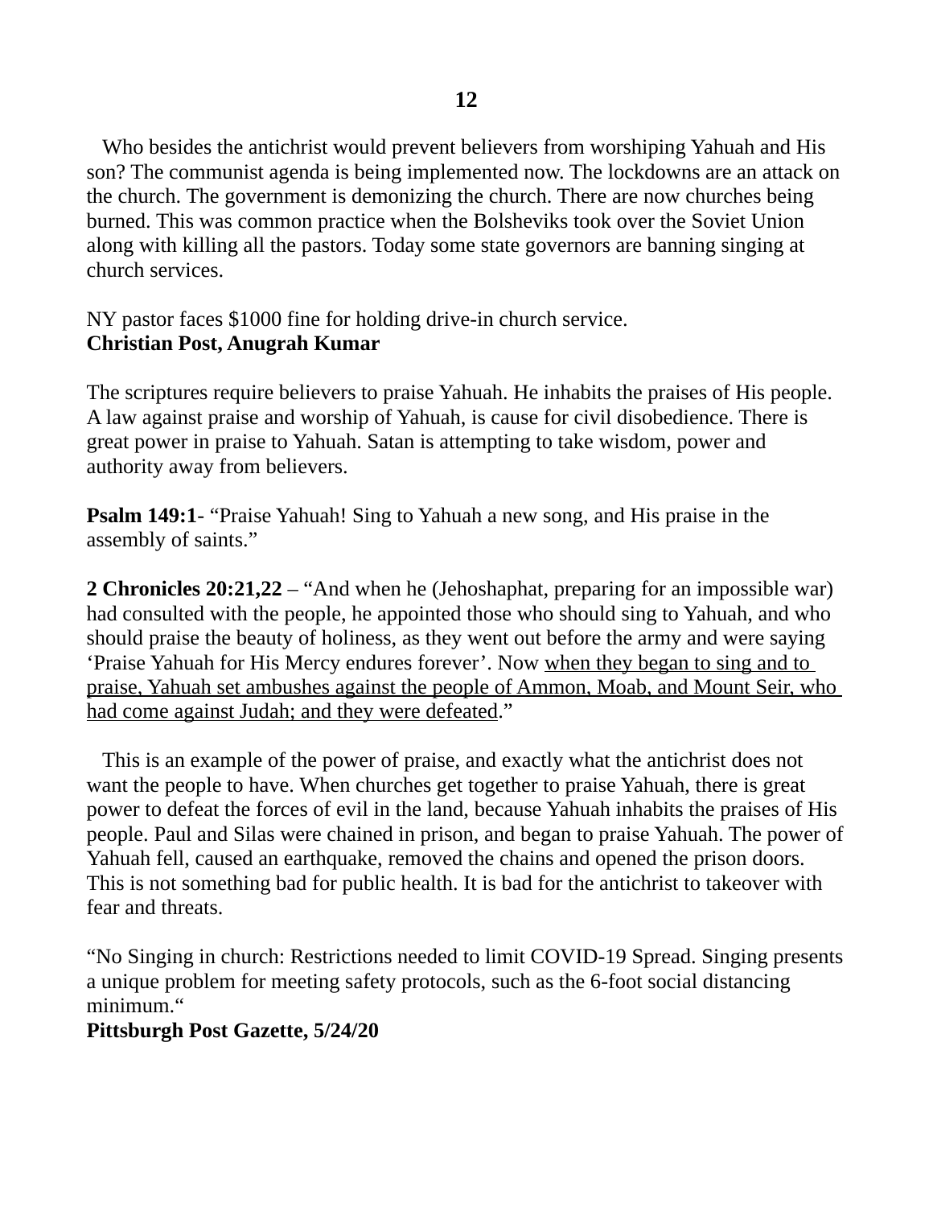Who besides the antichrist would prevent believers from worshiping Yahuah and His son? The communist agenda is being implemented now. The lockdowns are an attack on the church. The government is demonizing the church. There are now churches being burned. This was common practice when the Bolsheviks took over the Soviet Union along with killing all the pastors. Today some state governors are banning singing at church services.

NY pastor faces $1000 fine for holding drive-in church service.
**Christian Post, Anugrah Kumar**

The scriptures require believers to praise Yahuah. He inhabits the praises of His people. A law against praise and worship of Yahuah, is cause for civil disobedience. There is great power in praise to Yahuah. Satan is attempting to take wisdom, power and authority away from believers.

**Psalm 149:1**- “Praise Yahuah! Sing to Yahuah a new song, and His praise in the assembly of saints.”

**2 Chronicles 20:21,22** – “And when he (Jehoshaphat, preparing for an impossible war) had consulted with the people, he appointed those who should sing to Yahuah, and who should praise the beauty of holiness, as they went out before the army and were saying ‘Praise Yahuah for His Mercy endures forever’. Now <u>when they began to sing and to praise, Yahuah set ambushes against the people of Ammon, Moab, and Mount Seir, who had come against Judah; and they were defeated</u>.”

This is an example of the power of praise, and exactly what the antichrist does not want the people to have. When churches get together to praise Yahuah, there is great power to defeat the forces of evil in the land, because Yahuah inhabits the praises of His people. Paul and Silas were chained in prison, and began to praise Yahuah. The power of Yahuah fell, caused an earthquake, removed the chains and opened the prison doors. This is not something bad for public health. It is bad for the antichrist to takeover with fear and threats.

“No Singing in church: Restrictions needed to limit COVID-19 Spread. Singing presents a unique problem for meeting safety protocols, such as the 6-foot social distancing minimum.“
**Pittsburgh Post Gazette, 5/24/20**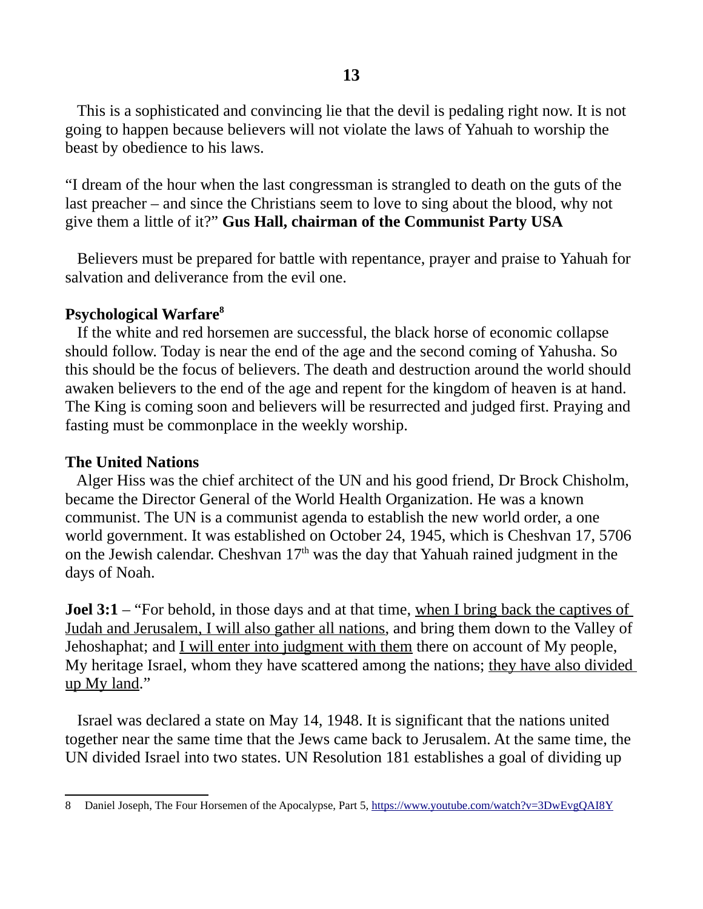This is a sophisticated and convincing lie that the devil is pedaling right now. It is not going to happen because believers will not violate the laws of Yahuah to worship the beast by obedience to his laws.

"I dream of the hour when the last congressman is strangled to death on the guts of the last preacher – and since the Christians seem to love to sing about the blood, why not give them a little of it?" **Gus Hall, chairman of the Communist Party USA**

Believers must be prepared for battle with repentance, prayer and praise to Yahuah for salvation and deliverance from the evil one.

**Psychological Warfare**[8]

If the white and red horsemen are successful, the black horse of economic collapse should follow. Today is near the end of the age and the second coming of Yahusha. So this should be the focus of believers. The death and destruction around the world should awaken believers to the end of the age and repent for the kingdom of heaven is at hand. The King is coming soon and believers will be resurrected and judged first. Praying and fasting must be commonplace in the weekly worship.

**The United Nations**

Alger Hiss was the chief architect of the UN and his good friend, Dr Brock Chisholm, became the Director General of the World Health Organization. He was a known communist. The UN is a communist agenda to establish the new world order, a one world government. It was established on October 24, 1945, which is Cheshvan 17, 5706 on the Jewish calendar. Cheshvan 17th was the day that Yahuah rained judgment in the days of Noah.

**Joel 3:1** – "For behold, in those days and at that time, <u>when I bring back the captives of Judah and Jerusalem, I will also gather all nations</u>, and bring them down to the Valley of Jehoshaphat; and <u>I will enter into judgment with them</u> there on account of My people, My heritage Israel, whom they have scattered among the nations; <u>they have also divided up My land</u>."

Israel was declared a state on May 14, 1948. It is significant that the nations united together near the same time that the Jews came back to Jerusalem. At the same time, the UN divided Israel into two states. UN Resolution 181 establishes a goal of dividing up

---

8 Daniel Joseph, The Four Horsemen of the Apocalypse, Part 5, https://www.youtube.com/watch?v=3DwEvgQAI8Y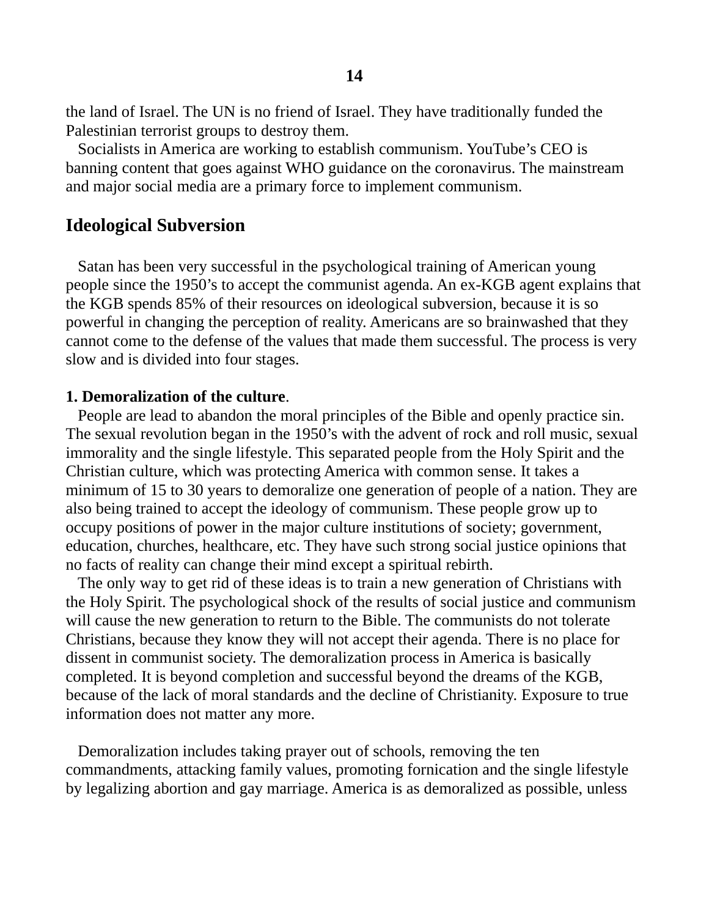the land of Israel. The UN is no friend of Israel. They have traditionally funded the Palestinian terrorist groups to destroy them.

Socialists in America are working to establish communism. YouTube's CEO is banning content that goes against WHO guidance on the coronavirus. The mainstream and major social media are a primary force to implement communism.

## Ideological Subversion

Satan has been very successful in the psychological training of American young people since the 1950's to accept the communist agenda. An ex-KGB agent explains that the KGB spends 85% of their resources on ideological subversion, because it is so powerful in changing the perception of reality. Americans are so brainwashed that they cannot come to the defense of the values that made them successful. The process is very slow and is divided into four stages.

**1. Demoralization of the culture**.

People are lead to abandon the moral principles of the Bible and openly practice sin. The sexual revolution began in the 1950's with the advent of rock and roll music, sexual immorality and the single lifestyle. This separated people from the Holy Spirit and the Christian culture, which was protecting America with common sense. It takes a minimum of 15 to 30 years to demoralize one generation of people of a nation. They are also being trained to accept the ideology of communism. These people grow up to occupy positions of power in the major culture institutions of society; government, education, churches, healthcare, etc. They have such strong social justice opinions that no facts of reality can change their mind except a spiritual rebirth.

The only way to get rid of these ideas is to train a new generation of Christians with the Holy Spirit. The psychological shock of the results of social justice and communism will cause the new generation to return to the Bible. The communists do not tolerate Christians, because they know they will not accept their agenda. There is no place for dissent in communist society. The demoralization process in America is basically completed. It is beyond completion and successful beyond the dreams of the KGB, because of the lack of moral standards and the decline of Christianity. Exposure to true information does not matter any more.

Demoralization includes taking prayer out of schools, removing the ten commandments, attacking family values, promoting fornication and the single lifestyle by legalizing abortion and gay marriage. America is as demoralized as possible, unless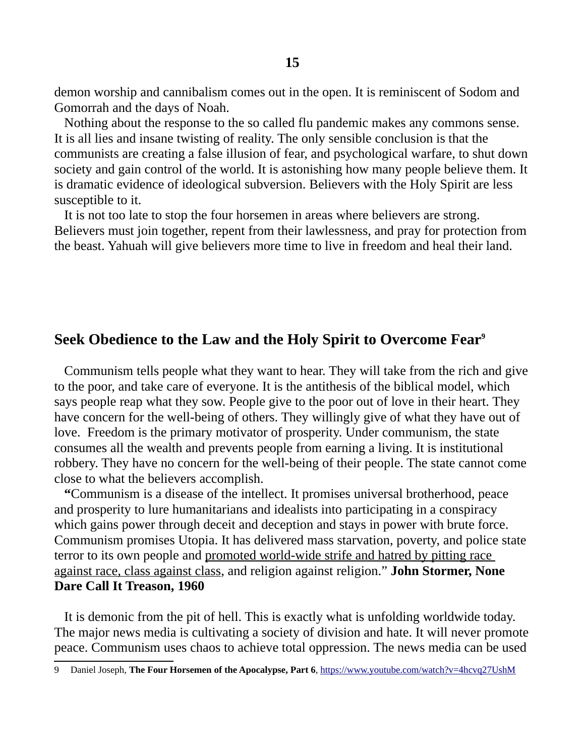demon worship and cannibalism comes out in the open. It is reminiscent of Sodom and Gomorrah and the days of Noah.

Nothing about the response to the so called flu pandemic makes any commons sense. It is all lies and insane twisting of reality. The only sensible conclusion is that the communists are creating a false illusion of fear, and psychological warfare, to shut down society and gain control of the world. It is astonishing how many people believe them. It is dramatic evidence of ideological subversion. Believers with the Holy Spirit are less susceptible to it.

It is not too late to stop the four horsemen in areas where believers are strong. Believers must join together, repent from their lawlessness, and pray for protection from the beast. Yahuah will give believers more time to live in freedom and heal their land.

## Seek Obedience to the Law and the Holy Spirit to Overcome Fear[9]

Communism tells people what they want to hear. They will take from the rich and give to the poor, and take care of everyone. It is the antithesis of the biblical model, which says people reap what they sow. People give to the poor out of love in their heart. They have concern for the well-being of others. They willingly give of what they have out of love. Freedom is the primary motivator of prosperity. Under communism, the state consumes all the wealth and prevents people from earning a living. It is institutional robbery. They have no concern for the well-being of their people. The state cannot come close to what the believers accomplish.

**"**Communism is a disease of the intellect. It promises universal brotherhood, peace and prosperity to lure humanitarians and idealists into participating in a conspiracy which gains power through deceit and deception and stays in power with brute force. Communism promises Utopia. It has delivered mass starvation, poverty, and police state terror to its own people and promoted world-wide strife and hatred by pitting race against race, class against class, and religion against religion." **John Stormer, None Dare Call It Treason, 1960**

It is demonic from the pit of hell. This is exactly what is unfolding worldwide today. The major news media is cultivating a society of division and hate. It will never promote peace. Communism uses chaos to achieve total oppression. The news media can be used

---

9 Daniel Joseph, **The Four Horsemen of the Apocalypse, Part 6**, https://www.youtube.com/watch?v=4hcvq27UshM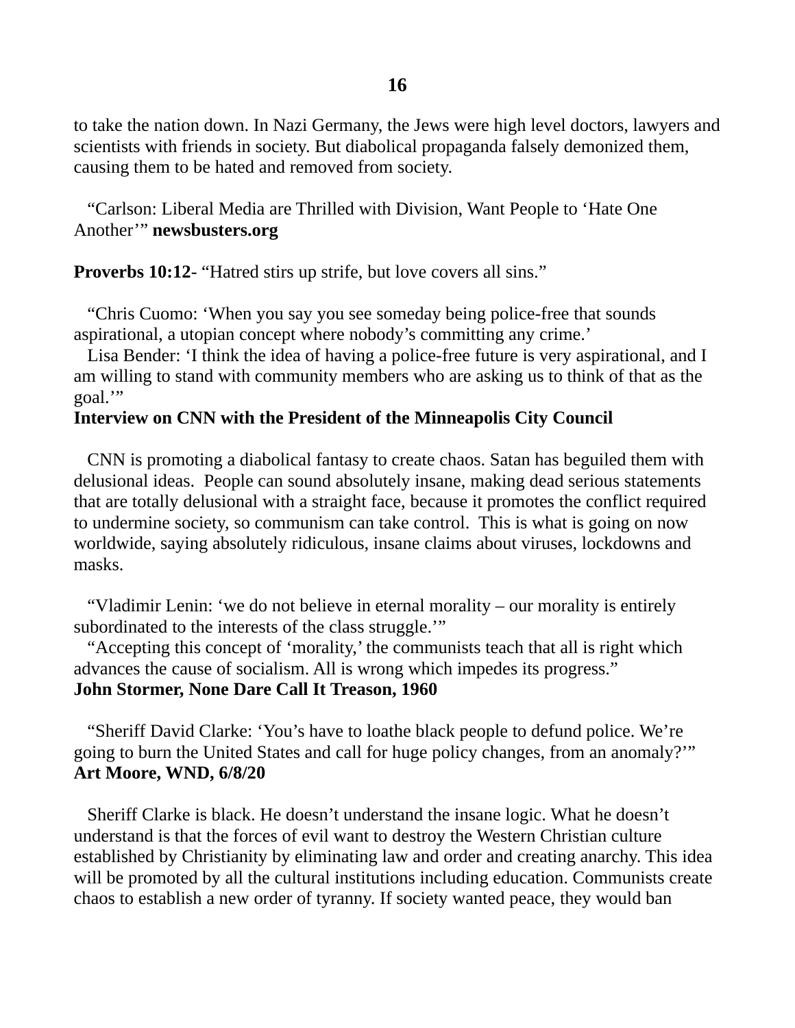to take the nation down. In Nazi Germany, the Jews were high level doctors, lawyers and scientists with friends in society. But diabolical propaganda falsely demonized them, causing them to be hated and removed from society.

"Carlson: Liberal Media are Thrilled with Division, Want People to 'Hate One Another'" **newsbusters.org**

**Proverbs 10:12**- "Hatred stirs up strife, but love covers all sins."

"Chris Cuomo: 'When you say you see someday being police-free that sounds aspirational, a utopian concept where nobody's committing any crime.'
Lisa Bender: 'I think the idea of having a police-free future is very aspirational, and I am willing to stand with community members who are asking us to think of that as the goal.'"
**Interview on CNN with the President of the Minneapolis City Council**

CNN is promoting a diabolical fantasy to create chaos. Satan has beguiled them with delusional ideas. People can sound absolutely insane, making dead serious statements that are totally delusional with a straight face, because it promotes the conflict required to undermine society, so communism can take control. This is what is going on now worldwide, saying absolutely ridiculous, insane claims about viruses, lockdowns and masks.

"Vladimir Lenin: 'we do not believe in eternal morality – our morality is entirely subordinated to the interests of the class struggle.'"
"Accepting this concept of 'morality,' the communists teach that all is right which advances the cause of socialism. All is wrong which impedes its progress."
**John Stormer, None Dare Call It Treason, 1960**

"Sheriff David Clarke: 'You's have to loathe black people to defund police. We're going to burn the United States and call for huge policy changes, from an anomaly?'"
**Art Moore, WND, 6/8/20**

Sheriff Clarke is black. He doesn't understand the insane logic. What he doesn't understand is that the forces of evil want to destroy the Western Christian culture established by Christianity by eliminating law and order and creating anarchy. This idea will be promoted by all the cultural institutions including education. Communists create chaos to establish a new order of tyranny. If society wanted peace, they would ban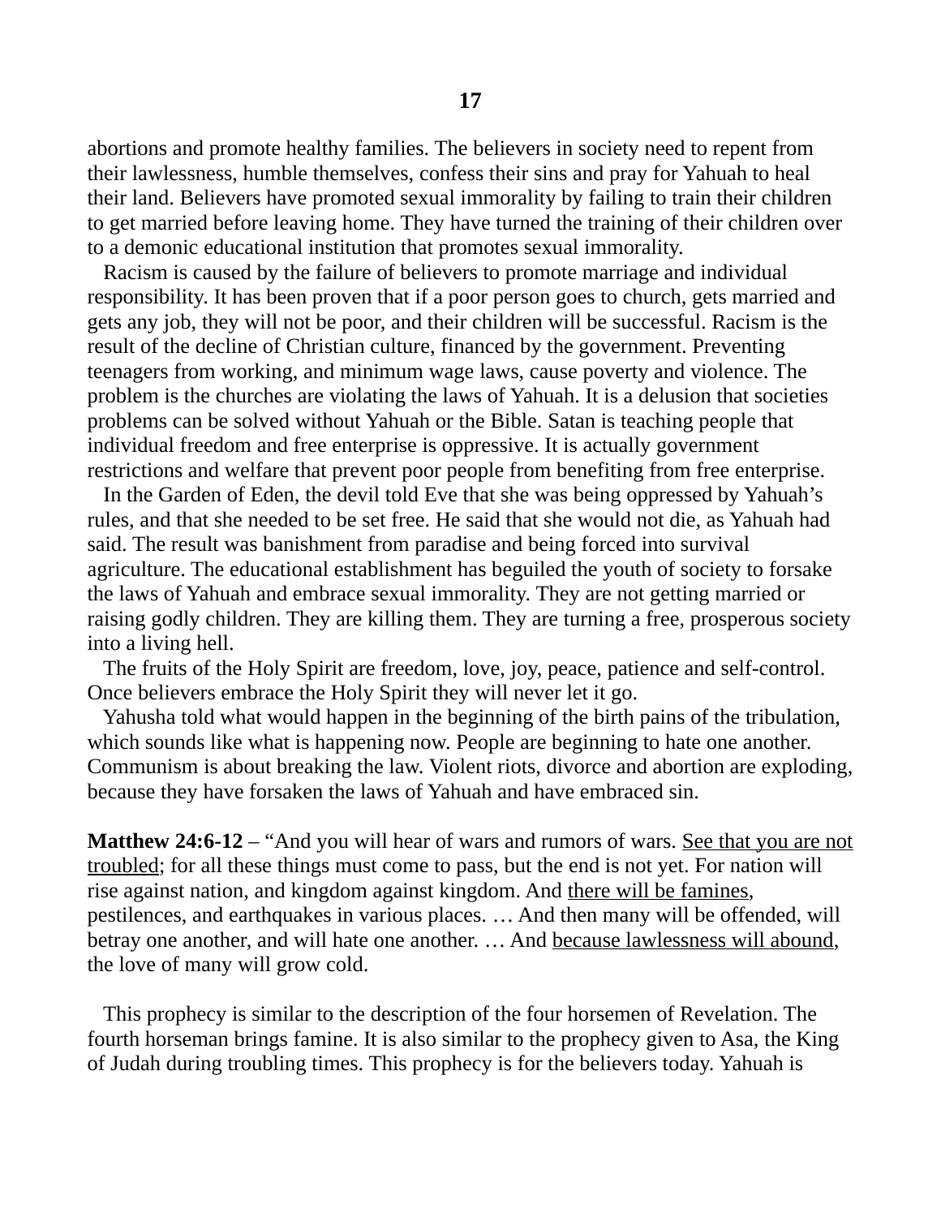abortions and promote healthy families. The believers in society need to repent from their lawlessness, humble themselves, confess their sins and pray for Yahuah to heal their land. Believers have promoted sexual immorality by failing to train their children to get married before leaving home. They have turned the training of their children over to a demonic educational institution that promotes sexual immorality.

Racism is caused by the failure of believers to promote marriage and individual responsibility. It has been proven that if a poor person goes to church, gets married and gets any job, they will not be poor, and their children will be successful. Racism is the result of the decline of Christian culture, financed by the government. Preventing teenagers from working, and minimum wage laws, cause poverty and violence. The problem is the churches are violating the laws of Yahuah. It is a delusion that societies problems can be solved without Yahuah or the Bible. Satan is teaching people that individual freedom and free enterprise is oppressive. It is actually government restrictions and welfare that prevent poor people from benefiting from free enterprise.

In the Garden of Eden, the devil told Eve that she was being oppressed by Yahuah's rules, and that she needed to be set free. He said that she would not die, as Yahuah had said. The result was banishment from paradise and being forced into survival agriculture. The educational establishment has beguiled the youth of society to forsake the laws of Yahuah and embrace sexual immorality. They are not getting married or raising godly children. They are killing them. They are turning a free, prosperous society into a living hell.

The fruits of the Holy Spirit are freedom, love, joy, peace, patience and self-control. Once believers embrace the Holy Spirit they will never let it go.

Yahusha told what would happen in the beginning of the birth pains of the tribulation, which sounds like what is happening now. People are beginning to hate one another. Communism is about breaking the law. Violent riots, divorce and abortion are exploding, because they have forsaken the laws of Yahuah and have embraced sin.

**Matthew 24:6-12** – "And you will hear of wars and rumors of wars. <u>See that you are not troubled</u>; for all these things must come to pass, but the end is not yet. For nation will rise against nation, and kingdom against kingdom. And <u>there will be famines</u>, pestilences, and earthquakes in various places. … And then many will be offended, will betray one another, and will hate one another. … And <u>because lawlessness will abound</u>, the love of many will grow cold.

This prophecy is similar to the description of the four horsemen of Revelation. The fourth horseman brings famine. It is also similar to the prophecy given to Asa, the King of Judah during troubling times. This prophecy is for the believers today. Yahuah is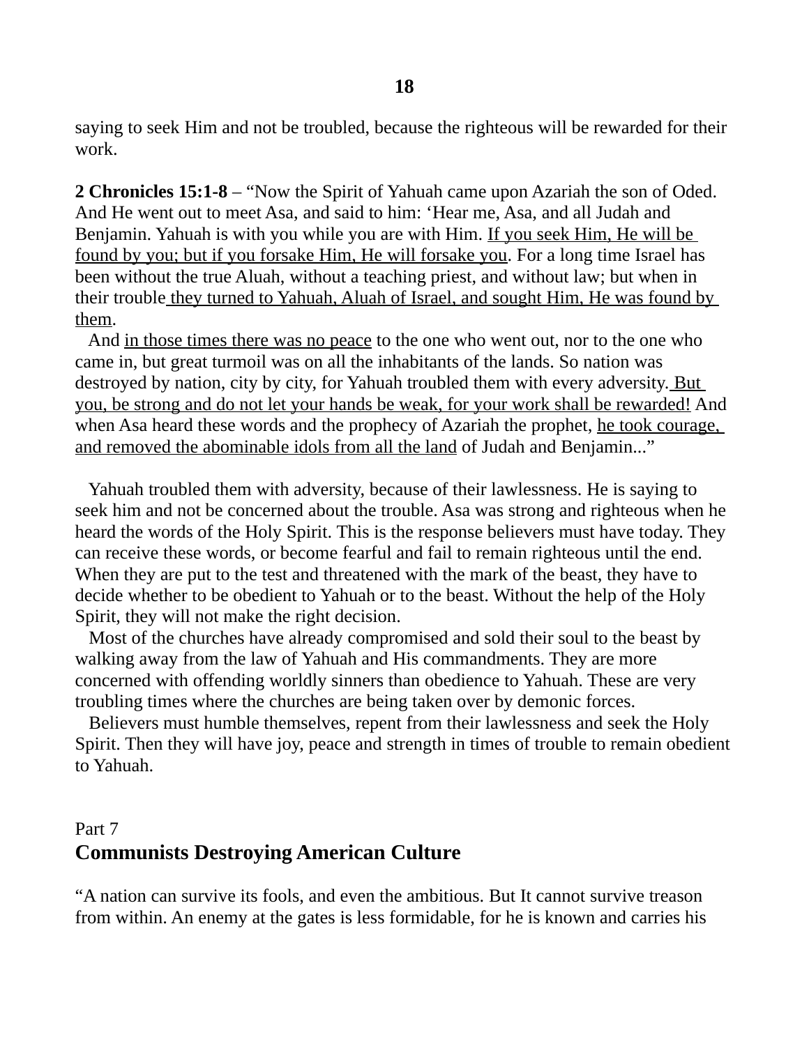saying to seek Him and not be troubled, because the righteous will be rewarded for their work.

**2 Chronicles 15:1-8** – "Now the Spirit of Yahuah came upon Azariah the son of Oded. And He went out to meet Asa, and said to him: 'Hear me, Asa, and all Judah and Benjamin. Yahuah is with you while you are with Him. <u>If you seek Him, He will be found by you; but if you forsake Him, He will forsake you</u>. For a long time Israel has been without the true Aluah, without a teaching priest, and without law; but when in their trouble <u>they turned to Yahuah, Aluah of Israel, and sought Him, He was found by them</u>.

And <u>in those times there was no peace</u> to the one who went out, nor to the one who came in, but great turmoil was on all the inhabitants of the lands. So nation was destroyed by nation, city by city, for Yahuah troubled them with every adversity. <u>But you, be strong and do not let your hands be weak, for your work shall be rewarded!</u> And when Asa heard these words and the prophecy of Azariah the prophet, <u>he took courage, and removed the abominable idols from all the land</u> of Judah and Benjamin..."

Yahuah troubled them with adversity, because of their lawlessness. He is saying to seek him and not be concerned about the trouble. Asa was strong and righteous when he heard the words of the Holy Spirit. This is the response believers must have today. They can receive these words, or become fearful and fail to remain righteous until the end. When they are put to the test and threatened with the mark of the beast, they have to decide whether to be obedient to Yahuah or to the beast. Without the help of the Holy Spirit, they will not make the right decision.

Most of the churches have already compromised and sold their soul to the beast by walking away from the law of Yahuah and His commandments. They are more concerned with offending worldly sinners than obedience to Yahuah. These are very troubling times where the churches are being taken over by demonic forces.

Believers must humble themselves, repent from their lawlessness and seek the Holy Spirit. Then they will have joy, peace and strength in times of trouble to remain obedient to Yahuah.

Part 7
## Communists Destroying American Culture

"A nation can survive its fools, and even the ambitious. But It cannot survive treason from within. An enemy at the gates is less formidable, for he is known and carries his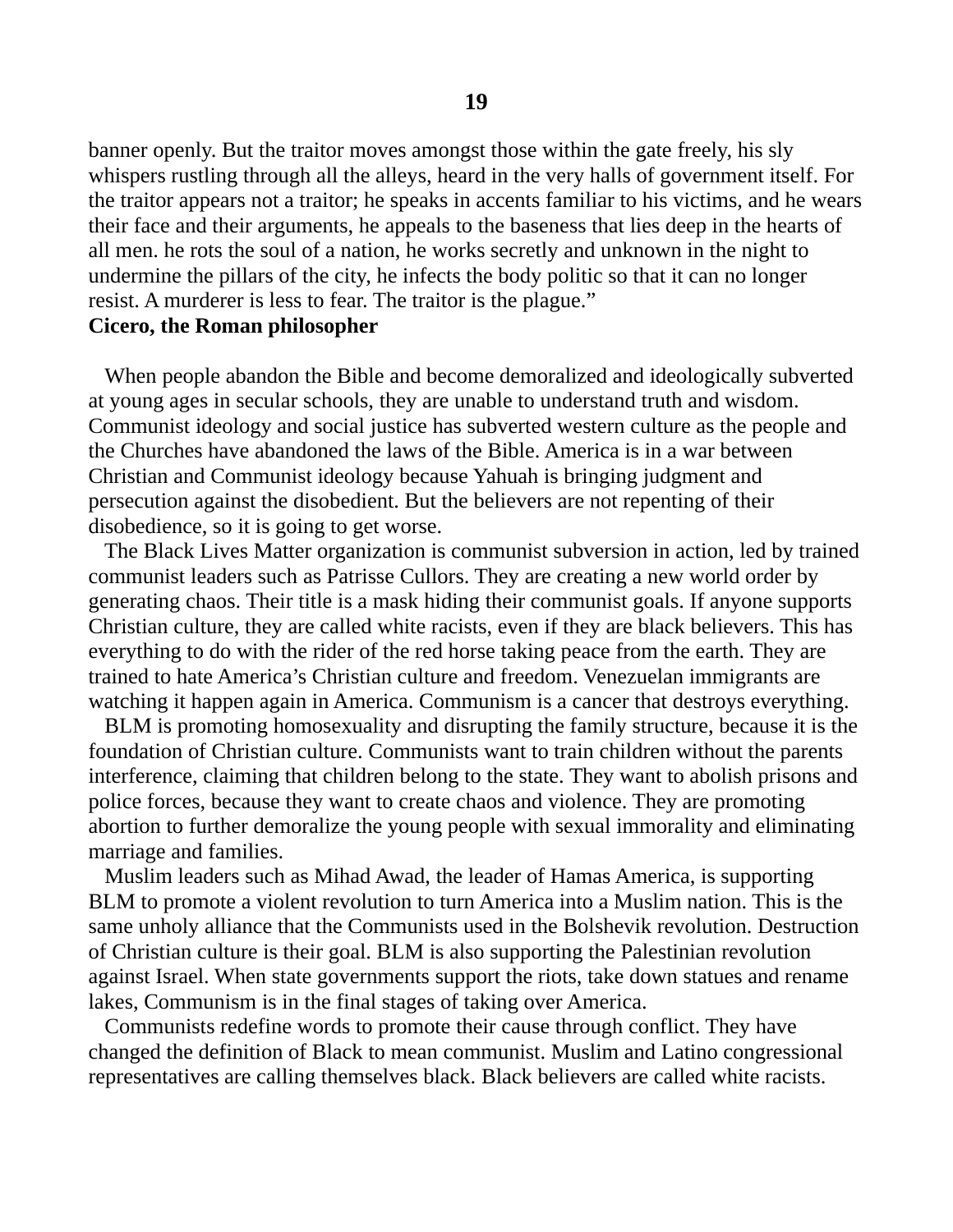banner openly. But the traitor moves amongst those within the gate freely, his sly whispers rustling through all the alleys, heard in the very halls of government itself. For the traitor appears not a traitor; he speaks in accents familiar to his victims, and he wears their face and their arguments, he appeals to the baseness that lies deep in the hearts of all men. he rots the soul of a nation, he works secretly and unknown in the night to undermine the pillars of the city, he infects the body politic so that it can no longer resist. A murderer is less to fear. The traitor is the plague."

**Cicero, the Roman philosopher**

When people abandon the Bible and become demoralized and ideologically subverted at young ages in secular schools, they are unable to understand truth and wisdom. Communist ideology and social justice has subverted western culture as the people and the Churches have abandoned the laws of the Bible. America is in a war between Christian and Communist ideology because Yahuah is bringing judgment and persecution against the disobedient. But the believers are not repenting of their disobedience, so it is going to get worse.

The Black Lives Matter organization is communist subversion in action, led by trained communist leaders such as Patrisse Cullors. They are creating a new world order by generating chaos. Their title is a mask hiding their communist goals. If anyone supports Christian culture, they are called white racists, even if they are black believers. This has everything to do with the rider of the red horse taking peace from the earth. They are trained to hate America's Christian culture and freedom. Venezuelan immigrants are watching it happen again in America. Communism is a cancer that destroys everything.

BLM is promoting homosexuality and disrupting the family structure, because it is the foundation of Christian culture. Communists want to train children without the parents interference, claiming that children belong to the state. They want to abolish prisons and police forces, because they want to create chaos and violence. They are promoting abortion to further demoralize the young people with sexual immorality and eliminating marriage and families.

Muslim leaders such as Mihad Awad, the leader of Hamas America, is supporting BLM to promote a violent revolution to turn America into a Muslim nation. This is the same unholy alliance that the Communists used in the Bolshevik revolution. Destruction of Christian culture is their goal. BLM is also supporting the Palestinian revolution against Israel. When state governments support the riots, take down statues and rename lakes, Communism is in the final stages of taking over America.

Communists redefine words to promote their cause through conflict. They have changed the definition of Black to mean communist. Muslim and Latino congressional representatives are calling themselves black. Black believers are called white racists.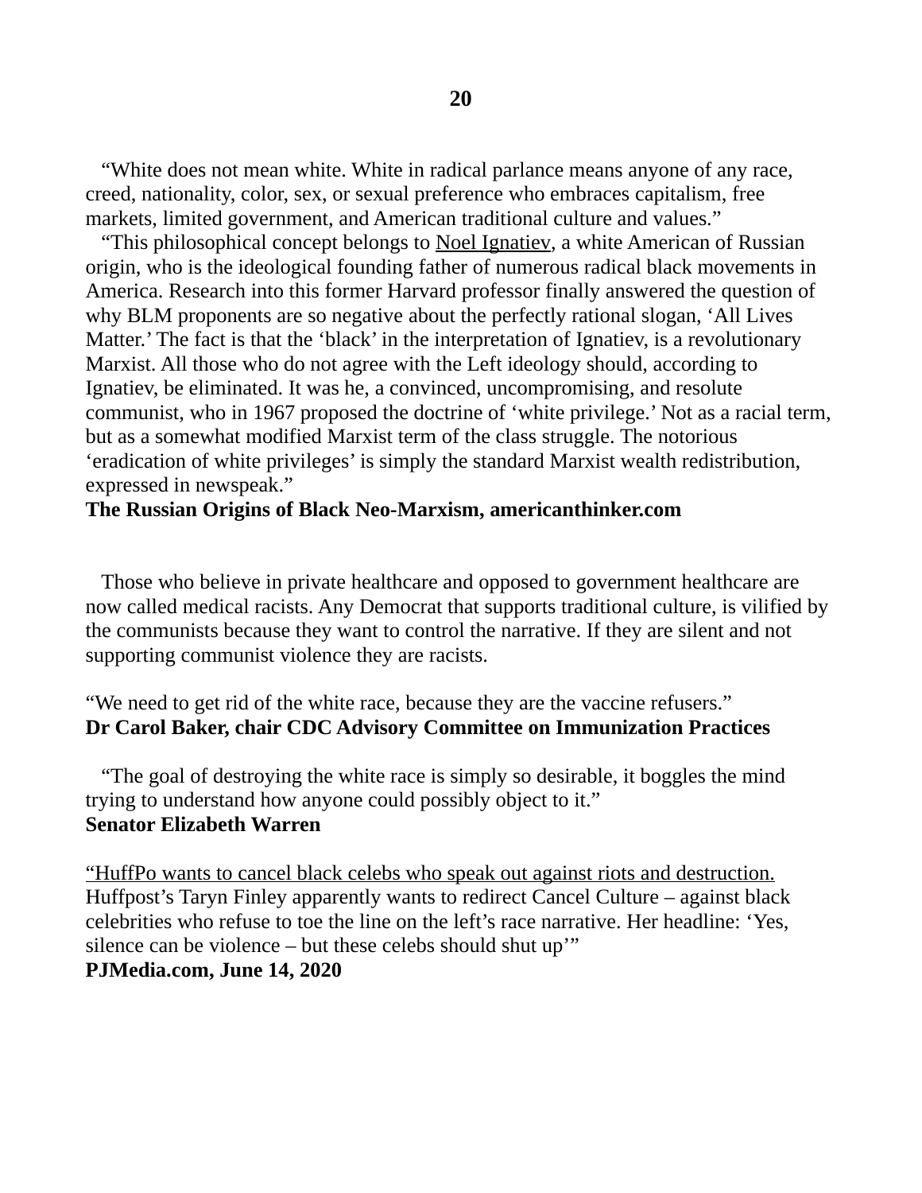"White does not mean white. White in radical parlance means anyone of any race, creed, nationality, color, sex, or sexual preference who embraces capitalism, free markets, limited government, and American traditional culture and values."

"This philosophical concept belongs to Noel Ignatiev, a white American of Russian origin, who is the ideological founding father of numerous radical black movements in America. Research into this former Harvard professor finally answered the question of why BLM proponents are so negative about the perfectly rational slogan, 'All Lives Matter.' The fact is that the 'black' in the interpretation of Ignatiev, is a revolutionary Marxist. All those who do not agree with the Left ideology should, according to Ignatiev, be eliminated. It was he, a convinced, uncompromising, and resolute communist, who in 1967 proposed the doctrine of 'white privilege.' Not as a racial term, but as a somewhat modified Marxist term of the class struggle. The notorious 'eradication of white privileges' is simply the standard Marxist wealth redistribution, expressed in newspeak."

**The Russian Origins of Black Neo-Marxism, americanthinker.com**

Those who believe in private healthcare and opposed to government healthcare are now called medical racists. Any Democrat that supports traditional culture, is vilified by the communists because they want to control the narrative. If they are silent and not supporting communist violence they are racists.

"We need to get rid of the white race, because they are the vaccine refusers."

**Dr Carol Baker, chair CDC Advisory Committee on Immunization Practices**

"The goal of destroying the white race is simply so desirable, it boggles the mind trying to understand how anyone could possibly object to it."

**Senator Elizabeth Warren**

"HuffPo wants to cancel black celebs who speak out against riots and destruction. Huffpost's Taryn Finley apparently wants to redirect Cancel Culture – against black celebrities who refuse to toe the line on the left's race narrative. Her headline: 'Yes, silence can be violence – but these celebs should shut up'"

**PJMedia.com, June 14, 2020**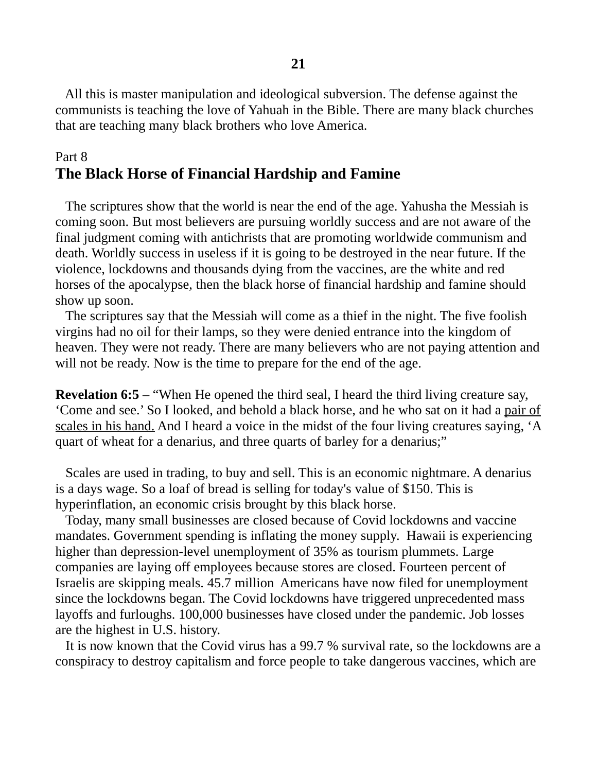All this is master manipulation and ideological subversion. The defense against the communists is teaching the love of Yahuah in the Bible. There are many black churches that are teaching many black brothers who love America.

Part 8

## The Black Horse of Financial Hardship and Famine

The scriptures show that the world is near the end of the age. Yahusha the Messiah is coming soon. But most believers are pursuing worldly success and are not aware of the final judgment coming with antichrists that are promoting worldwide communism and death. Worldly success in useless if it is going to be destroyed in the near future. If the violence, lockdowns and thousands dying from the vaccines, are the white and red horses of the apocalypse, then the black horse of financial hardship and famine should show up soon.

The scriptures say that the Messiah will come as a thief in the night. The five foolish virgins had no oil for their lamps, so they were denied entrance into the kingdom of heaven. They were not ready. There are many believers who are not paying attention and will not be ready. Now is the time to prepare for the end of the age.

**Revelation 6:5** – "When He opened the third seal, I heard the third living creature say, 'Come and see.' So I looked, and behold a black horse, and he who sat on it had a <u>pair of scales in his hand.</u> And I heard a voice in the midst of the four living creatures saying, 'A quart of wheat for a denarius, and three quarts of barley for a denarius;"

Scales are used in trading, to buy and sell. This is an economic nightmare. A denarius is a days wage. So a loaf of bread is selling for today's value of $150. This is hyperinflation, an economic crisis brought by this black horse.

Today, many small businesses are closed because of Covid lockdowns and vaccine mandates. Government spending is inflating the money supply. Hawaii is experiencing higher than depression-level unemployment of 35% as tourism plummets. Large companies are laying off employees because stores are closed. Fourteen percent of Israelis are skipping meals. 45.7 million Americans have now filed for unemployment since the lockdowns began. The Covid lockdowns have triggered unprecedented mass layoffs and furloughs. 100,000 businesses have closed under the pandemic. Job losses are the highest in U.S. history.

It is now known that the Covid virus has a 99.7 % survival rate, so the lockdowns are a conspiracy to destroy capitalism and force people to take dangerous vaccines, which are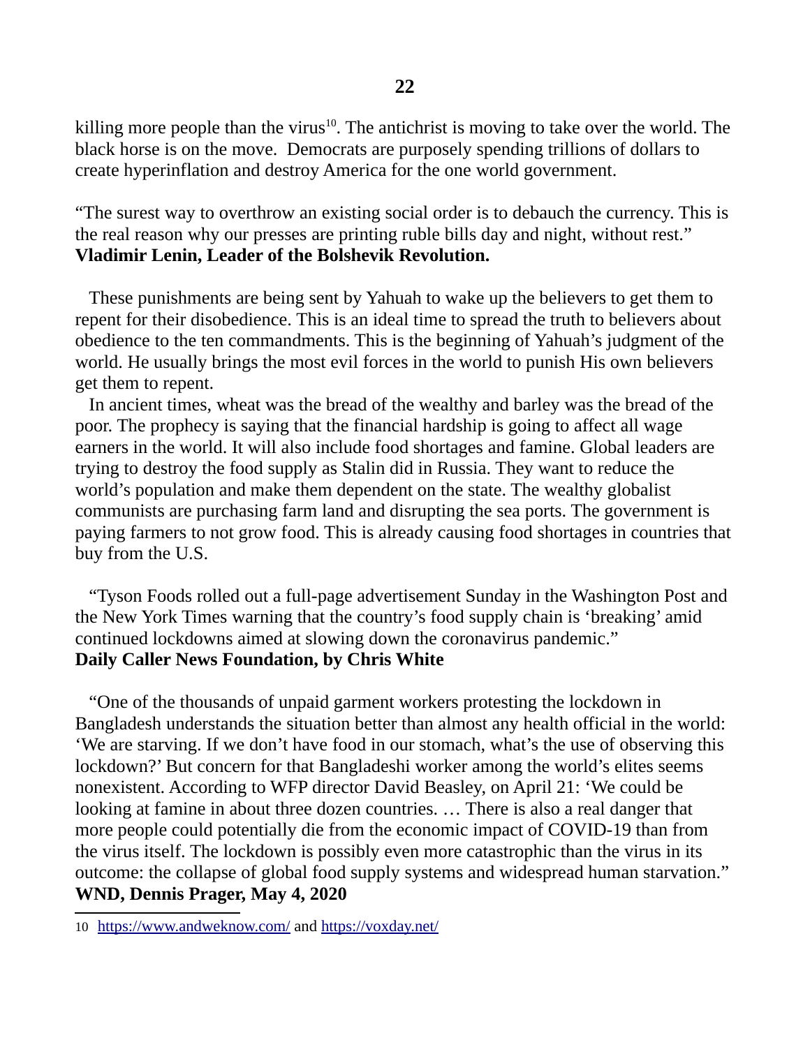killing more people than the virus[10]. The antichrist is moving to take over the world. The black horse is on the move. Democrats are purposely spending trillions of dollars to create hyperinflation and destroy America for the one world government.

"The surest way to overthrow an existing social order is to debauch the currency. This is the real reason why our presses are printing ruble bills day and night, without rest."
**Vladimir Lenin, Leader of the Bolshevik Revolution.**

These punishments are being sent by Yahuah to wake up the believers to get them to repent for their disobedience. This is an ideal time to spread the truth to believers about obedience to the ten commandments. This is the beginning of Yahuah's judgment of the world. He usually brings the most evil forces in the world to punish His own believers get them to repent.

In ancient times, wheat was the bread of the wealthy and barley was the bread of the poor. The prophecy is saying that the financial hardship is going to affect all wage earners in the world. It will also include food shortages and famine. Global leaders are trying to destroy the food supply as Stalin did in Russia. They want to reduce the world's population and make them dependent on the state. The wealthy globalist communists are purchasing farm land and disrupting the sea ports. The government is paying farmers to not grow food. This is already causing food shortages in countries that buy from the U.S.

"Tyson Foods rolled out a full-page advertisement Sunday in the Washington Post and the New York Times warning that the country's food supply chain is 'breaking' amid continued lockdowns aimed at slowing down the coronavirus pandemic."
**Daily Caller News Foundation, by Chris White**

"One of the thousands of unpaid garment workers protesting the lockdown in Bangladesh understands the situation better than almost any health official in the world: 'We are starving. If we don't have food in our stomach, what's the use of observing this lockdown?' But concern for that Bangladeshi worker among the world's elites seems nonexistent. According to WFP director David Beasley, on April 21: 'We could be looking at famine in about three dozen countries. … There is also a real danger that more people could potentially die from the economic impact of COVID-19 than from the virus itself. The lockdown is possibly even more catastrophic than the virus in its outcome: the collapse of global food supply systems and widespread human starvation."
**WND, Dennis Prager, May 4, 2020**

---

10 https://www.andweknow.com/ and https://voxday.net/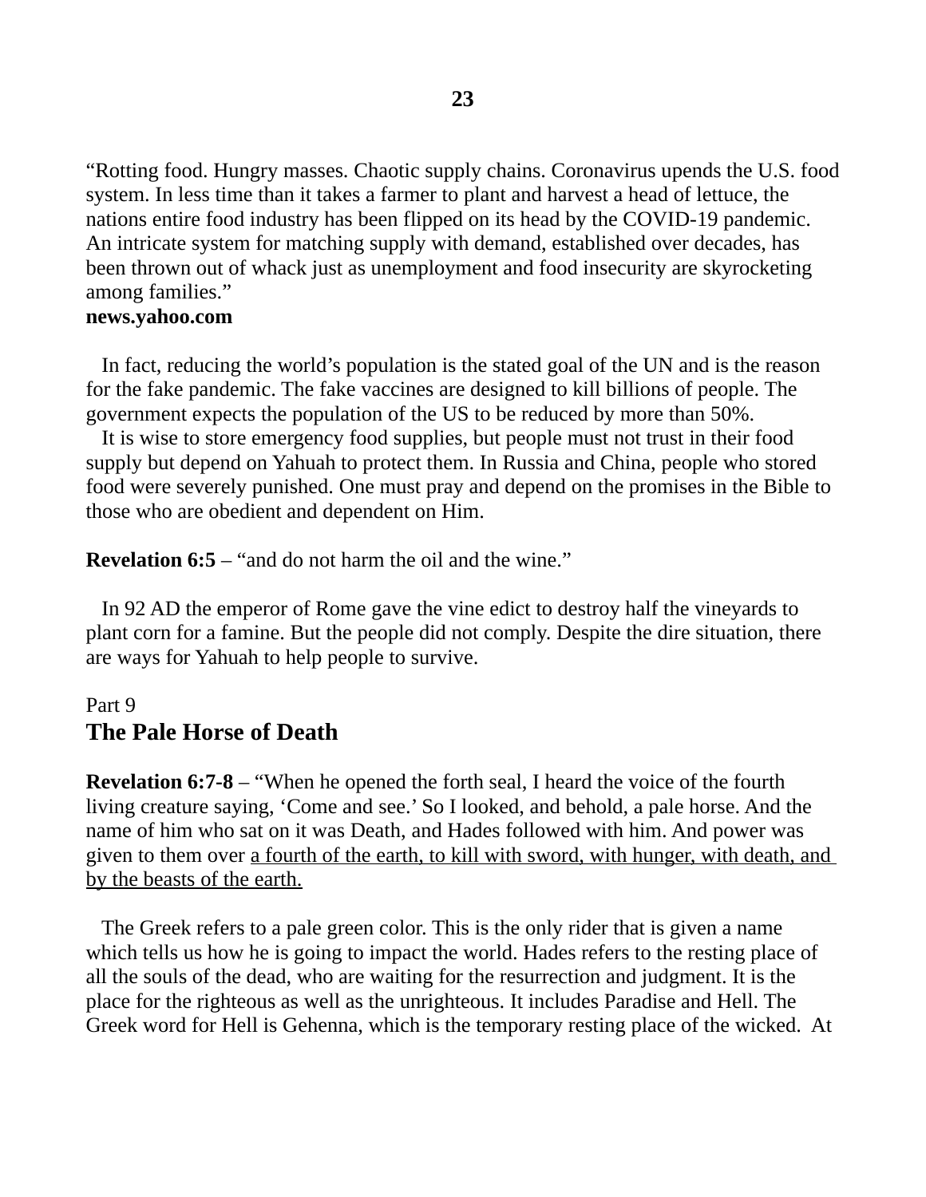“Rotting food. Hungry masses. Chaotic supply chains. Coronavirus upends the U.S. food system. In less time than it takes a farmer to plant and harvest a head of lettuce, the nations entire food industry has been flipped on its head by the COVID-19 pandemic. An intricate system for matching supply with demand, established over decades, has been thrown out of whack just as unemployment and food insecurity are skyrocketing among families.”
**news.yahoo.com**

In fact, reducing the world’s population is the stated goal of the UN and is the reason for the fake pandemic. The fake vaccines are designed to kill billions of people. The government expects the population of the US to be reduced by more than 50%.

It is wise to store emergency food supplies, but people must not trust in their food supply but depend on Yahuah to protect them. In Russia and China, people who stored food were severely punished. One must pray and depend on the promises in the Bible to those who are obedient and dependent on Him.

**Revelation 6:5** – “and do not harm the oil and the wine.”

In 92 AD the emperor of Rome gave the vine edict to destroy half the vineyards to plant corn for a famine. But the people did not comply. Despite the dire situation, there are ways for Yahuah to help people to survive.

Part 9

## The Pale Horse of Death

**Revelation 6:7-8** – “When he opened the forth seal, I heard the voice of the fourth living creature saying, ‘Come and see.’ So I looked, and behold, a pale horse. And the name of him who sat on it was Death, and Hades followed with him. And power was given to them over <u>a fourth of the earth, to kill with sword, with hunger, with death, and by the beasts of the earth.</u>

The Greek refers to a pale green color. This is the only rider that is given a name which tells us how he is going to impact the world. Hades refers to the resting place of all the souls of the dead, who are waiting for the resurrection and judgment. It is the place for the righteous as well as the unrighteous. It includes Paradise and Hell. The Greek word for Hell is Gehenna, which is the temporary resting place of the wicked. At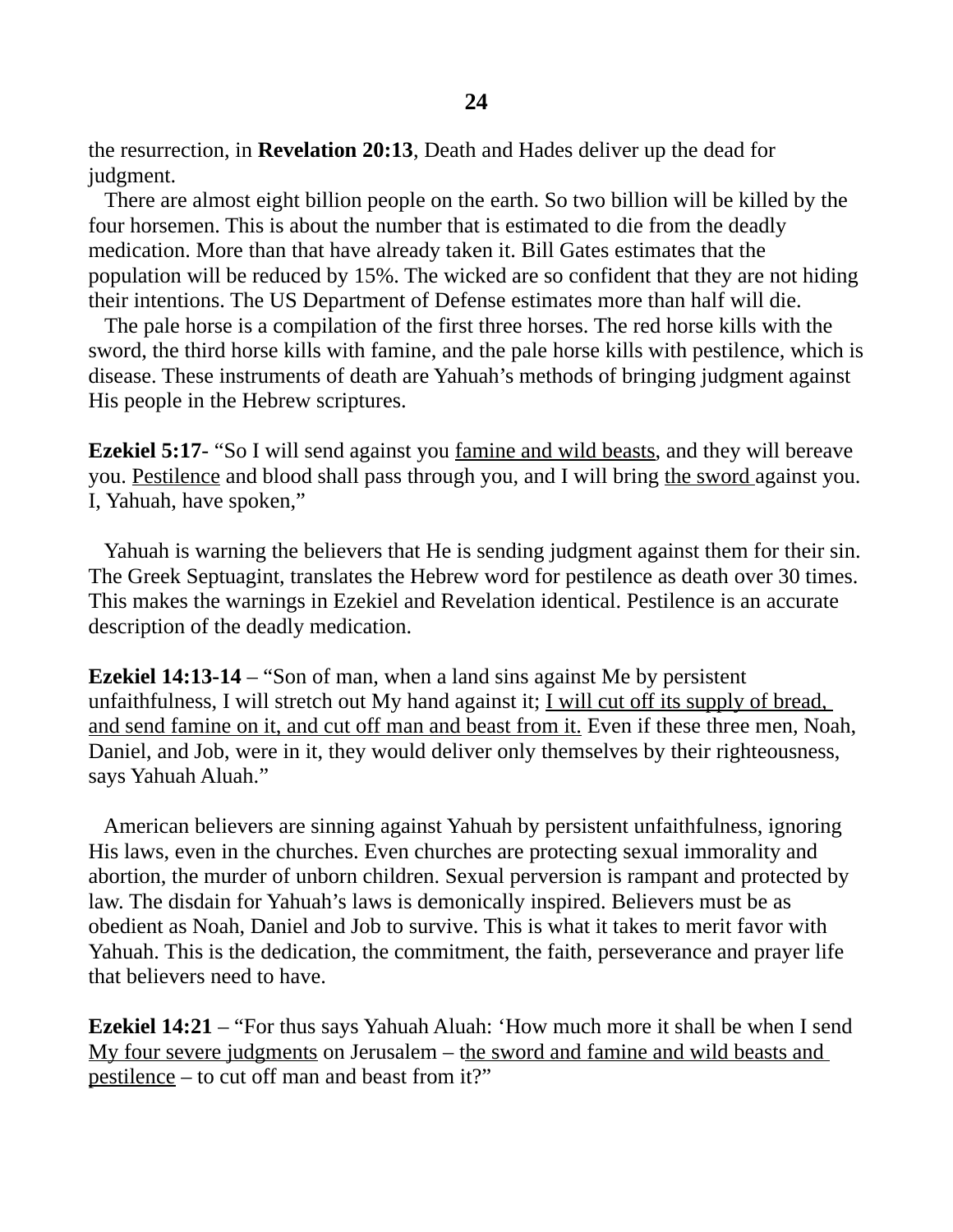the resurrection, in **Revelation 20:13**, Death and Hades deliver up the dead for judgment.

There are almost eight billion people on the earth. So two billion will be killed by the four horsemen. This is about the number that is estimated to die from the deadly medication. More than that have already taken it. Bill Gates estimates that the population will be reduced by 15%. The wicked are so confident that they are not hiding their intentions. The US Department of Defense estimates more than half will die.

The pale horse is a compilation of the first three horses. The red horse kills with the sword, the third horse kills with famine, and the pale horse kills with pestilence, which is disease. These instruments of death are Yahuah's methods of bringing judgment against His people in the Hebrew scriptures.

**Ezekiel 5:17**- "So I will send against you <u>famine and wild beasts</u>, and they will bereave you. <u>Pestilence</u> and blood shall pass through you, and I will bring <u>the sword</u> against you. I, Yahuah, have spoken,"

Yahuah is warning the believers that He is sending judgment against them for their sin. The Greek Septuagint, translates the Hebrew word for pestilence as death over 30 times. This makes the warnings in Ezekiel and Revelation identical. Pestilence is an accurate description of the deadly medication.

**Ezekiel 14:13-14** – "Son of man, when a land sins against Me by persistent unfaithfulness, I will stretch out My hand against it; <u>I will cut off its supply of bread, and send famine on it, and cut off man and beast from it.</u> Even if these three men, Noah, Daniel, and Job, were in it, they would deliver only themselves by their righteousness, says Yahuah Aluah."

American believers are sinning against Yahuah by persistent unfaithfulness, ignoring His laws, even in the churches. Even churches are protecting sexual immorality and abortion, the murder of unborn children. Sexual perversion is rampant and protected by law. The disdain for Yahuah's laws is demonically inspired. Believers must be as obedient as Noah, Daniel and Job to survive. This is what it takes to merit favor with Yahuah. This is the dedication, the commitment, the faith, perseverance and prayer life that believers need to have.

**Ezekiel 14:21** – "For thus says Yahuah Aluah: 'How much more it shall be when I send <u>My four severe judgments</u> on Jerusalem – <u>the sword and famine and wild beasts and pestilence</u> – to cut off man and beast from it?"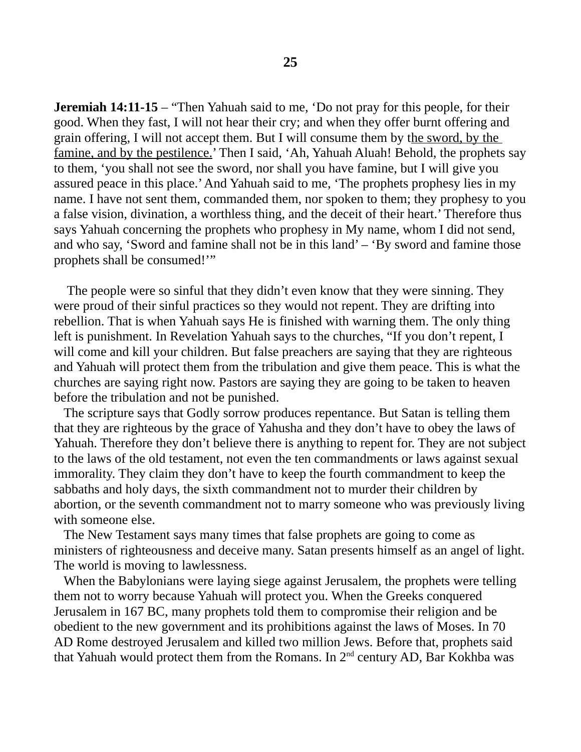**Jeremiah 14:11-15** – “Then Yahuah said to me, ‘Do not pray for this people, for their good. When they fast, I will not hear their cry; and when they offer burnt offering and grain offering, I will not accept them. But I will consume them by the sword, by the famine, and by the pestilence.’ Then I said, ‘Ah, Yahuah Aluah! Behold, the prophets say to them, ‘you shall not see the sword, nor shall you have famine, but I will give you assured peace in this place.’ And Yahuah said to me, ‘The prophets prophesy lies in my name. I have not sent them, commanded them, nor spoken to them; they prophesy to you a false vision, divination, a worthless thing, and the deceit of their heart.’ Therefore thus says Yahuah concerning the prophets who prophesy in My name, whom I did not send, and who say, ‘Sword and famine shall not be in this land’ – ‘By sword and famine those prophets shall be consumed!’”

The people were so sinful that they didn’t even know that they were sinning. They were proud of their sinful practices so they would not repent. They are drifting into rebellion. That is when Yahuah says He is finished with warning them. The only thing left is punishment. In Revelation Yahuah says to the churches, “If you don’t repent, I will come and kill your children. But false preachers are saying that they are righteous and Yahuah will protect them from the tribulation and give them peace. This is what the churches are saying right now. Pastors are saying they are going to be taken to heaven before the tribulation and not be punished.

The scripture says that Godly sorrow produces repentance. But Satan is telling them that they are righteous by the grace of Yahusha and they don’t have to obey the laws of Yahuah. Therefore they don’t believe there is anything to repent for. They are not subject to the laws of the old testament, not even the ten commandments or laws against sexual immorality. They claim they don’t have to keep the fourth commandment to keep the sabbaths and holy days, the sixth commandment not to murder their children by abortion, or the seventh commandment not to marry someone who was previously living with someone else.

The New Testament says many times that false prophets are going to come as ministers of righteousness and deceive many. Satan presents himself as an angel of light. The world is moving to lawlessness.

When the Babylonians were laying siege against Jerusalem, the prophets were telling them not to worry because Yahuah will protect you. When the Greeks conquered Jerusalem in 167 BC, many prophets told them to compromise their religion and be obedient to the new government and its prohibitions against the laws of Moses. In 70 AD Rome destroyed Jerusalem and killed two million Jews. Before that, prophets said that Yahuah would protect them from the Romans. In 2nd century AD, Bar Kokhba was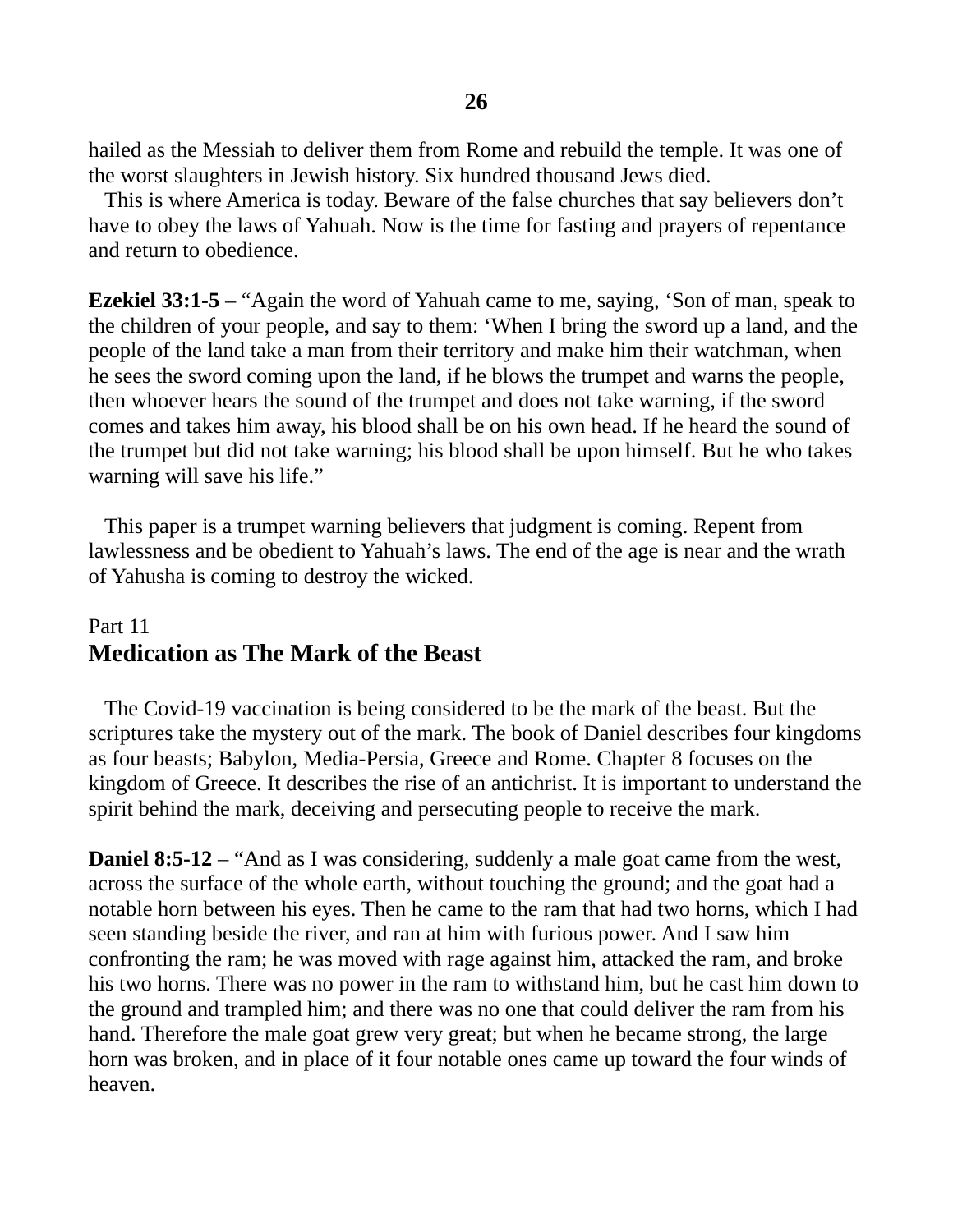hailed as the Messiah to deliver them from Rome and rebuild the temple. It was one of the worst slaughters in Jewish history. Six hundred thousand Jews died.

This is where America is today. Beware of the false churches that say believers don't have to obey the laws of Yahuah. Now is the time for fasting and prayers of repentance and return to obedience.

**Ezekiel 33:1-5** – "Again the word of Yahuah came to me, saying, 'Son of man, speak to the children of your people, and say to them: 'When I bring the sword up a land, and the people of the land take a man from their territory and make him their watchman, when he sees the sword coming upon the land, if he blows the trumpet and warns the people, then whoever hears the sound of the trumpet and does not take warning, if the sword comes and takes him away, his blood shall be on his own head. If he heard the sound of the trumpet but did not take warning; his blood shall be upon himself. But he who takes warning will save his life."

This paper is a trumpet warning believers that judgment is coming. Repent from lawlessness and be obedient to Yahuah's laws. The end of the age is near and the wrath of Yahusha is coming to destroy the wicked.

Part 11

## Medication as The Mark of the Beast

The Covid-19 vaccination is being considered to be the mark of the beast. But the scriptures take the mystery out of the mark. The book of Daniel describes four kingdoms as four beasts; Babylon, Media-Persia, Greece and Rome. Chapter 8 focuses on the kingdom of Greece. It describes the rise of an antichrist. It is important to understand the spirit behind the mark, deceiving and persecuting people to receive the mark.

**Daniel 8:5-12** – "And as I was considering, suddenly a male goat came from the west, across the surface of the whole earth, without touching the ground; and the goat had a notable horn between his eyes. Then he came to the ram that had two horns, which I had seen standing beside the river, and ran at him with furious power. And I saw him confronting the ram; he was moved with rage against him, attacked the ram, and broke his two horns. There was no power in the ram to withstand him, but he cast him down to the ground and trampled him; and there was no one that could deliver the ram from his hand. Therefore the male goat grew very great; but when he became strong, the large horn was broken, and in place of it four notable ones came up toward the four winds of heaven.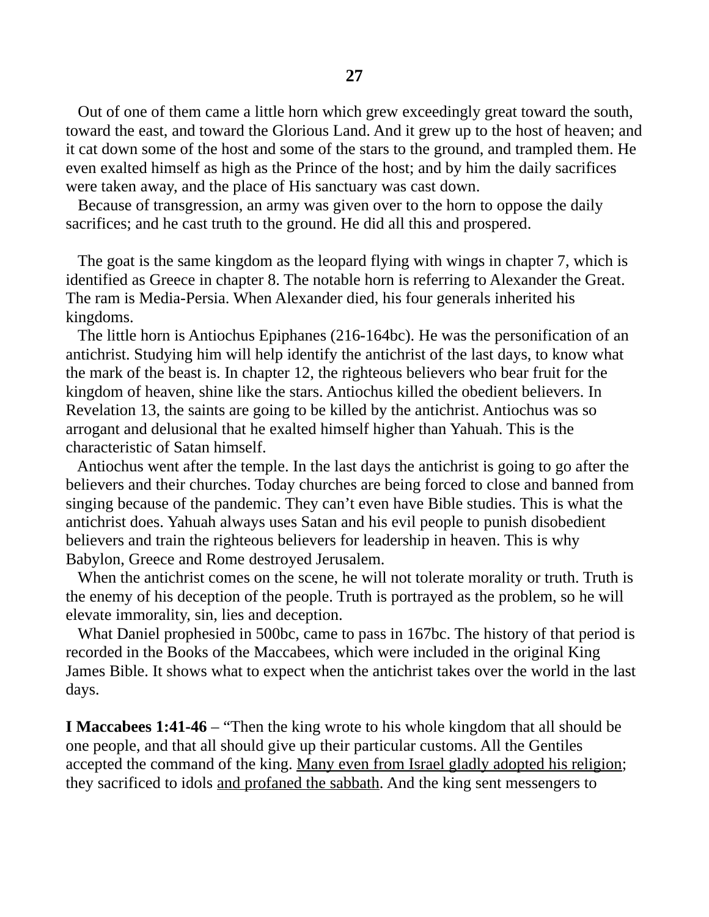Out of one of them came a little horn which grew exceedingly great toward the south, toward the east, and toward the Glorious Land. And it grew up to the host of heaven; and it cat down some of the host and some of the stars to the ground, and trampled them. He even exalted himself as high as the Prince of the host; and by him the daily sacrifices were taken away, and the place of His sanctuary was cast down.

Because of transgression, an army was given over to the horn to oppose the daily sacrifices; and he cast truth to the ground. He did all this and prospered.

The goat is the same kingdom as the leopard flying with wings in chapter 7, which is identified as Greece in chapter 8. The notable horn is referring to Alexander the Great. The ram is Media-Persia. When Alexander died, his four generals inherited his kingdoms.

The little horn is Antiochus Epiphanes (216-164bc). He was the personification of an antichrist. Studying him will help identify the antichrist of the last days, to know what the mark of the beast is. In chapter 12, the righteous believers who bear fruit for the kingdom of heaven, shine like the stars. Antiochus killed the obedient believers. In Revelation 13, the saints are going to be killed by the antichrist. Antiochus was so arrogant and delusional that he exalted himself higher than Yahuah. This is the characteristic of Satan himself.

Antiochus went after the temple. In the last days the antichrist is going to go after the believers and their churches. Today churches are being forced to close and banned from singing because of the pandemic. They can't even have Bible studies. This is what the antichrist does. Yahuah always uses Satan and his evil people to punish disobedient believers and train the righteous believers for leadership in heaven. This is why Babylon, Greece and Rome destroyed Jerusalem.

When the antichrist comes on the scene, he will not tolerate morality or truth. Truth is the enemy of his deception of the people. Truth is portrayed as the problem, so he will elevate immorality, sin, lies and deception.

What Daniel prophesied in 500bc, came to pass in 167bc. The history of that period is recorded in the Books of the Maccabees, which were included in the original King James Bible. It shows what to expect when the antichrist takes over the world in the last days.

**I Maccabees 1:41-46** – "Then the king wrote to his whole kingdom that all should be one people, and that all should give up their particular customs. All the Gentiles accepted the command of the king. <u>Many even from Israel gladly adopted his religion</u>; they sacrificed to idols <u>and profaned the sabbath</u>. And the king sent messengers to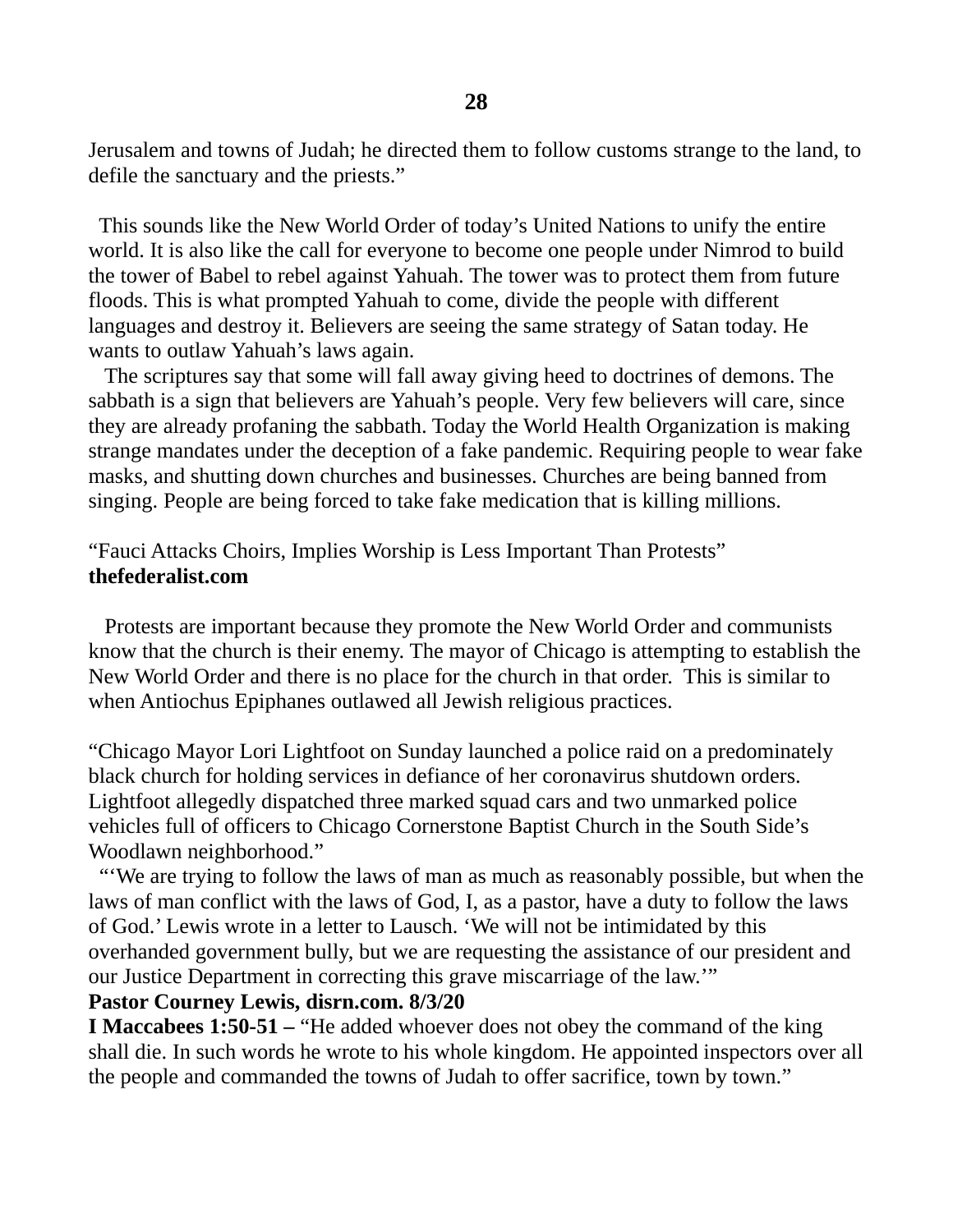Jerusalem and towns of Judah; he directed them to follow customs strange to the land, to defile the sanctuary and the priests."

This sounds like the New World Order of today's United Nations to unify the entire world. It is also like the call for everyone to become one people under Nimrod to build the tower of Babel to rebel against Yahuah. The tower was to protect them from future floods. This is what prompted Yahuah to come, divide the people with different languages and destroy it. Believers are seeing the same strategy of Satan today. He wants to outlaw Yahuah's laws again.

The scriptures say that some will fall away giving heed to doctrines of demons. The sabbath is a sign that believers are Yahuah's people. Very few believers will care, since they are already profaning the sabbath. Today the World Health Organization is making strange mandates under the deception of a fake pandemic. Requiring people to wear fake masks, and shutting down churches and businesses. Churches are being banned from singing. People are being forced to take fake medication that is killing millions.

"Fauci Attacks Choirs, Implies Worship is Less Important Than Protests"
**thefederalist.com**

Protests are important because they promote the New World Order and communists know that the church is their enemy. The mayor of Chicago is attempting to establish the New World Order and there is no place for the church in that order. This is similar to when Antiochus Epiphanes outlawed all Jewish religious practices.

"Chicago Mayor Lori Lightfoot on Sunday launched a police raid on a predominately black church for holding services in defiance of her coronavirus shutdown orders. Lightfoot allegedly dispatched three marked squad cars and two unmarked police vehicles full of officers to Chicago Cornerstone Baptist Church in the South Side's Woodlawn neighborhood."

"'We are trying to follow the laws of man as much as reasonably possible, but when the laws of man conflict with the laws of God, I, as a pastor, have a duty to follow the laws of God.' Lewis wrote in a letter to Lausch. 'We will not be intimidated by this overhanded government bully, but we are requesting the assistance of our president and our Justice Department in correcting this grave miscarriage of the law.'"
**Pastor Courney Lewis, disrn.com. 8/3/20**

**I Maccabees 1:50-51 –** "He added whoever does not obey the command of the king shall die. In such words he wrote to his whole kingdom. He appointed inspectors over all the people and commanded the towns of Judah to offer sacrifice, town by town."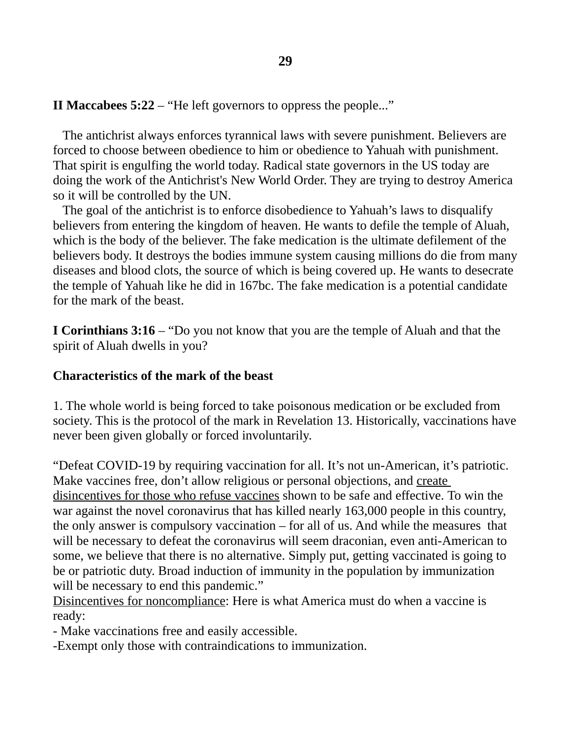**II Maccabees 5:22** – "He left governors to oppress the people..."

The antichrist always enforces tyrannical laws with severe punishment. Believers are forced to choose between obedience to him or obedience to Yahuah with punishment. That spirit is engulfing the world today. Radical state governors in the US today are doing the work of the Antichrist's New World Order. They are trying to destroy America so it will be controlled by the UN.

The goal of the antichrist is to enforce disobedience to Yahuah's laws to disqualify believers from entering the kingdom of heaven. He wants to defile the temple of Aluah, which is the body of the believer. The fake medication is the ultimate defilement of the believers body. It destroys the bodies immune system causing millions do die from many diseases and blood clots, the source of which is being covered up. He wants to desecrate the temple of Yahuah like he did in 167bc. The fake medication is a potential candidate for the mark of the beast.

**I Corinthians 3:16** – "Do you not know that you are the temple of Aluah and that the spirit of Aluah dwells in you?

**Characteristics of the mark of the beast**

1. The whole world is being forced to take poisonous medication or be excluded from society. This is the protocol of the mark in Revelation 13. Historically, vaccinations have never been given globally or forced involuntarily.

"Defeat COVID-19 by requiring vaccination for all. It's not un-American, it's patriotic. Make vaccines free, don't allow religious or personal objections, and <u>create disincentives for those who refuse vaccines</u> shown to be safe and effective. To win the war against the novel coronavirus that has killed nearly 163,000 people in this country, the only answer is compulsory vaccination – for all of us. And while the measures that will be necessary to defeat the coronavirus will seem draconian, even anti-American to some, we believe that there is no alternative. Simply put, getting vaccinated is going to be or patriotic duty. Broad induction of immunity in the population by immunization will be necessary to end this pandemic."

<u>Disincentives for noncompliance</u>: Here is what America must do when a vaccine is ready:

- Make vaccinations free and easily accessible.
- Exempt only those with contraindications to immunization.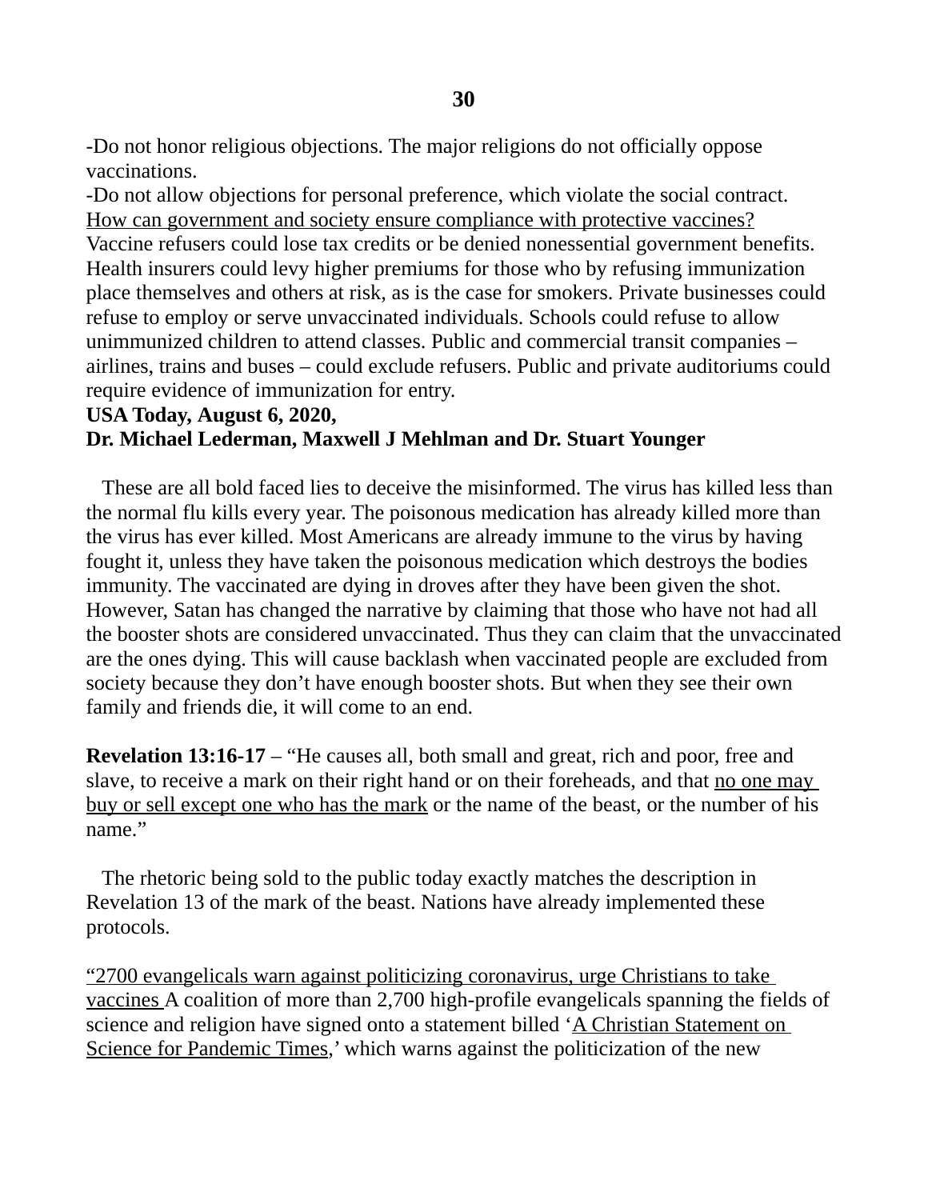-Do not honor religious objections. The major religions do not officially oppose vaccinations.
-Do not allow objections for personal preference, which violate the social contract.
<u>How can government and society ensure compliance with protective vaccines?</u>
Vaccine refusers could lose tax credits or be denied nonessential government benefits. Health insurers could levy higher premiums for those who by refusing immunization place themselves and others at risk, as is the case for smokers. Private businesses could refuse to employ or serve unvaccinated individuals. Schools could refuse to allow unimmunized children to attend classes. Public and commercial transit companies – airlines, trains and buses – could exclude refusers. Public and private auditoriums could require evidence of immunization for entry.
**USA Today, August 6, 2020,**
**Dr. Michael Lederman, Maxwell J Mehlman and Dr. Stuart Younger**

These are all bold faced lies to deceive the misinformed. The virus has killed less than the normal flu kills every year. The poisonous medication has already killed more than the virus has ever killed. Most Americans are already immune to the virus by having fought it, unless they have taken the poisonous medication which destroys the bodies immunity. The vaccinated are dying in droves after they have been given the shot. However, Satan has changed the narrative by claiming that those who have not had all the booster shots are considered unvaccinated. Thus they can claim that the unvaccinated are the ones dying. This will cause backlash when vaccinated people are excluded from society because they don't have enough booster shots. But when they see their own family and friends die, it will come to an end.

**Revelation 13:16-17** – "He causes all, both small and great, rich and poor, free and slave, to receive a mark on their right hand or on their foreheads, and that <u>no one may buy or sell except one who has the mark</u> or the name of the beast, or the number of his name."

The rhetoric being sold to the public today exactly matches the description in Revelation 13 of the mark of the beast. Nations have already implemented these protocols.

<u>"2700 evangelicals warn against politicizing coronavirus, urge Christians to take vaccines</u> A coalition of more than 2,700 high-profile evangelicals spanning the fields of science and religion have signed onto a statement billed '<u>A Christian Statement on Science for Pandemic Times</u>,' which warns against the politicization of the new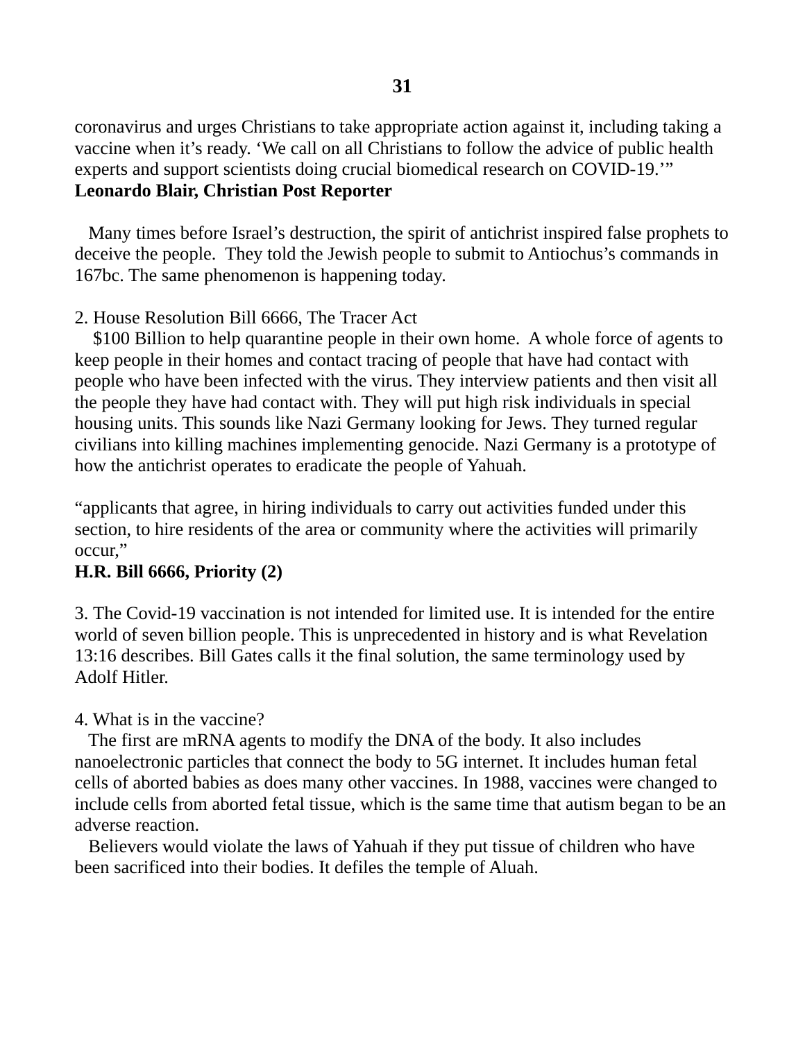coronavirus and urges Christians to take appropriate action against it, including taking a vaccine when it's ready. 'We call on all Christians to follow the advice of public health experts and support scientists doing crucial biomedical research on COVID-19.'"
**Leonardo Blair, Christian Post Reporter**

Many times before Israel's destruction, the spirit of antichrist inspired false prophets to deceive the people. They told the Jewish people to submit to Antiochus's commands in 167bc. The same phenomenon is happening today.

2. House Resolution Bill 6666, The Tracer Act

$100 Billion to help quarantine people in their own home. A whole force of agents to keep people in their homes and contact tracing of people that have had contact with people who have been infected with the virus. They interview patients and then visit all the people they have had contact with. They will put high risk individuals in special housing units. This sounds like Nazi Germany looking for Jews. They turned regular civilians into killing machines implementing genocide. Nazi Germany is a prototype of how the antichrist operates to eradicate the people of Yahuah.

"applicants that agree, in hiring individuals to carry out activities funded under this section, to hire residents of the area or community where the activities will primarily occur,"
**H.R. Bill 6666, Priority (2)**

3. The Covid-19 vaccination is not intended for limited use. It is intended for the entire world of seven billion people. This is unprecedented in history and is what Revelation 13:16 describes. Bill Gates calls it the final solution, the same terminology used by Adolf Hitler.

4. What is in the vaccine?

The first are mRNA agents to modify the DNA of the body. It also includes nanoelectronic particles that connect the body to 5G internet. It includes human fetal cells of aborted babies as does many other vaccines. In 1988, vaccines were changed to include cells from aborted fetal tissue, which is the same time that autism began to be an adverse reaction.

Believers would violate the laws of Yahuah if they put tissue of children who have been sacrificed into their bodies. It defiles the temple of Aluah.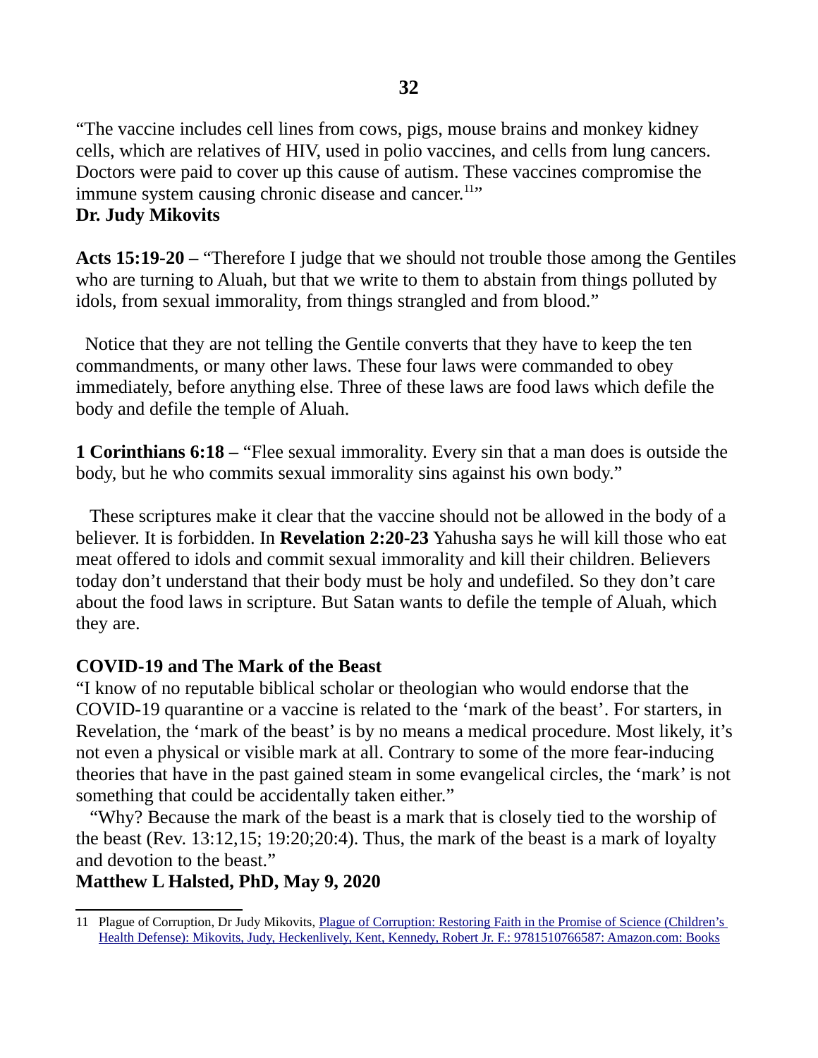"The vaccine includes cell lines from cows, pigs, mouse brains and monkey kidney cells, which are relatives of HIV, used in polio vaccines, and cells from lung cancers. Doctors were paid to cover up this cause of autism. These vaccines compromise the immune system causing chronic disease and cancer.[11]"
**Dr. Judy Mikovits**

**Acts 15:19-20 –** "Therefore I judge that we should not trouble those among the Gentiles who are turning to Aluah, but that we write to them to abstain from things polluted by idols, from sexual immorality, from things strangled and from blood."

Notice that they are not telling the Gentile converts that they have to keep the ten commandments, or many other laws. These four laws were commanded to obey immediately, before anything else. Three of these laws are food laws which defile the body and defile the temple of Aluah.

**1 Corinthians 6:18 –** "Flee sexual immorality. Every sin that a man does is outside the body, but he who commits sexual immorality sins against his own body."

These scriptures make it clear that the vaccine should not be allowed in the body of a believer. It is forbidden. In **Revelation 2:20-23** Yahusha says he will kill those who eat meat offered to idols and commit sexual immorality and kill their children. Believers today don't understand that their body must be holy and undefiled. So they don't care about the food laws in scripture. But Satan wants to defile the temple of Aluah, which they are.

### COVID-19 and The Mark of the Beast

"I know of no reputable biblical scholar or theologian who would endorse that the COVID-19 quarantine or a vaccine is related to the 'mark of the beast'. For starters, in Revelation, the 'mark of the beast' is by no means a medical procedure. Most likely, it's not even a physical or visible mark at all. Contrary to some of the more fear-inducing theories that have in the past gained steam in some evangelical circles, the 'mark' is not something that could be accidentally taken either."

"Why? Because the mark of the beast is a mark that is closely tied to the worship of the beast (Rev. 13:12,15; 19:20;20:4). Thus, the mark of the beast is a mark of loyalty and devotion to the beast."
**Matthew L Halsted, PhD, May 9, 2020**

---

11 Plague of Corruption, Dr Judy Mikovits, Plague of Corruption: Restoring Faith in the Promise of Science (Children's Health Defense): Mikovits, Judy, Heckenlively, Kent, Kennedy, Robert Jr. F.: 9781510766587: Amazon.com: Books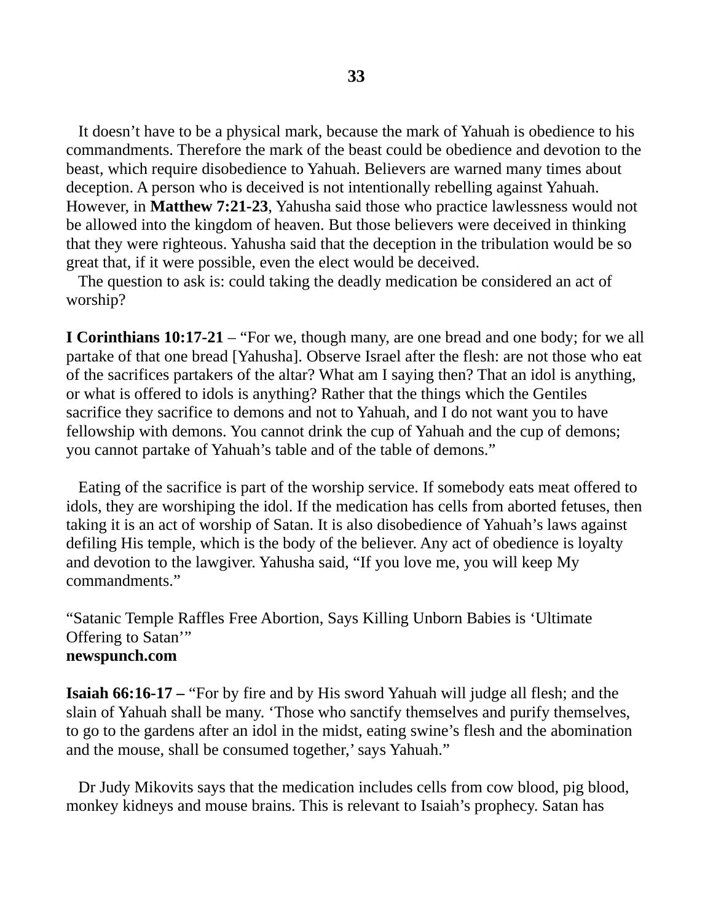It doesn't have to be a physical mark, because the mark of Yahuah is obedience to his commandments. Therefore the mark of the beast could be obedience and devotion to the beast, which require disobedience to Yahuah. Believers are warned many times about deception. A person who is deceived is not intentionally rebelling against Yahuah. However, in **Matthew 7:21-23**, Yahusha said those who practice lawlessness would not be allowed into the kingdom of heaven. But those believers were deceived in thinking that they were righteous. Yahusha said that the deception in the tribulation would be so great that, if it were possible, even the elect would be deceived.

The question to ask is: could taking the deadly medication be considered an act of worship?

**I Corinthians 10:17-21** – "For we, though many, are one bread and one body; for we all partake of that one bread [Yahusha]. Observe Israel after the flesh: are not those who eat of the sacrifices partakers of the altar? What am I saying then? That an idol is anything, or what is offered to idols is anything? Rather that the things which the Gentiles sacrifice they sacrifice to demons and not to Yahuah, and I do not want you to have fellowship with demons. You cannot drink the cup of Yahuah and the cup of demons; you cannot partake of Yahuah's table and of the table of demons."

Eating of the sacrifice is part of the worship service. If somebody eats meat offered to idols, they are worshiping the idol. If the medication has cells from aborted fetuses, then taking it is an act of worship of Satan. It is also disobedience of Yahuah's laws against defiling His temple, which is the body of the believer. Any act of obedience is loyalty and devotion to the lawgiver. Yahusha said, "If you love me, you will keep My commandments."

"Satanic Temple Raffles Free Abortion, Says Killing Unborn Babies is 'Ultimate Offering to Satan'"
**newspunch.com**

**Isaiah 66:16-17 –** "For by fire and by His sword Yahuah will judge all flesh; and the slain of Yahuah shall be many. 'Those who sanctify themselves and purify themselves, to go to the gardens after an idol in the midst, eating swine's flesh and the abomination and the mouse, shall be consumed together,' says Yahuah."

Dr Judy Mikovits says that the medication includes cells from cow blood, pig blood, monkey kidneys and mouse brains. This is relevant to Isaiah's prophecy. Satan has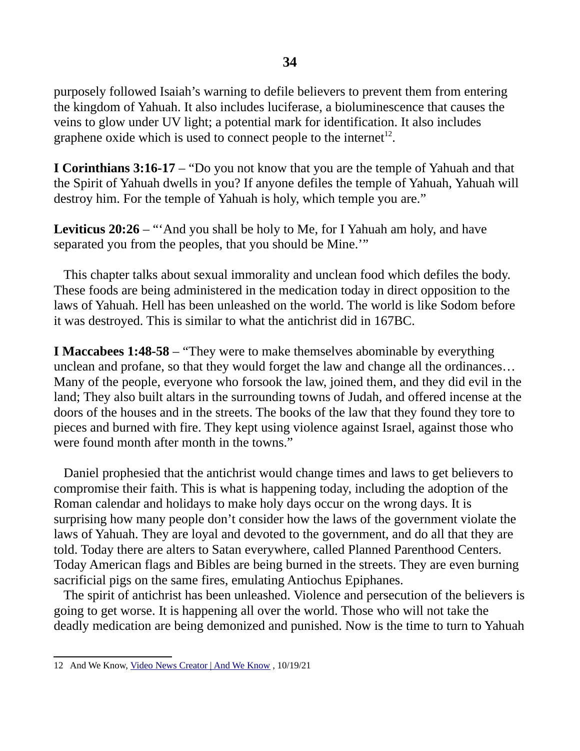purposely followed Isaiah's warning to defile believers to prevent them from entering the kingdom of Yahuah. It also includes luciferase, a bioluminescence that causes the veins to glow under UV light; a potential mark for identification. It also includes graphene oxide which is used to connect people to the internet[12].

**I Corinthians 3:16-17** – "Do you not know that you are the temple of Yahuah and that the Spirit of Yahuah dwells in you? If anyone defiles the temple of Yahuah, Yahuah will destroy him. For the temple of Yahuah is holy, which temple you are."

**Leviticus 20:26** – "'And you shall be holy to Me, for I Yahuah am holy, and have separated you from the peoples, that you should be Mine.'"

This chapter talks about sexual immorality and unclean food which defiles the body. These foods are being administered in the medication today in direct opposition to the laws of Yahuah. Hell has been unleashed on the world. The world is like Sodom before it was destroyed. This is similar to what the antichrist did in 167BC.

**I Maccabees 1:48-58** – "They were to make themselves abominable by everything unclean and profane, so that they would forget the law and change all the ordinances… Many of the people, everyone who forsook the law, joined them, and they did evil in the land; They also built altars in the surrounding towns of Judah, and offered incense at the doors of the houses and in the streets. The books of the law that they found they tore to pieces and burned with fire. They kept using violence against Israel, against those who were found month after month in the towns."

Daniel prophesied that the antichrist would change times and laws to get believers to compromise their faith. This is what is happening today, including the adoption of the Roman calendar and holidays to make holy days occur on the wrong days. It is surprising how many people don't consider how the laws of the government violate the laws of Yahuah. They are loyal and devoted to the government, and do all that they are told. Today there are alters to Satan everywhere, called Planned Parenthood Centers. Today American flags and Bibles are being burned in the streets. They are even burning sacrificial pigs on the same fires, emulating Antiochus Epiphanes.

The spirit of antichrist has been unleashed. Violence and persecution of the believers is going to get worse. It is happening all over the world. Those who will not take the deadly medication are being demonized and punished. Now is the time to turn to Yahuah

---

12 And We Know, [Video News Creator | And We Know](), 10/19/21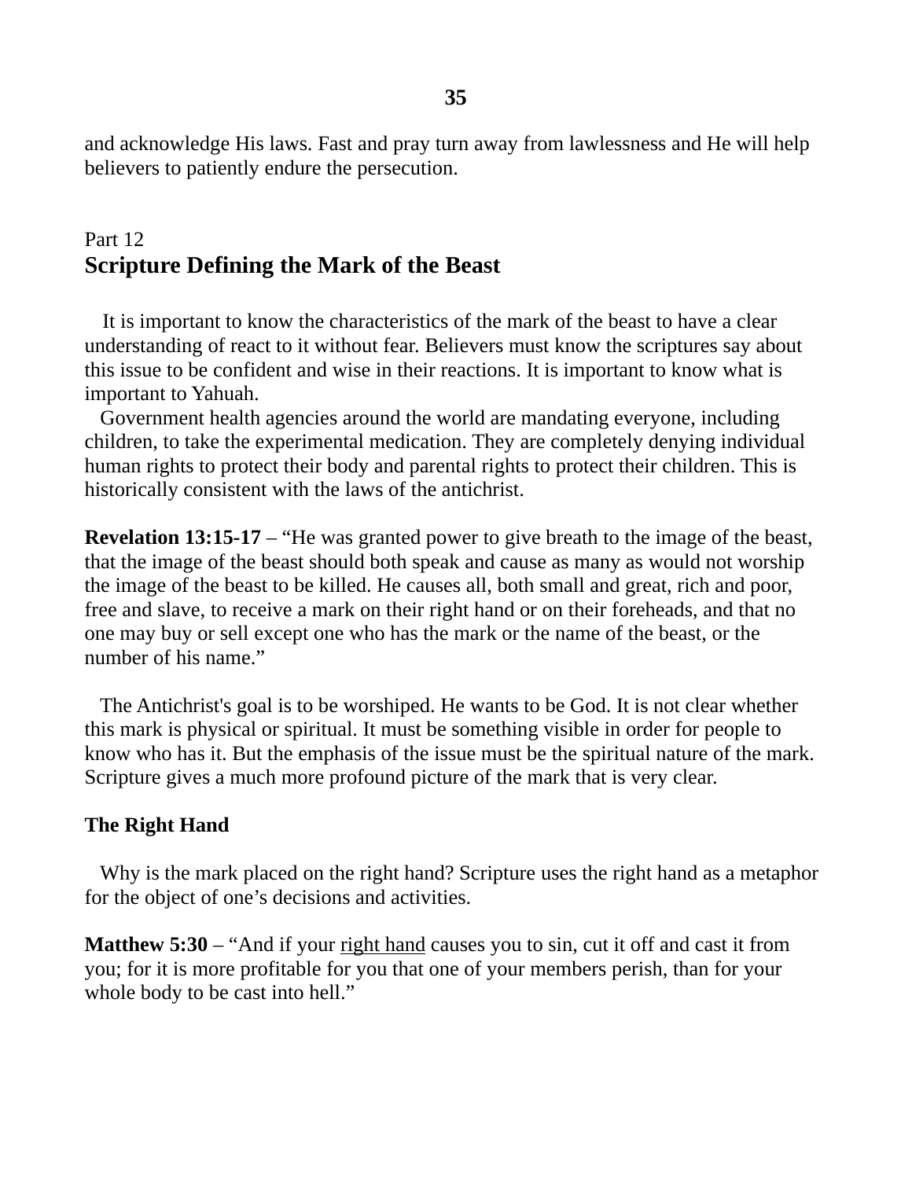and acknowledge His laws. Fast and pray turn away from lawlessness and He will help believers to patiently endure the persecution.

Part 12

## Scripture Defining the Mark of the Beast

It is important to know the characteristics of the mark of the beast to have a clear understanding of react to it without fear. Believers must know the scriptures say about this issue to be confident and wise in their reactions. It is important to know what is important to Yahuah.

Government health agencies around the world are mandating everyone, including children, to take the experimental medication. They are completely denying individual human rights to protect their body and parental rights to protect their children. This is historically consistent with the laws of the antichrist.

**Revelation 13:15-17** – “He was granted power to give breath to the image of the beast, that the image of the beast should both speak and cause as many as would not worship the image of the beast to be killed. He causes all, both small and great, rich and poor, free and slave, to receive a mark on their right hand or on their foreheads, and that no one may buy or sell except one who has the mark or the name of the beast, or the number of his name.”

The Antichrist's goal is to be worshiped. He wants to be God. It is not clear whether this mark is physical or spiritual. It must be something visible in order for people to know who has it. But the emphasis of the issue must be the spiritual nature of the mark. Scripture gives a much more profound picture of the mark that is very clear.

### The Right Hand

Why is the mark placed on the right hand? Scripture uses the right hand as a metaphor for the object of one’s decisions and activities.

**Matthew 5:30** – “And if your right hand causes you to sin, cut it off and cast it from you; for it is more profitable for you that one of your members perish, than for your whole body to be cast into hell.”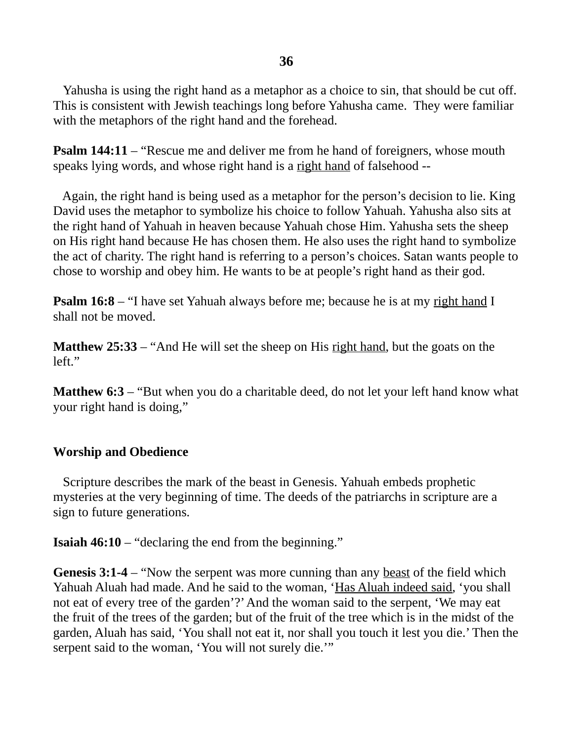Yahusha is using the right hand as a metaphor as a choice to sin, that should be cut off. This is consistent with Jewish teachings long before Yahusha came.  They were familiar with the metaphors of the right hand and the forehead.

**Psalm 144:11** – "Rescue me and deliver me from he hand of foreigners, whose mouth speaks lying words, and whose right hand is a <u>right hand</u> of falsehood --

Again, the right hand is being used as a metaphor for the person's decision to lie. King David uses the metaphor to symbolize his choice to follow Yahuah. Yahusha also sits at the right hand of Yahuah in heaven because Yahuah chose Him. Yahusha sets the sheep on His right hand because He has chosen them. He also uses the right hand to symbolize the act of charity. The right hand is referring to a person's choices. Satan wants people to chose to worship and obey him. He wants to be at people's right hand as their god.

**Psalm 16:8** – "I have set Yahuah always before me; because he is at my <u>right hand</u> I shall not be moved.

**Matthew 25:33** – "And He will set the sheep on His <u>right hand</u>, but the goats on the left."

**Matthew 6:3** – "But when you do a charitable deed, do not let your left hand know what your right hand is doing,"

**Worship and Obedience**

Scripture describes the mark of the beast in Genesis. Yahuah embeds prophetic mysteries at the very beginning of time. The deeds of the patriarchs in scripture are a sign to future generations.

**Isaiah 46:10** – "declaring the end from the beginning."

**Genesis 3:1-4** – "Now the serpent was more cunning than any <u>beast</u> of the field which Yahuah Aluah had made. And he said to the woman, '<u>Has Aluah indeed said</u>, 'you shall not eat of every tree of the garden'?' And the woman said to the serpent, 'We may eat the fruit of the trees of the garden; but of the fruit of the tree which is in the midst of the garden, Aluah has said, 'You shall not eat it, nor shall you touch it lest you die.' Then the serpent said to the woman, 'You will not surely die.'"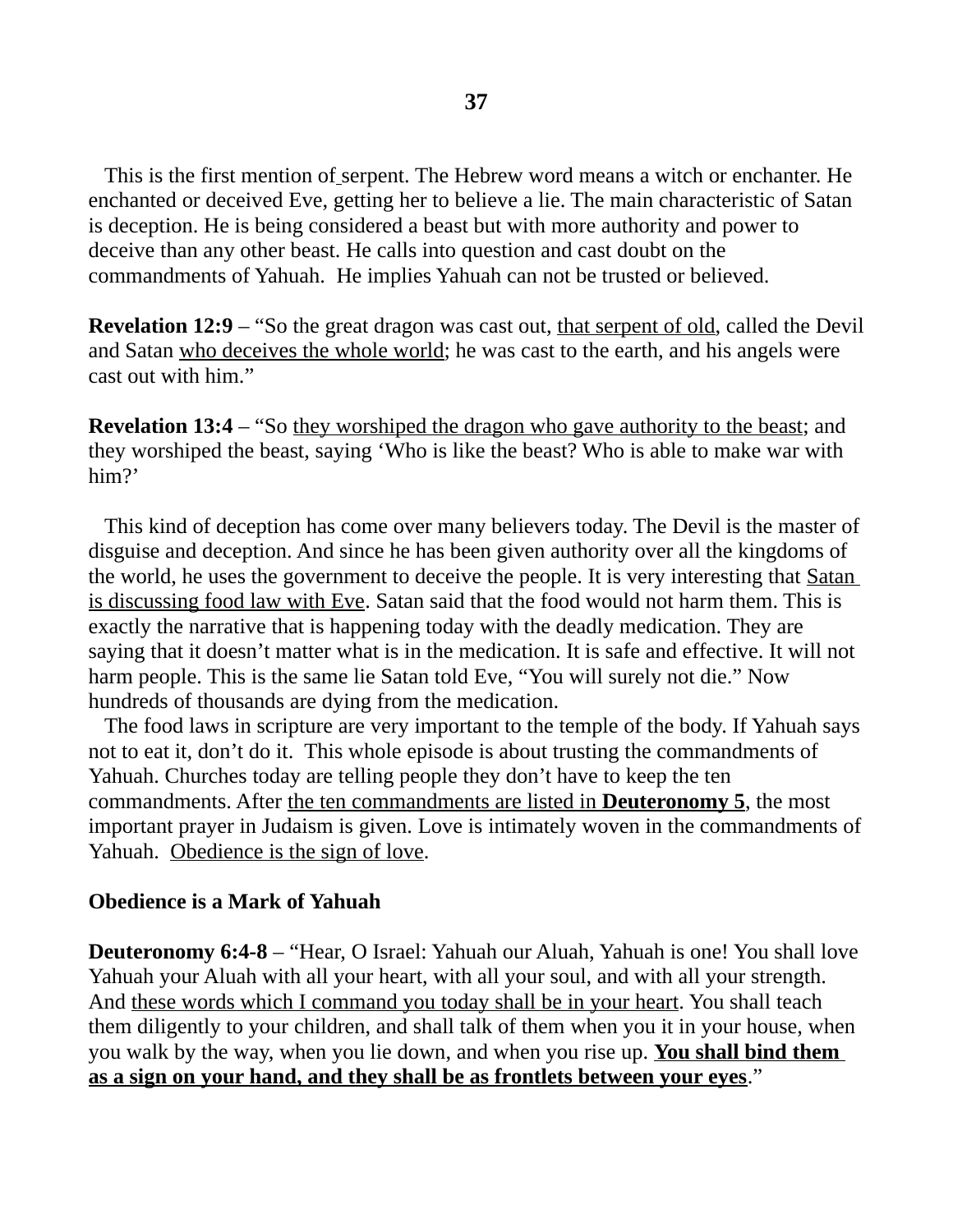This is the first mention of serpent. The Hebrew word means a witch or enchanter. He enchanted or deceived Eve, getting her to believe a lie. The main characteristic of Satan is deception. He is being considered a beast but with more authority and power to deceive than any other beast. He calls into question and cast doubt on the commandments of Yahuah. He implies Yahuah can not be trusted or believed.

**Revelation 12:9** – "So the great dragon was cast out, <u>that serpent of old</u>, called the Devil and Satan <u>who deceives the whole world</u>; he was cast to the earth, and his angels were cast out with him."

**Revelation 13:4** – "So <u>they worshiped the dragon who gave authority to the beast</u>; and they worshiped the beast, saying 'Who is like the beast? Who is able to make war with him?'

This kind of deception has come over many believers today. The Devil is the master of disguise and deception. And since he has been given authority over all the kingdoms of the world, he uses the government to deceive the people. It is very interesting that <u>Satan is discussing food law with Eve</u>. Satan said that the food would not harm them. This is exactly the narrative that is happening today with the deadly medication. They are saying that it doesn't matter what is in the medication. It is safe and effective. It will not harm people. This is the same lie Satan told Eve, "You will surely not die." Now hundreds of thousands are dying from the medication.

The food laws in scripture are very important to the temple of the body. If Yahuah says not to eat it, don't do it. This whole episode is about trusting the commandments of Yahuah. Churches today are telling people they don't have to keep the ten commandments. After <u>the ten commandments are listed in **Deuteronomy 5**</u>, the most important prayer in Judaism is given. Love is intimately woven in the commandments of Yahuah. <u>Obedience is the sign of love</u>.

**Obedience is a Mark of Yahuah**

**Deuteronomy 6:4-8** – "Hear, O Israel: Yahuah our Aluah, Yahuah is one! You shall love Yahuah your Aluah with all your heart, with all your soul, and with all your strength. And <u>these words which I command you today shall be in your heart</u>. You shall teach them diligently to your children, and shall talk of them when you it in your house, when you walk by the way, when you lie down, and when you rise up. <u>**You shall bind them as a sign on your hand, and they shall be as frontlets between your eyes**</u>."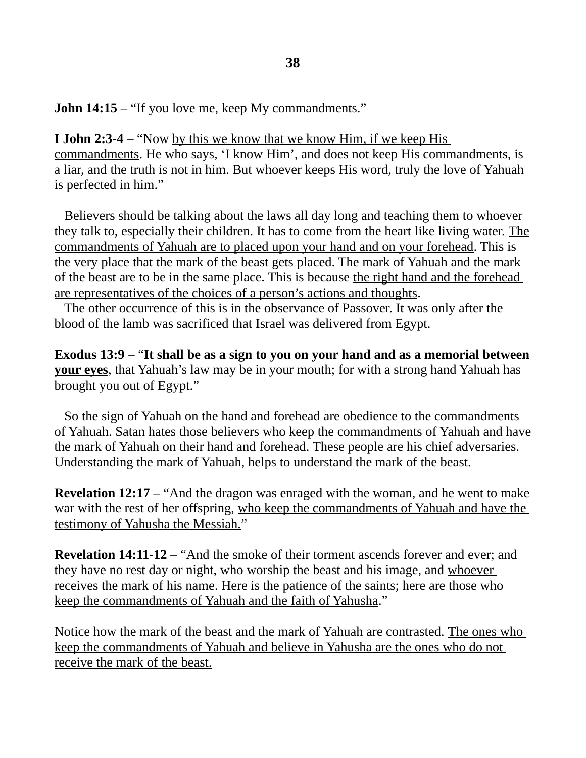**John 14:15** – "If you love me, keep My commandments."

**I John 2:3-4** – "Now <u>by this we know that we know Him, if we keep His commandments</u>. He who says, 'I know Him', and does not keep His commandments, is a liar, and the truth is not in him. But whoever keeps His word, truly the love of Yahuah is perfected in him."

Believers should be talking about the laws all day long and teaching them to whoever they talk to, especially their children. It has to come from the heart like living water. <u>The commandments of Yahuah are to placed upon your hand and on your forehead</u>. This is the very place that the mark of the beast gets placed. The mark of Yahuah and the mark of the beast are to be in the same place. This is because <u>the right hand and the forehead are representatives of the choices of a person's actions and thoughts</u>.

The other occurrence of this is in the observance of Passover. It was only after the blood of the lamb was sacrificed that Israel was delivered from Egypt.

**Exodus 13:9** – "**It shall be as a <u>sign to you on your hand and as a memorial between your eyes</u>**, that Yahuah's law may be in your mouth; for with a strong hand Yahuah has brought you out of Egypt."

So the sign of Yahuah on the hand and forehead are obedience to the commandments of Yahuah. Satan hates those believers who keep the commandments of Yahuah and have the mark of Yahuah on their hand and forehead. These people are his chief adversaries. Understanding the mark of Yahuah, helps to understand the mark of the beast.

**Revelation 12:17** – "And the dragon was enraged with the woman, and he went to make war with the rest of her offspring, <u>who keep the commandments of Yahuah and have the testimony of Yahusha the Messiah.</u>"

**Revelation 14:11-12** – "And the smoke of their torment ascends forever and ever; and they have no rest day or night, who worship the beast and his image, and <u>whoever receives the mark of his name</u>. Here is the patience of the saints; <u>here are those who keep the commandments of Yahuah and the faith of Yahusha</u>."

Notice how the mark of the beast and the mark of Yahuah are contrasted. <u>The ones who keep the commandments of Yahuah and believe in Yahusha are the ones who do not receive the mark of the beast.</u>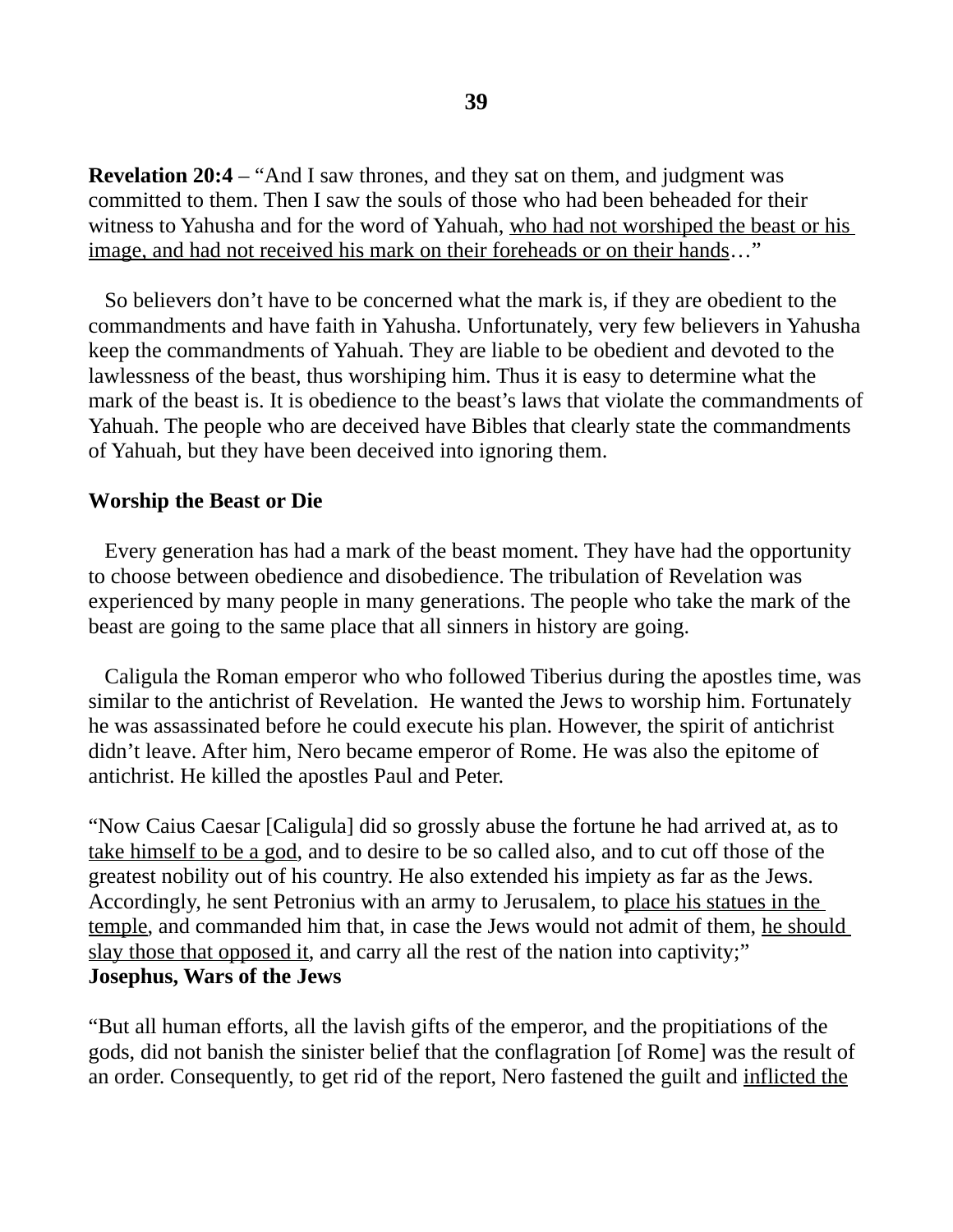**Revelation 20:4** – “And I saw thrones, and they sat on them, and judgment was committed to them. Then I saw the souls of those who had been beheaded for their witness to Yahusha and for the word of Yahuah, <u>who had not worshiped the beast or his image, and had not received his mark on their foreheads or on their hands</u>…”

So believers don’t have to be concerned what the mark is, if they are obedient to the commandments and have faith in Yahusha. Unfortunately, very few believers in Yahusha keep the commandments of Yahuah. They are liable to be obedient and devoted to the lawlessness of the beast, thus worshiping him. Thus it is easy to determine what the mark of the beast is. It is obedience to the beast’s laws that violate the commandments of Yahuah. The people who are deceived have Bibles that clearly state the commandments of Yahuah, but they have been deceived into ignoring them.

**Worship the Beast or Die**

Every generation has had a mark of the beast moment. They have had the opportunity to choose between obedience and disobedience. The tribulation of Revelation was experienced by many people in many generations. The people who take the mark of the beast are going to the same place that all sinners in history are going.

Caligula the Roman emperor who who followed Tiberius during the apostles time, was similar to the antichrist of Revelation. He wanted the Jews to worship him. Fortunately he was assassinated before he could execute his plan. However, the spirit of antichrist didn’t leave. After him, Nero became emperor of Rome. He was also the epitome of antichrist. He killed the apostles Paul and Peter.

“Now Caius Caesar [Caligula] did so grossly abuse the fortune he had arrived at, as to <u>take himself to be a god</u>, and to desire to be so called also, and to cut off those of the greatest nobility out of his country. He also extended his impiety as far as the Jews. Accordingly, he sent Petronius with an army to Jerusalem, to <u>place his statues in the temple</u>, and commanded him that, in case the Jews would not admit of them, <u>he should slay those that opposed it</u>, and carry all the rest of the nation into captivity;”
**Josephus, Wars of the Jews**

“But all human efforts, all the lavish gifts of the emperor, and the propitiations of the gods, did not banish the sinister belief that the conflagration [of Rome] was the result of an order. Consequently, to get rid of the report, Nero fastened the guilt and <u>inflicted the</u>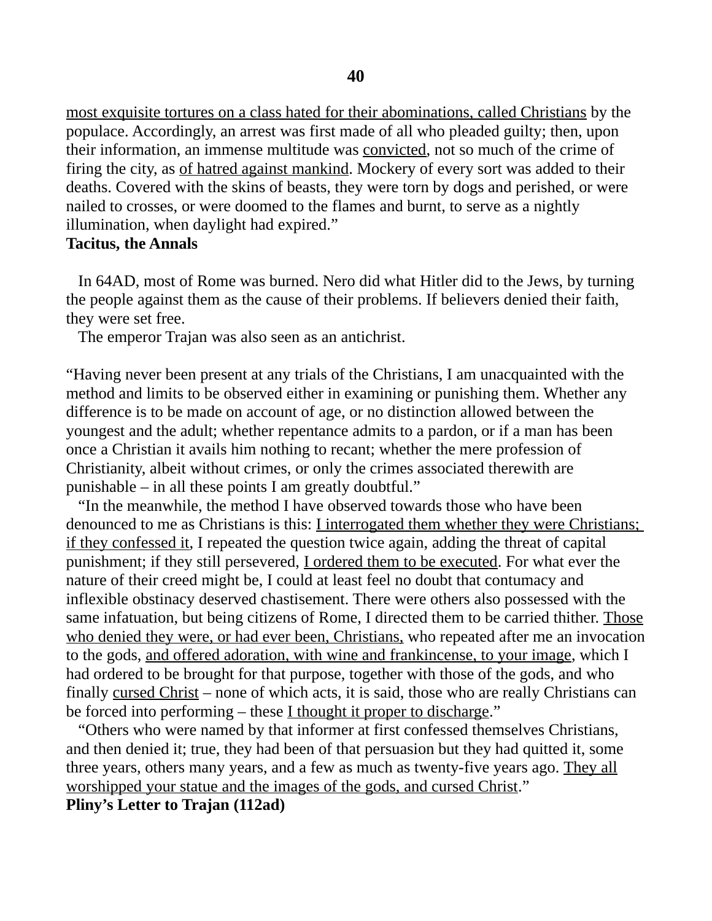most exquisite tortures on a class hated for their abominations, called Christians by the populace. Accordingly, an arrest was first made of all who pleaded guilty; then, upon their information, an immense multitude was convicted, not so much of the crime of firing the city, as of hatred against mankind. Mockery of every sort was added to their deaths. Covered with the skins of beasts, they were torn by dogs and perished, or were nailed to crosses, or were doomed to the flames and burnt, to serve as a nightly illumination, when daylight had expired."
**Tacitus, the Annals**

In 64AD, most of Rome was burned. Nero did what Hitler did to the Jews, by turning the people against them as the cause of their problems. If believers denied their faith, they were set free.

The emperor Trajan was also seen as an antichrist.

"Having never been present at any trials of the Christians, I am unacquainted with the method and limits to be observed either in examining or punishing them. Whether any difference is to be made on account of age, or no distinction allowed between the youngest and the adult; whether repentance admits to a pardon, or if a man has been once a Christian it avails him nothing to recant; whether the mere profession of Christianity, albeit without crimes, or only the crimes associated therewith are punishable – in all these points I am greatly doubtful."

"In the meanwhile, the method I have observed towards those who have been denounced to me as Christians is this: I interrogated them whether they were Christians; if they confessed it, I repeated the question twice again, adding the threat of capital punishment; if they still persevered, I ordered them to be executed. For what ever the nature of their creed might be, I could at least feel no doubt that contumacy and inflexible obstinacy deserved chastisement. There were others also possessed with the same infatuation, but being citizens of Rome, I directed them to be carried thither. Those who denied they were, or had ever been, Christians, who repeated after me an invocation to the gods, and offered adoration, with wine and frankincense, to your image, which I had ordered to be brought for that purpose, together with those of the gods, and who finally cursed Christ – none of which acts, it is said, those who are really Christians can be forced into performing – these I thought it proper to discharge."

"Others who were named by that informer at first confessed themselves Christians, and then denied it; true, they had been of that persuasion but they had quitted it, some three years, others many years, and a few as much as twenty-five years ago. They all worshipped your statue and the images of the gods, and cursed Christ."
**Pliny's Letter to Trajan (112ad)**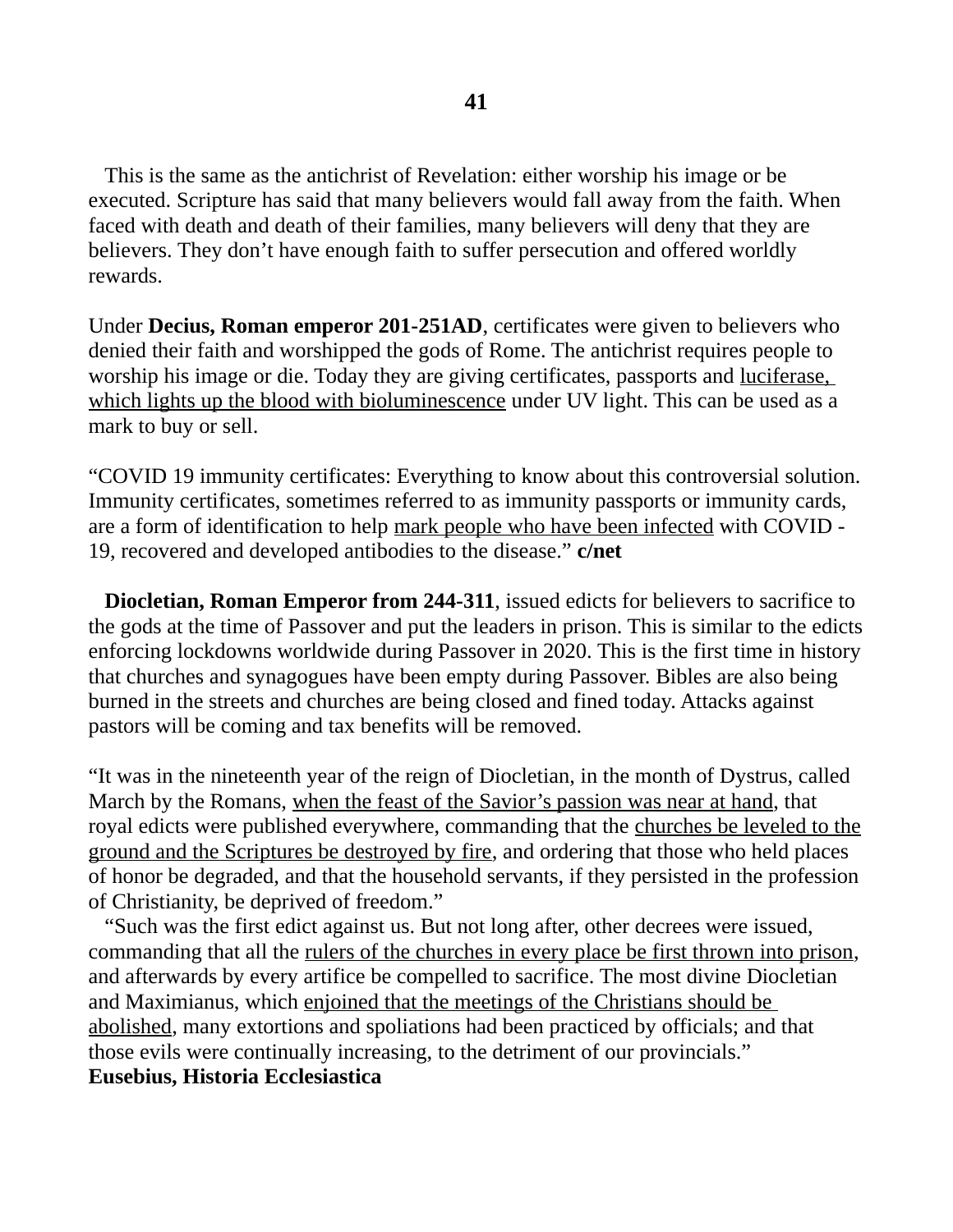This is the same as the antichrist of Revelation: either worship his image or be executed. Scripture has said that many believers would fall away from the faith. When faced with death and death of their families, many believers will deny that they are believers. They don't have enough faith to suffer persecution and offered worldly rewards.

Under **Decius, Roman emperor 201-251AD**, certificates were given to believers who denied their faith and worshipped the gods of Rome. The antichrist requires people to worship his image or die. Today they are giving certificates, passports and <u>luciferase, which lights up the blood with bioluminescence</u> under UV light. This can be used as a mark to buy or sell.

"COVID 19 immunity certificates: Everything to know about this controversial solution. Immunity certificates, sometimes referred to as immunity passports or immunity cards, are a form of identification to help <u>mark people who have been infected</u> with COVID - 19, recovered and developed antibodies to the disease." **c/net**

**Diocletian, Roman Emperor from 244-311**, issued edicts for believers to sacrifice to the gods at the time of Passover and put the leaders in prison. This is similar to the edicts enforcing lockdowns worldwide during Passover in 2020. This is the first time in history that churches and synagogues have been empty during Passover. Bibles are also being burned in the streets and churches are being closed and fined today. Attacks against pastors will be coming and tax benefits will be removed.

"It was in the nineteenth year of the reign of Diocletian, in the month of Dystrus, called March by the Romans, <u>when the feast of the Savior's passion was near at hand</u>, that royal edicts were published everywhere, commanding that the <u>churches be leveled to the ground and the Scriptures be destroyed by fire</u>, and ordering that those who held places of honor be degraded, and that the household servants, if they persisted in the profession of Christianity, be deprived of freedom."

"Such was the first edict against us. But not long after, other decrees were issued, commanding that all the <u>rulers of the churches in every place be first thrown into prison</u>, and afterwards by every artifice be compelled to sacrifice. The most divine Diocletian and Maximianus, which <u>enjoined that the meetings of the Christians should be abolished</u>, many extortions and spoliations had been practiced by officials; and that those evils were continually increasing, to the detriment of our provincials."
**Eusebius, Historia Ecclesiastica**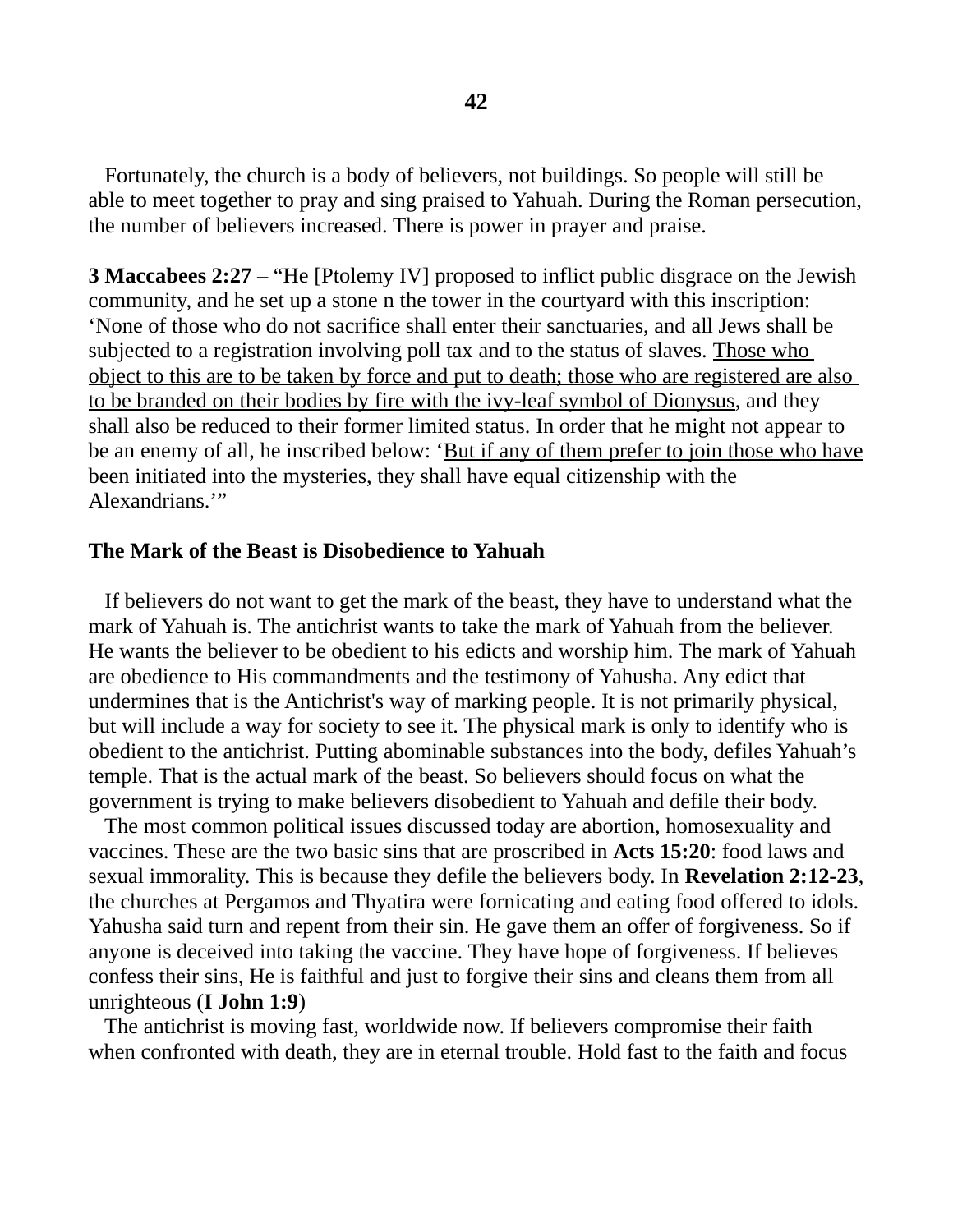Fortunately, the church is a body of believers, not buildings. So people will still be able to meet together to pray and sing praised to Yahuah. During the Roman persecution, the number of believers increased. There is power in prayer and praise.

**3 Maccabees 2:27** – "He [Ptolemy IV] proposed to inflict public disgrace on the Jewish community, and he set up a stone n the tower in the courtyard with this inscription: 'None of those who do not sacrifice shall enter their sanctuaries, and all Jews shall be subjected to a registration involving poll tax and to the status of slaves. <u>Those who object to this are to be taken by force and put to death; those who are registered are also to be branded on their bodies by fire with the ivy-leaf symbol of Dionysus</u>, and they shall also be reduced to their former limited status. In order that he might not appear to be an enemy of all, he inscribed below: '<u>But if any of them prefer to join those who have been initiated into the mysteries, they shall have equal citizenship</u> with the Alexandrians.'"

**The Mark of the Beast is Disobedience to Yahuah**

If believers do not want to get the mark of the beast, they have to understand what the mark of Yahuah is. The antichrist wants to take the mark of Yahuah from the believer. He wants the believer to be obedient to his edicts and worship him. The mark of Yahuah are obedience to His commandments and the testimony of Yahusha. Any edict that undermines that is the Antichrist's way of marking people. It is not primarily physical, but will include a way for society to see it. The physical mark is only to identify who is obedient to the antichrist. Putting abominable substances into the body, defiles Yahuah's temple. That is the actual mark of the beast. So believers should focus on what the government is trying to make believers disobedient to Yahuah and defile their body.

The most common political issues discussed today are abortion, homosexuality and vaccines. These are the two basic sins that are proscribed in **Acts 15:20**: food laws and sexual immorality. This is because they defile the believers body. In **Revelation 2:12-23**, the churches at Pergamos and Thyatira were fornicating and eating food offered to idols. Yahusha said turn and repent from their sin. He gave them an offer of forgiveness. So if anyone is deceived into taking the vaccine. They have hope of forgiveness. If believes confess their sins, He is faithful and just to forgive their sins and cleans them from all unrighteous (**I John 1:9**)

The antichrist is moving fast, worldwide now. If believers compromise their faith when confronted with death, they are in eternal trouble. Hold fast to the faith and focus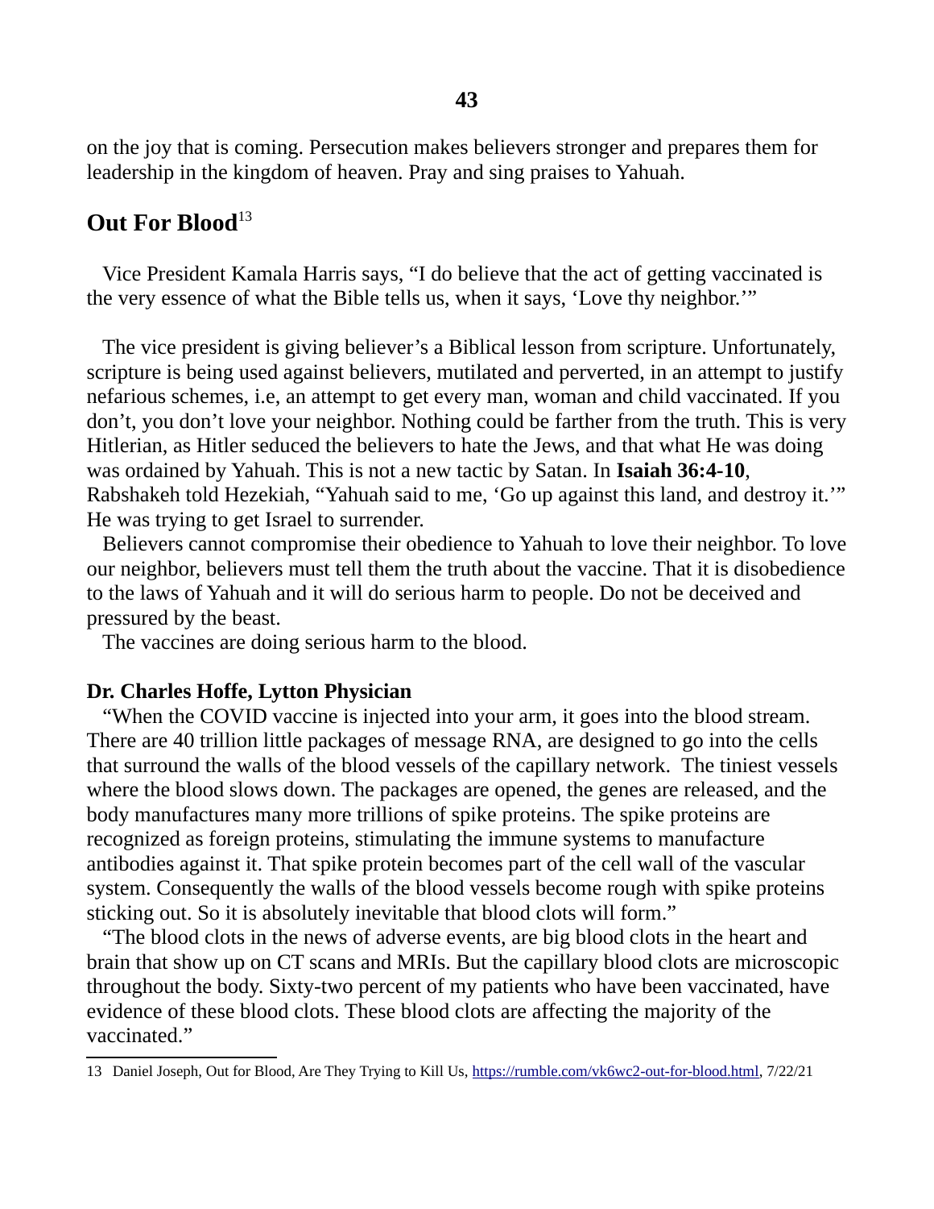on the joy that is coming. Persecution makes believers stronger and prepares them for leadership in the kingdom of heaven. Pray and sing praises to Yahuah.

## Out For Blood[13]

Vice President Kamala Harris says, "I do believe that the act of getting vaccinated is the very essence of what the Bible tells us, when it says, 'Love thy neighbor.'"

The vice president is giving believer's a Biblical lesson from scripture. Unfortunately, scripture is being used against believers, mutilated and perverted, in an attempt to justify nefarious schemes, i.e, an attempt to get every man, woman and child vaccinated. If you don't, you don't love your neighbor. Nothing could be farther from the truth. This is very Hitlerian, as Hitler seduced the believers to hate the Jews, and that what He was doing was ordained by Yahuah. This is not a new tactic by Satan. In **Isaiah 36:4-10**, Rabshakeh told Hezekiah, "Yahuah said to me, 'Go up against this land, and destroy it.'" He was trying to get Israel to surrender.

Believers cannot compromise their obedience to Yahuah to love their neighbor. To love our neighbor, believers must tell them the truth about the vaccine. That it is disobedience to the laws of Yahuah and it will do serious harm to people. Do not be deceived and pressured by the beast.

The vaccines are doing serious harm to the blood.

**Dr. Charles Hoffe, Lytton Physician**

"When the COVID vaccine is injected into your arm, it goes into the blood stream. There are 40 trillion little packages of message RNA, are designed to go into the cells that surround the walls of the blood vessels of the capillary network. The tiniest vessels where the blood slows down. The packages are opened, the genes are released, and the body manufactures many more trillions of spike proteins. The spike proteins are recognized as foreign proteins, stimulating the immune systems to manufacture antibodies against it. That spike protein becomes part of the cell wall of the vascular system. Consequently the walls of the blood vessels become rough with spike proteins sticking out. So it is absolutely inevitable that blood clots will form."

"The blood clots in the news of adverse events, are big blood clots in the heart and brain that show up on CT scans and MRIs. But the capillary blood clots are microscopic throughout the body. Sixty-two percent of my patients who have been vaccinated, have evidence of these blood clots. These blood clots are affecting the majority of the vaccinated."

---

13 Daniel Joseph, Out for Blood, Are They Trying to Kill Us, https://rumble.com/vk6wc2-out-for-blood.html, 7/22/21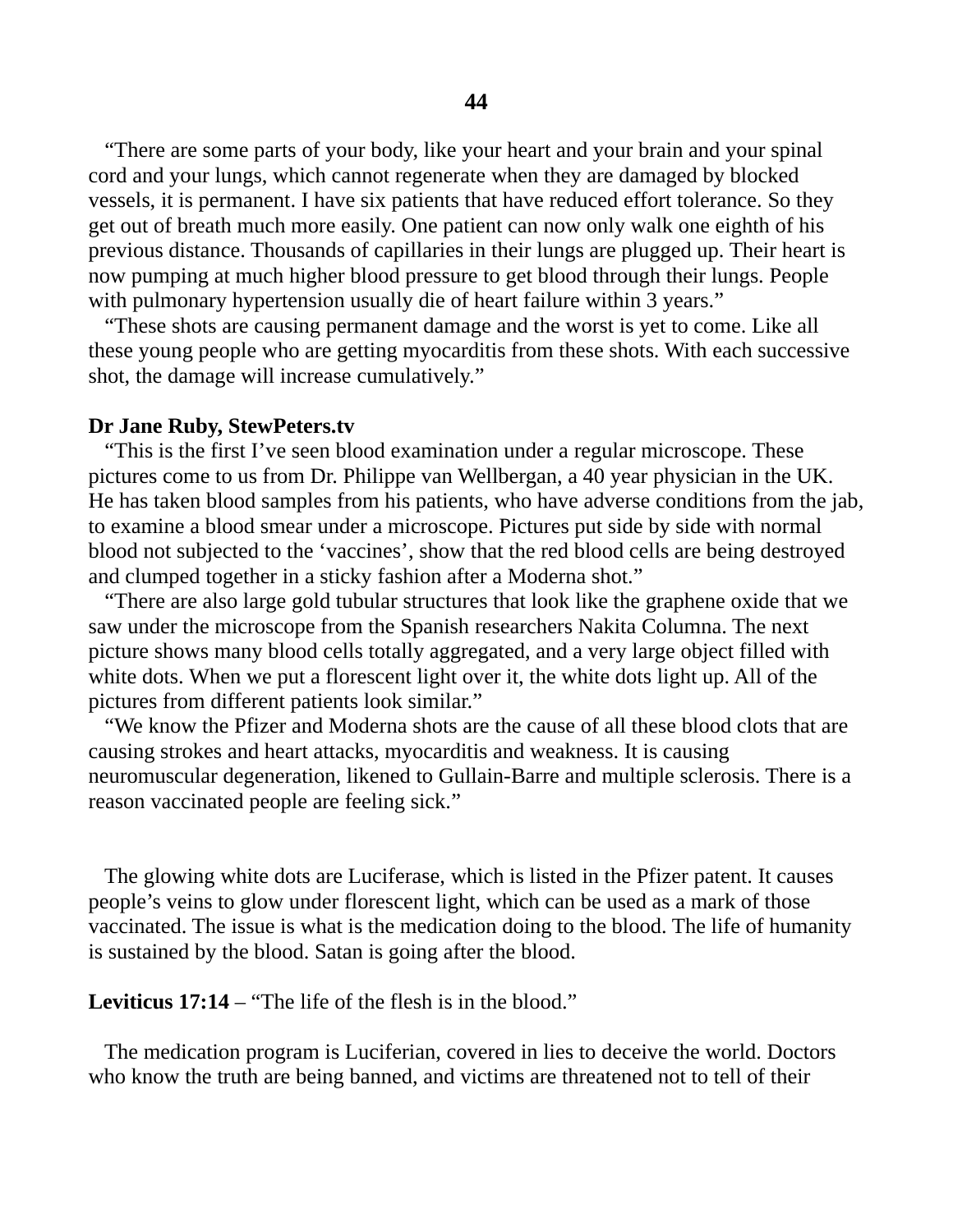"There are some parts of your body, like your heart and your brain and your spinal cord and your lungs, which cannot regenerate when they are damaged by blocked vessels, it is permanent. I have six patients that have reduced effort tolerance. So they get out of breath much more easily. One patient can now only walk one eighth of his previous distance. Thousands of capillaries in their lungs are plugged up. Their heart is now pumping at much higher blood pressure to get blood through their lungs. People with pulmonary hypertension usually die of heart failure within 3 years."

"These shots are causing permanent damage and the worst is yet to come. Like all these young people who are getting myocarditis from these shots. With each successive shot, the damage will increase cumulatively."

**Dr Jane Ruby, StewPeters.tv**

"This is the first I've seen blood examination under a regular microscope. These pictures come to us from Dr. Philippe van Wellbergan, a 40 year physician in the UK. He has taken blood samples from his patients, who have adverse conditions from the jab, to examine a blood smear under a microscope. Pictures put side by side with normal blood not subjected to the 'vaccines', show that the red blood cells are being destroyed and clumped together in a sticky fashion after a Moderna shot."

"There are also large gold tubular structures that look like the graphene oxide that we saw under the microscope from the Spanish researchers Nakita Columna. The next picture shows many blood cells totally aggregated, and a very large object filled with white dots. When we put a florescent light over it, the white dots light up. All of the pictures from different patients look similar."

"We know the Pfizer and Moderna shots are the cause of all these blood clots that are causing strokes and heart attacks, myocarditis and weakness. It is causing neuromuscular degeneration, likened to Gullain-Barre and multiple sclerosis. There is a reason vaccinated people are feeling sick."

The glowing white dots are Luciferase, which is listed in the Pfizer patent. It causes people's veins to glow under florescent light, which can be used as a mark of those vaccinated. The issue is what is the medication doing to the blood. The life of humanity is sustained by the blood. Satan is going after the blood.

**Leviticus 17:14** – "The life of the flesh is in the blood."

The medication program is Luciferian, covered in lies to deceive the world. Doctors who know the truth are being banned, and victims are threatened not to tell of their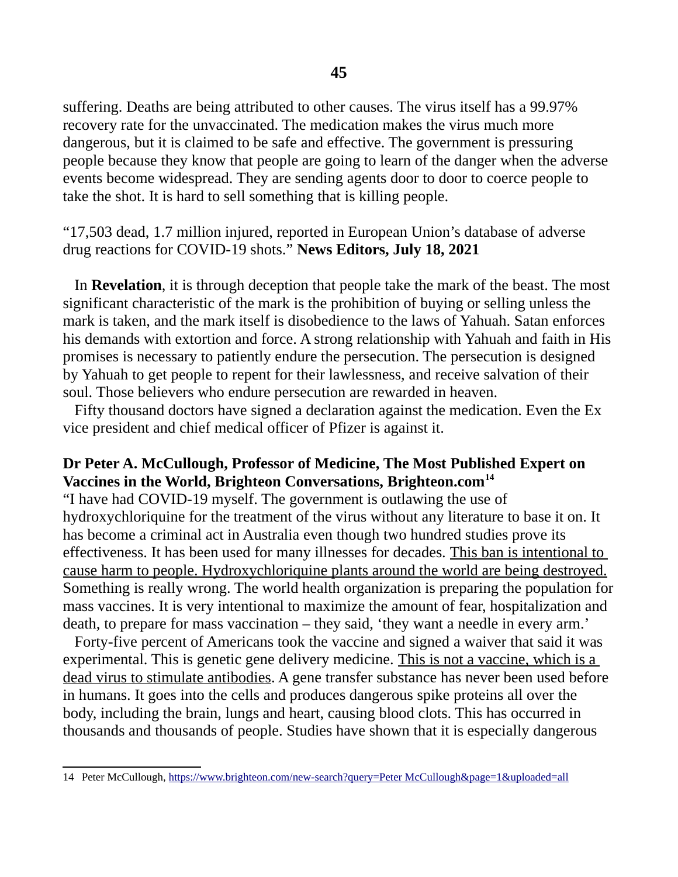suffering. Deaths are being attributed to other causes. The virus itself has a 99.97% recovery rate for the unvaccinated. The medication makes the virus much more dangerous, but it is claimed to be safe and effective. The government is pressuring people because they know that people are going to learn of the danger when the adverse events become widespread. They are sending agents door to door to coerce people to take the shot. It is hard to sell something that is killing people.

"17,503 dead, 1.7 million injured, reported in European Union's database of adverse drug reactions for COVID-19 shots." **News Editors, July 18, 2021**

In **Revelation**, it is through deception that people take the mark of the beast. The most significant characteristic of the mark is the prohibition of buying or selling unless the mark is taken, and the mark itself is disobedience to the laws of Yahuah. Satan enforces his demands with extortion and force. A strong relationship with Yahuah and faith in His promises is necessary to patiently endure the persecution. The persecution is designed by Yahuah to get people to repent for their lawlessness, and receive salvation of their soul. Those believers who endure persecution are rewarded in heaven.

Fifty thousand doctors have signed a declaration against the medication. Even the Ex vice president and chief medical officer of Pfizer is against it.

**Dr Peter A. McCullough, Professor of Medicine, The Most Published Expert on Vaccines in the World, Brighteon Conversations, Brighteon.com**[14]

"I have had COVID-19 myself. The government is outlawing the use of hydroxychloriquine for the treatment of the virus without any literature to base it on. It has become a criminal act in Australia even though two hundred studies prove its effectiveness. It has been used for many illnesses for decades. <u>This ban is intentional to cause harm to people. Hydroxychloriquine plants around the world are being destroyed.</u> Something is really wrong. The world health organization is preparing the population for mass vaccines. It is very intentional to maximize the amount of fear, hospitalization and death, to prepare for mass vaccination – they said, 'they want a needle in every arm.'

Forty-five percent of Americans took the vaccine and signed a waiver that said it was experimental. This is genetic gene delivery medicine. <u>This is not a vaccine, which is a dead virus to stimulate antibodies</u>. A gene transfer substance has never been used before in humans. It goes into the cells and produces dangerous spike proteins all over the body, including the brain, lungs and heart, causing blood clots. This has occurred in thousands and thousands of people. Studies have shown that it is especially dangerous

---

14 Peter McCullough, https://www.brighteon.com/new-search?query=Peter McCullough&page=1&uploaded=all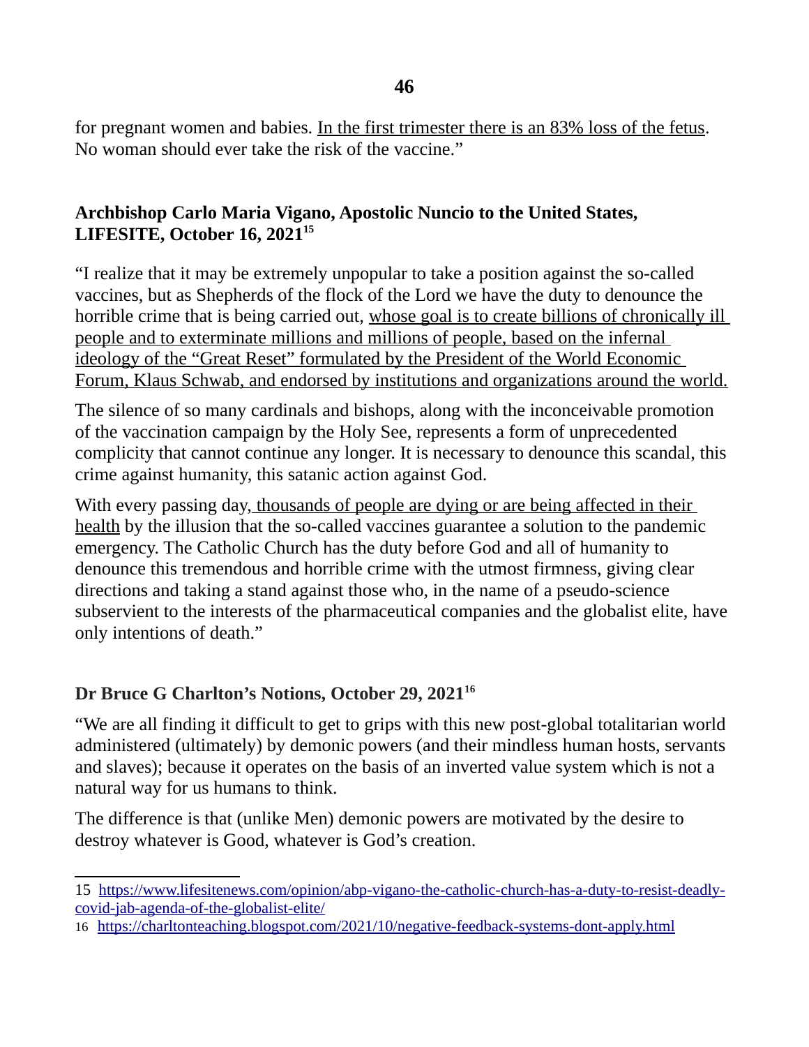for pregnant women and babies. <u>In the first trimester there is an 83% loss of the fetus</u>. No woman should ever take the risk of the vaccine."

**Archbishop Carlo Maria Vigano, Apostolic Nuncio to the United States, LIFESITE, October 16, 2021**[15]

"I realize that it may be extremely unpopular to take a position against the so-called vaccines, but as Shepherds of the flock of the Lord we have the duty to denounce the horrible crime that is being carried out, <u>whose goal is to create billions of chronically ill people and to exterminate millions and millions of people, based on the infernal ideology of the "Great Reset" formulated by the President of the World Economic Forum, Klaus Schwab, and endorsed by institutions and organizations around the world.</u>

The silence of so many cardinals and bishops, along with the inconceivable promotion of the vaccination campaign by the Holy See, represents a form of unprecedented complicity that cannot continue any longer. It is necessary to denounce this scandal, this crime against humanity, this satanic action against God.

With every passing day, <u>thousands of people are dying or are being affected in their health</u> by the illusion that the so-called vaccines guarantee a solution to the pandemic emergency. The Catholic Church has the duty before God and all of humanity to denounce this tremendous and horrible crime with the utmost firmness, giving clear directions and taking a stand against those who, in the name of a pseudo-science subservient to the interests of the pharmaceutical companies and the globalist elite, have only intentions of death."

**Dr Bruce G Charlton's Notions, October 29, 2021**[16]

"We are all finding it difficult to get to grips with this new post-global totalitarian world administered (ultimately) by demonic powers (and their mindless human hosts, servants and slaves); because it operates on the basis of an inverted value system which is not a natural way for us humans to think.

The difference is that (unlike Men) demonic powers are motivated by the desire to destroy whatever is Good, whatever is God's creation.

---

15 https://www.lifesitenews.com/opinion/abp-vigano-the-catholic-church-has-a-duty-to-resist-deadly-covid-jab-agenda-of-the-globalist-elite/

16 https://charltonteaching.blogspot.com/2021/10/negative-feedback-systems-dont-apply.html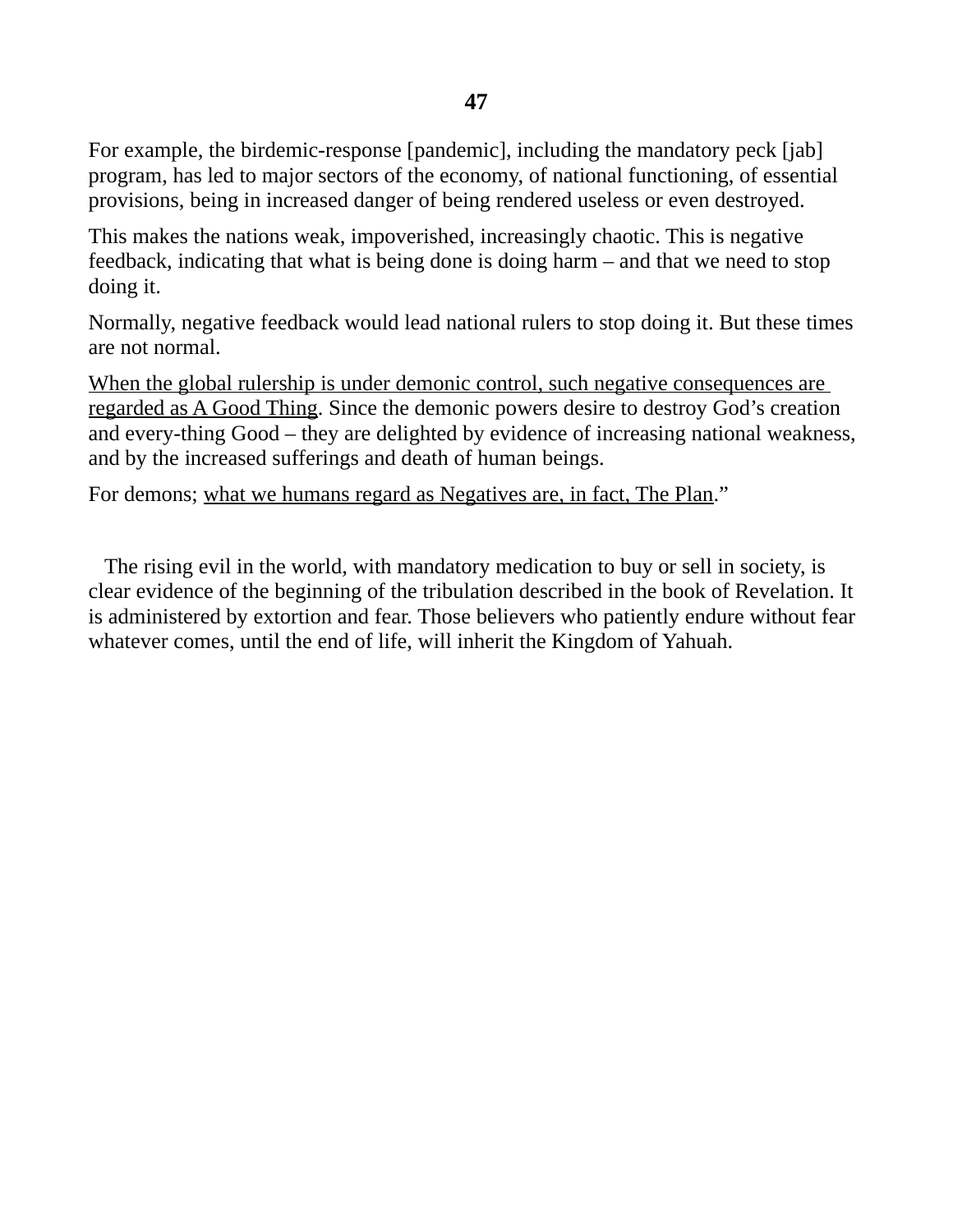For example, the birdemic-response [pandemic], including the mandatory peck [jab] program, has led to major sectors of the economy, of national functioning, of essential provisions, being in increased danger of being rendered useless or even destroyed.

This makes the nations weak, impoverished, increasingly chaotic. This is negative feedback, indicating that what is being done is doing harm – and that we need to stop doing it.

Normally, negative feedback would lead national rulers to stop doing it. But these times are not normal.

<u>When the global rulership is under demonic control, such negative consequences are regarded as A Good Thing</u>. Since the demonic powers desire to destroy God's creation and every-thing Good – they are delighted by evidence of increasing national weakness, and by the increased sufferings and death of human beings.

For demons; <u>what we humans regard as Negatives are, in fact, The Plan</u>."

The rising evil in the world, with mandatory medication to buy or sell in society, is clear evidence of the beginning of the tribulation described in the book of Revelation. It is administered by extortion and fear. Those believers who patiently endure without fear whatever comes, until the end of life, will inherit the Kingdom of Yahuah.